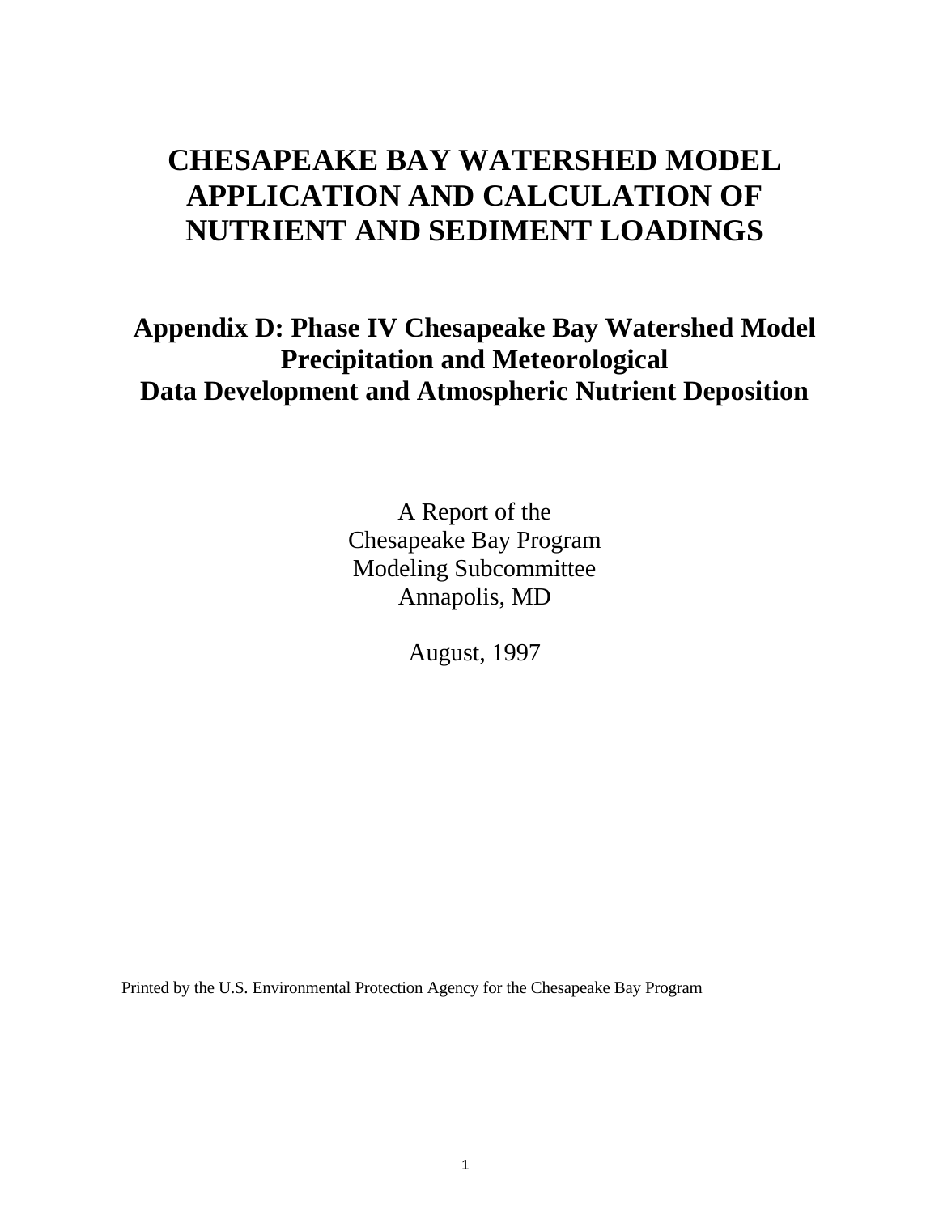# CHESAPEAKE BAY WATERSHED MODEL APPLICATION AND CALCULATION OF NUTRIENT AND SEDIMENT LOADINGS

## Appendix D: Phase IV Chesapeake Bay Watershed Model Precipitation and Meteorological Data Development and Atmospheric Nutrient Deposition

A Report of the
Chesapeake Bay Program
Modeling Subcommittee
Annapolis, MD

August, 1997

Printed by the U.S. Environmental Protection Agency for the Chesapeake Bay Program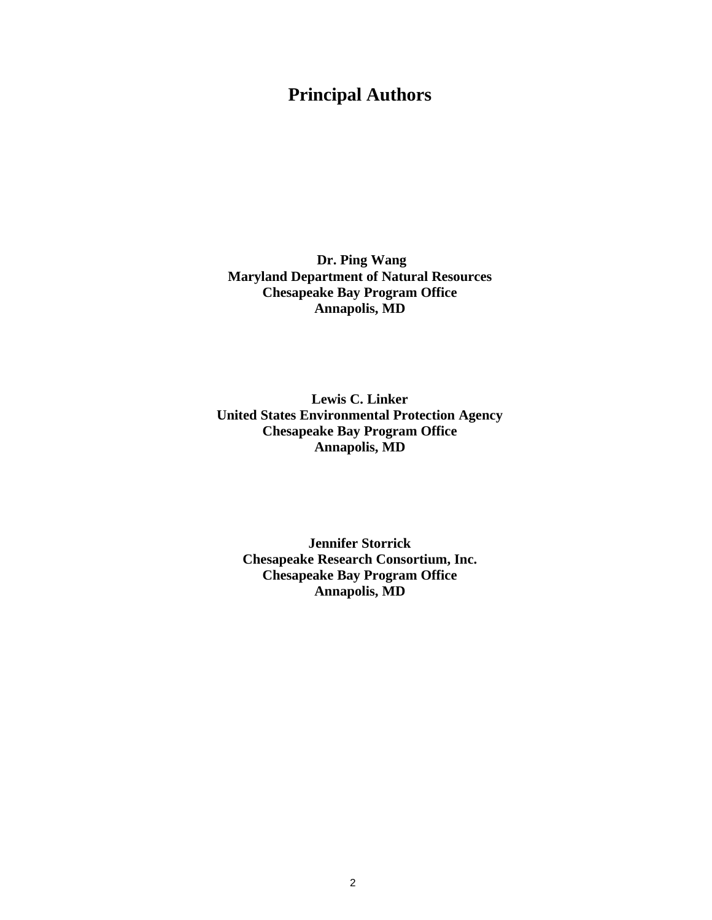# Principal Authors

**Dr. Ping Wang**
**Maryland Department of Natural Resources**
**Chesapeake Bay Program Office**
**Annapolis, MD**

**Lewis C. Linker**
**United States Environmental Protection Agency**
**Chesapeake Bay Program Office**
**Annapolis, MD**

**Jennifer Storrick**
**Chesapeake Research Consortium, Inc.**
**Chesapeake Bay Program Office**
**Annapolis, MD**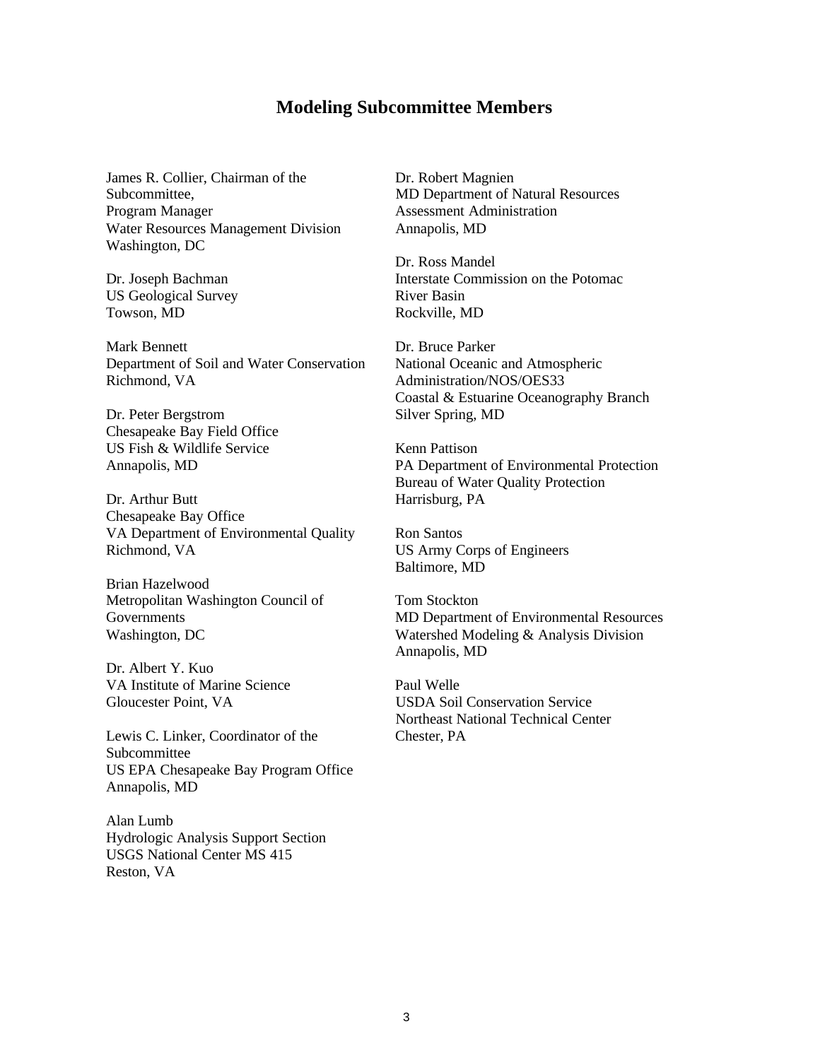## Modeling Subcommittee Members

James R. Collier, Chairman of the Subcommittee,
Program Manager
Water Resources Management Division
Washington, DC

Dr. Joseph Bachman
US Geological Survey
Towson, MD

Mark Bennett
Department of Soil and Water Conservation
Richmond, VA

Dr. Peter Bergstrom
Chesapeake Bay Field Office
US Fish & Wildlife Service
Annapolis, MD

Dr. Arthur Butt
Chesapeake Bay Office
VA Department of Environmental Quality
Richmond, VA

Brian Hazelwood
Metropolitan Washington Council of Governments
Washington, DC

Dr. Albert Y. Kuo
VA Institute of Marine Science
Gloucester Point, VA

Lewis C. Linker, Coordinator of the Subcommittee
US EPA Chesapeake Bay Program Office
Annapolis, MD

Alan Lumb
Hydrologic Analysis Support Section
USGS National Center MS 415
Reston, VA

Dr. Robert Magnien
MD Department of Natural Resources
Assessment Administration
Annapolis, MD

Dr. Ross Mandel
Interstate Commission on the Potomac River Basin
Rockville, MD

Dr. Bruce Parker
National Oceanic and Atmospheric Administration/NOS/OES33
Coastal & Estuarine Oceanography Branch
Silver Spring, MD

Kenn Pattison
PA Department of Environmental Protection
Bureau of Water Quality Protection
Harrisburg, PA

Ron Santos
US Army Corps of Engineers
Baltimore, MD

Tom Stockton
MD Department of Environmental Resources
Watershed Modeling & Analysis Division
Annapolis, MD

Paul Welle
USDA Soil Conservation Service
Northeast National Technical Center
Chester, PA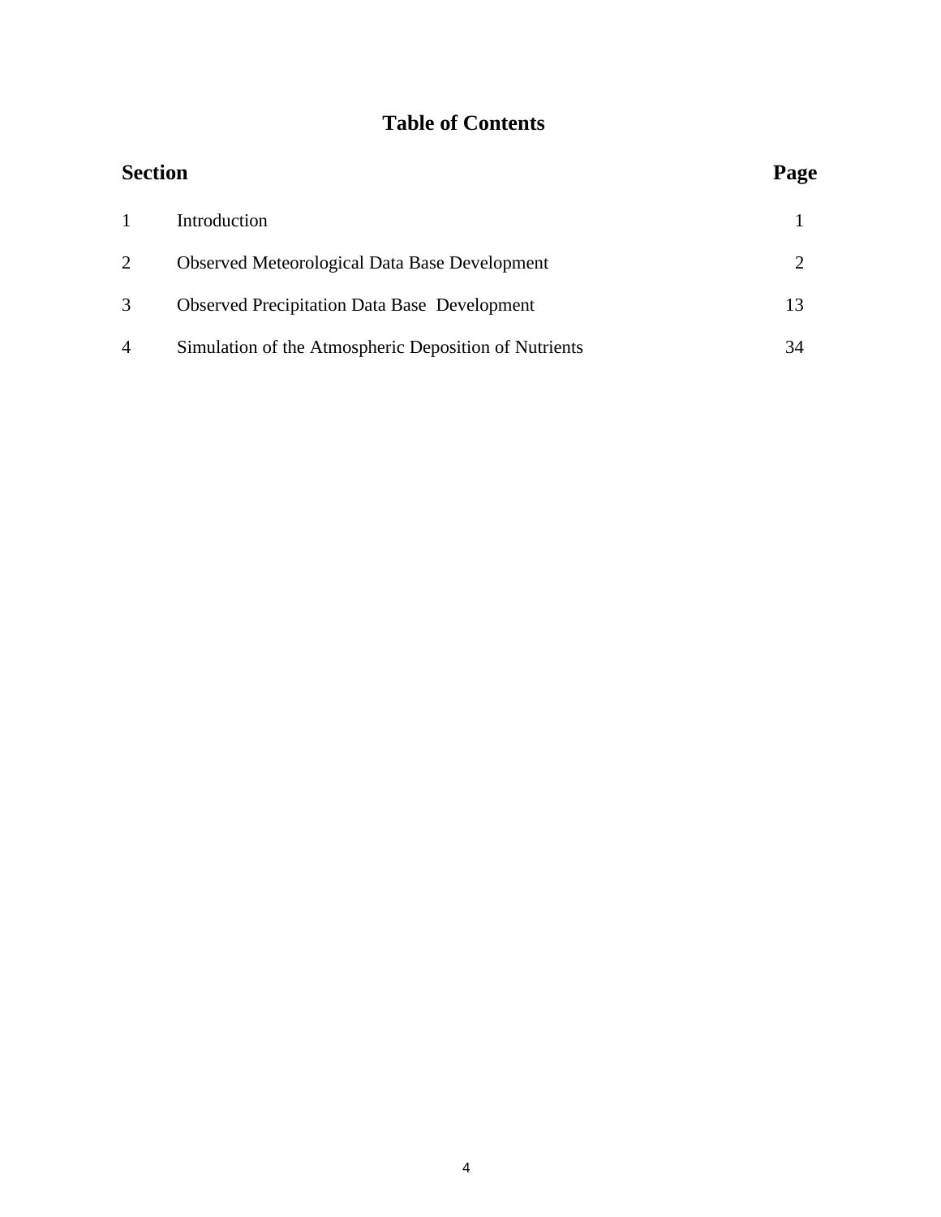# Table of Contents

| Section | | Page |
|---|---|---|
| 1 | Introduction | 1 |
| 2 | Observed Meteorological Data Base Development | 2 |
| 3 | Observed Precipitation Data Base  Development | 13 |
| 4 | Simulation of the Atmospheric Deposition of Nutrients | 34 |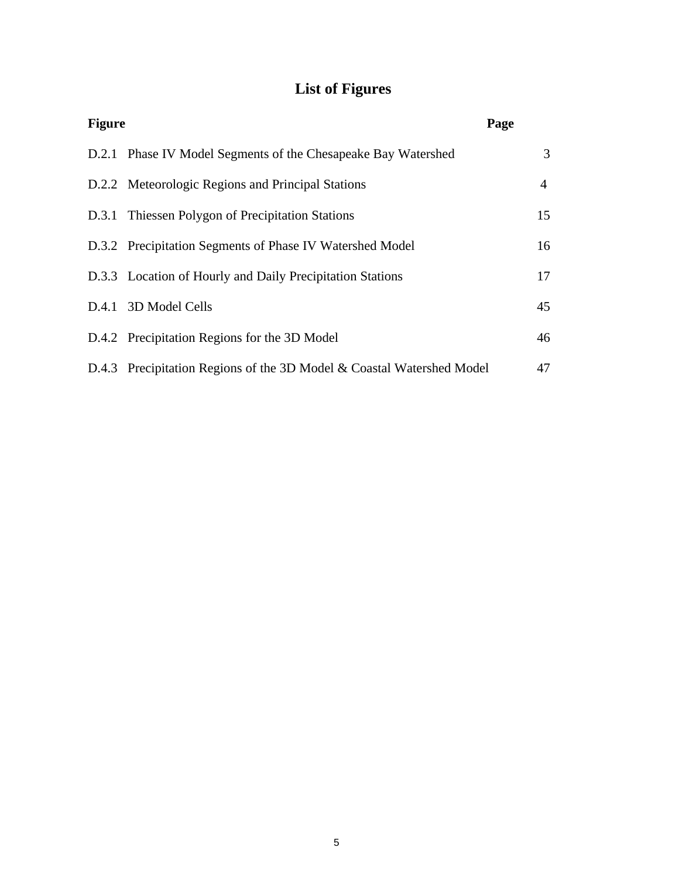# List of Figures

| Figure | | Page |
|---|---|---|
| D.2.1 | Phase IV Model Segments of the Chesapeake Bay Watershed | 3 |
| D.2.2 | Meteorologic Regions and Principal Stations | 4 |
| D.3.1 | Thiessen Polygon of Precipitation Stations | 15 |
| D.3.2 | Precipitation Segments of Phase IV Watershed Model | 16 |
| D.3.3 | Location of Hourly and Daily Precipitation Stations | 17 |
| D.4.1 | 3D Model Cells | 45 |
| D.4.2 | Precipitation Regions for the 3D Model | 46 |
| D.4.3 | Precipitation Regions of the 3D Model & Coastal Watershed Model | 47 |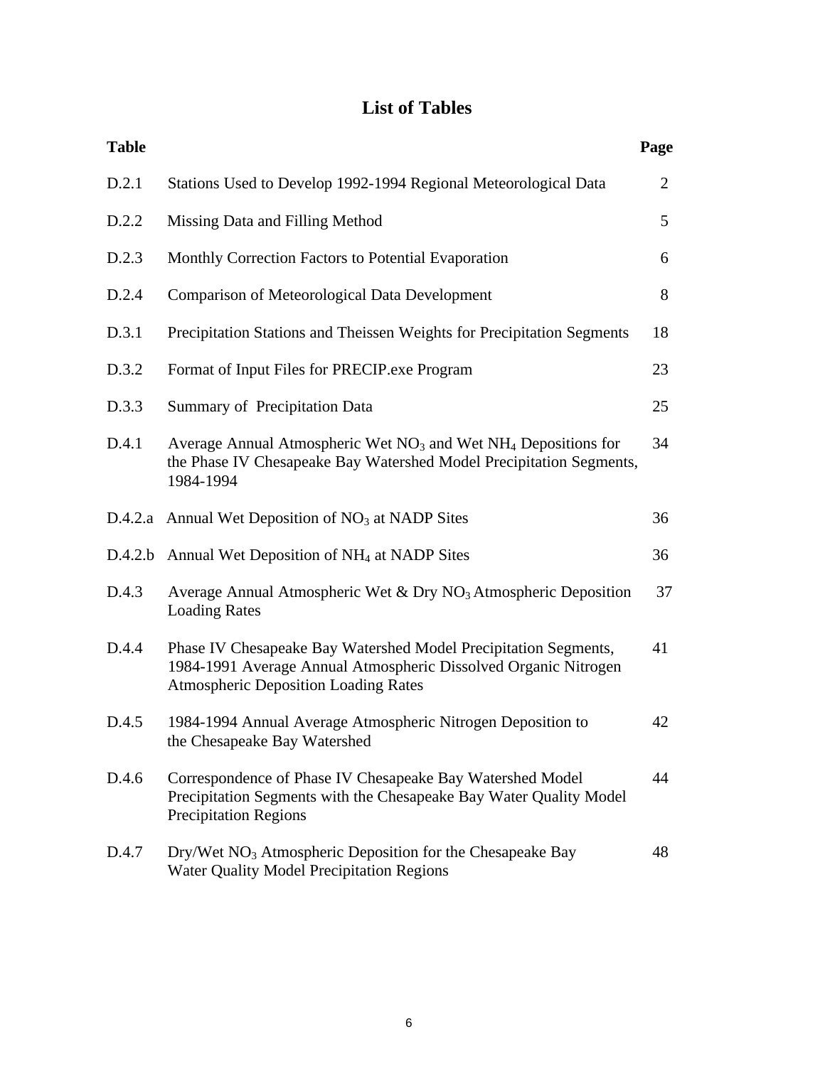# List of Tables

| Table | | Page |
|---|---|---|
| D.2.1 | Stations Used to Develop 1992-1994 Regional Meteorological Data | 2 |
| D.2.2 | Missing Data and Filling Method | 5 |
| D.2.3 | Monthly Correction Factors to Potential Evaporation | 6 |
| D.2.4 | Comparison of Meteorological Data Development | 8 |
| D.3.1 | Precipitation Stations and Theissen Weights for Precipitation Segments | 18 |
| D.3.2 | Format of Input Files for PRECIP.exe Program | 23 |
| D.3.3 | Summary of Precipitation Data | 25 |
| D.4.1 | Average Annual Atmospheric Wet $NO_3$ and Wet $NH_4$ Depositions for the Phase IV Chesapeake Bay Watershed Model Precipitation Segments, 1984-1994 | 34 |
| D.4.2.a | Annual Wet Deposition of $NO_3$ at NADP Sites | 36 |
| D.4.2.b | Annual Wet Deposition of $NH_4$ at NADP Sites | 36 |
| D.4.3 | Average Annual Atmospheric Wet & Dry $NO_3$ Atmospheric Deposition Loading Rates | 37 |
| D.4.4 | Phase IV Chesapeake Bay Watershed Model Precipitation Segments, 1984-1991 Average Annual Atmospheric Dissolved Organic Nitrogen Atmospheric Deposition Loading Rates | 41 |
| D.4.5 | 1984-1994 Annual Average Atmospheric Nitrogen Deposition to the Chesapeake Bay Watershed | 42 |
| D.4.6 | Correspondence of Phase IV Chesapeake Bay Watershed Model Precipitation Segments with the Chesapeake Bay Water Quality Model Precipitation Regions | 44 |
| D.4.7 | Dry/Wet $NO_3$ Atmospheric Deposition for the Chesapeake Bay Water Quality Model Precipitation Regions | 48 |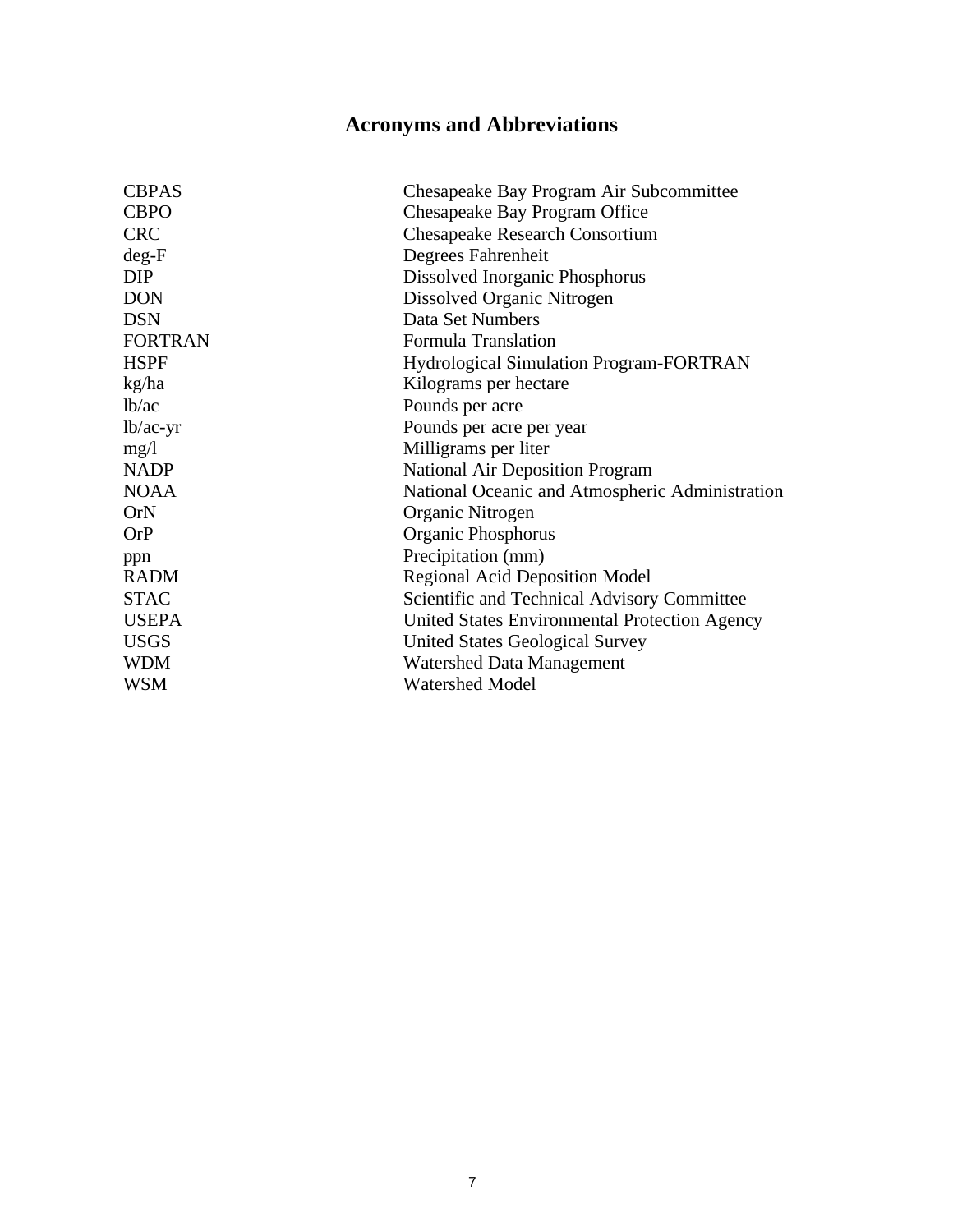# Acronyms and Abbreviations

| | |
|---|---|
| CBPAS | Chesapeake Bay Program Air Subcommittee |
| CBPO | Chesapeake Bay Program Office |
| CRC | Chesapeake Research Consortium |
| deg-F | Degrees Fahrenheit |
| DIP | Dissolved Inorganic Phosphorus |
| DON | Dissolved Organic Nitrogen |
| DSN | Data Set Numbers |
| FORTRAN | Formula Translation |
| HSPF | Hydrological Simulation Program-FORTRAN |
| kg/ha | Kilograms per hectare |
| lb/ac | Pounds per acre |
| lb/ac-yr | Pounds per acre per year |
| mg/l | Milligrams per liter |
| NADP | National Air Deposition Program |
| NOAA | National Oceanic and Atmospheric Administration |
| OrN | Organic Nitrogen |
| OrP | Organic Phosphorus |
| ppn | Precipitation (mm) |
| RADM | Regional Acid Deposition Model |
| STAC | Scientific and Technical Advisory Committee |
| USEPA | United States Environmental Protection Agency |
| USGS | United States Geological Survey |
| WDM | Watershed Data Management |
| WSM | Watershed Model |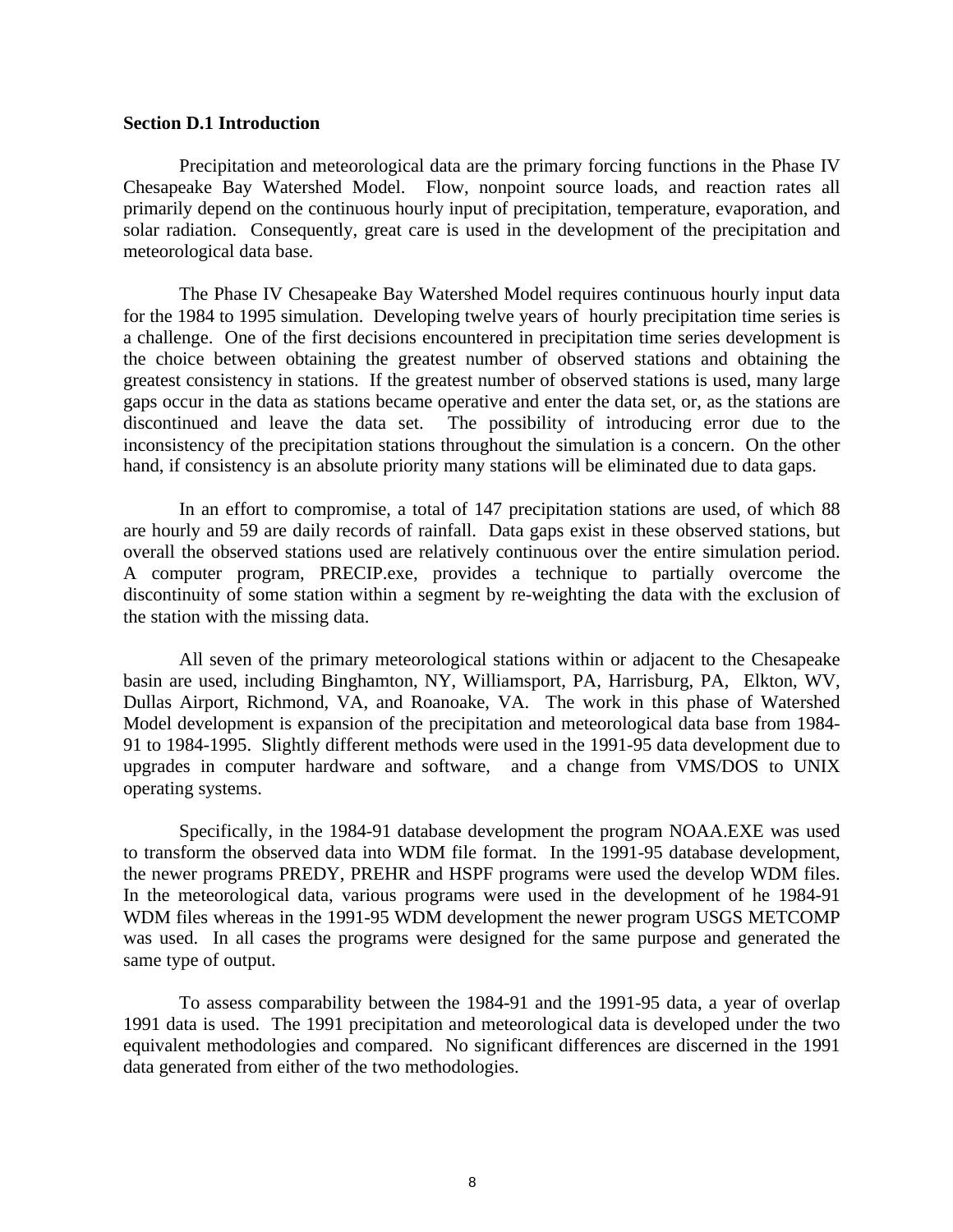**Section D.1 Introduction**

Precipitation and meteorological data are the primary forcing functions in the Phase IV Chesapeake Bay Watershed Model. Flow, nonpoint source loads, and reaction rates all primarily depend on the continuous hourly input of precipitation, temperature, evaporation, and solar radiation. Consequently, great care is used in the development of the precipitation and meteorological data base.

The Phase IV Chesapeake Bay Watershed Model requires continuous hourly input data for the 1984 to 1995 simulation. Developing twelve years of hourly precipitation time series is a challenge. One of the first decisions encountered in precipitation time series development is the choice between obtaining the greatest number of observed stations and obtaining the greatest consistency in stations. If the greatest number of observed stations is used, many large gaps occur in the data as stations became operative and enter the data set, or, as the stations are discontinued and leave the data set. The possibility of introducing error due to the inconsistency of the precipitation stations throughout the simulation is a concern. On the other hand, if consistency is an absolute priority many stations will be eliminated due to data gaps.

In an effort to compromise, a total of 147 precipitation stations are used, of which 88 are hourly and 59 are daily records of rainfall. Data gaps exist in these observed stations, but overall the observed stations used are relatively continuous over the entire simulation period. A computer program, PRECIP.exe, provides a technique to partially overcome the discontinuity of some station within a segment by re-weighting the data with the exclusion of the station with the missing data.

All seven of the primary meteorological stations within or adjacent to the Chesapeake basin are used, including Binghamton, NY, Williamsport, PA, Harrisburg, PA, Elkton, WV, Dullas Airport, Richmond, VA, and Roanoake, VA. The work in this phase of Watershed Model development is expansion of the precipitation and meteorological data base from 1984-91 to 1984-1995. Slightly different methods were used in the 1991-95 data development due to upgrades in computer hardware and software, and a change from VMS/DOS to UNIX operating systems.

Specifically, in the 1984-91 database development the program NOAA.EXE was used to transform the observed data into WDM file format. In the 1991-95 database development, the newer programs PREDY, PREHR and HSPF programs were used the develop WDM files. In the meteorological data, various programs were used in the development of he 1984-91 WDM files whereas in the 1991-95 WDM development the newer program USGS METCOMP was used. In all cases the programs were designed for the same purpose and generated the same type of output.

To assess comparability between the 1984-91 and the 1991-95 data, a year of overlap 1991 data is used. The 1991 precipitation and meteorological data is developed under the two equivalent methodologies and compared. No significant differences are discerned in the 1991 data generated from either of the two methodologies.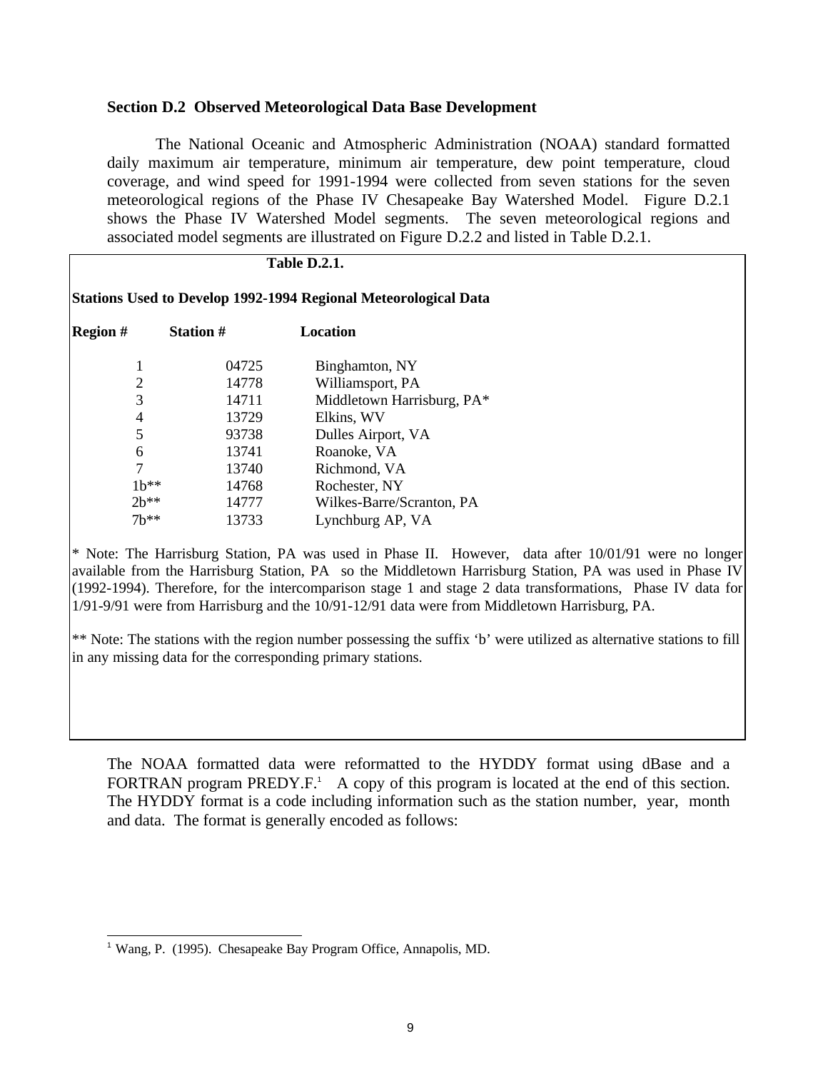**Section D.2 Observed Meteorological Data Base Development**

The National Oceanic and Atmospheric Administration (NOAA) standard formatted daily maximum air temperature, minimum air temperature, dew point temperature, cloud coverage, and wind speed for 1991-1994 were collected from seven stations for the seven meteorological regions of the Phase IV Chesapeake Bay Watershed Model. Figure D.2.1 shows the Phase IV Watershed Model segments. The seven meteorological regions and associated model segments are illustrated on Figure D.2.2 and listed in Table D.2.1.

**Table D.2.1.**

**Stations Used to Develop 1992-1994 Regional Meteorological Data**

| **Region #** | **Station #** | **Location** |
|---|---|---|
| 1 | 04725 | Binghamton, NY |
| 2 | 14778 | Williamsport, PA |
| 3 | 14711 | Middletown Harrisburg, PA* |
| 4 | 13729 | Elkins, WV |
| 5 | 93738 | Dulles Airport, VA |
| 6 | 13741 | Roanoke, VA |
| 7 | 13740 | Richmond, VA |
| 1b** | 14768 | Rochester, NY |
| 2b** | 14777 | Wilkes-Barre/Scranton, PA |
| 7b** | 13733 | Lynchburg AP, VA |

* Note: The Harrisburg Station, PA was used in Phase II. However, data after 10/01/91 were no longer available from the Harrisburg Station, PA so the Middletown Harrisburg Station, PA was used in Phase IV (1992-1994). Therefore, for the intercomparison stage 1 and stage 2 data transformations, Phase IV data for 1/91-9/91 were from Harrisburg and the 10/91-12/91 data were from Middletown Harrisburg, PA.

** Note: The stations with the region number possessing the suffix 'b' were utilized as alternative stations to fill in any missing data for the corresponding primary stations.

The NOAA formatted data were reformatted to the HYDDY format using dBase and a FORTRAN program PREDY.F.[1] A copy of this program is located at the end of this section. The HYDDY format is a code including information such as the station number, year, month and data. The format is generally encoded as follows:

[1] Wang, P. (1995). Chesapeake Bay Program Office, Annapolis, MD.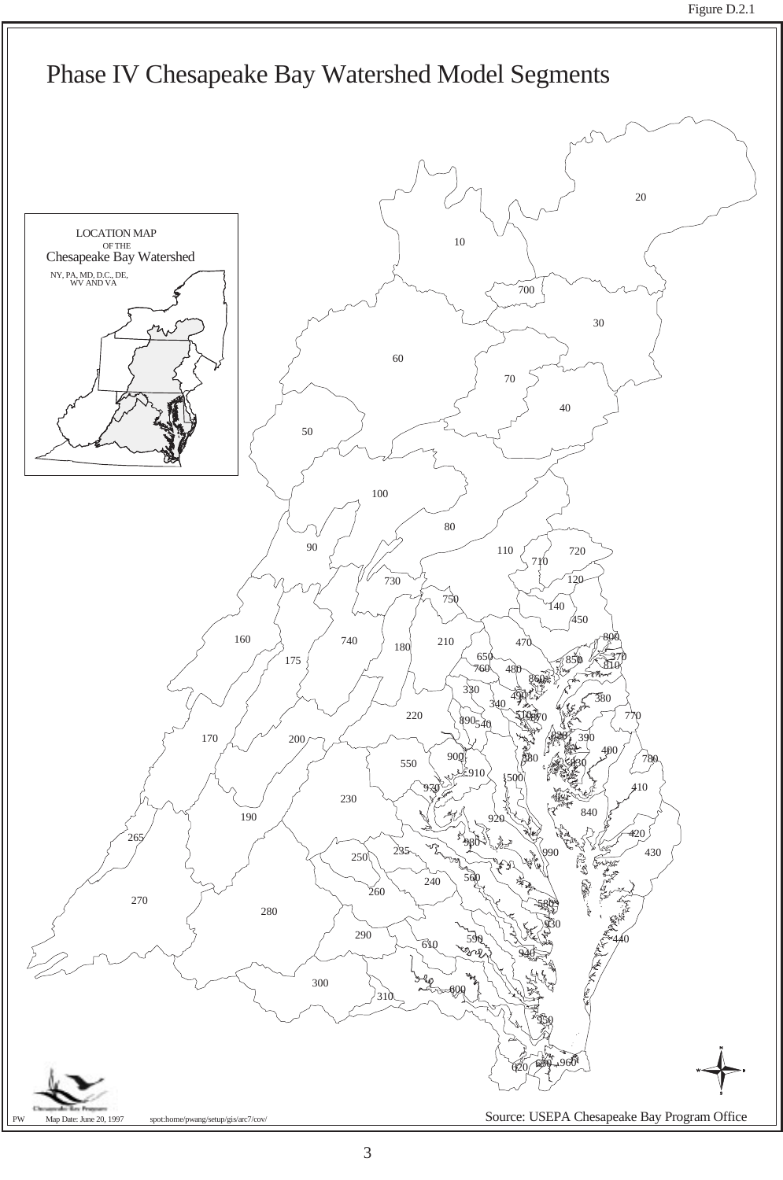Figure D.2.1

# Phase IV Chesapeake Bay Watershed Model Segments

LOCATION MAP
OF THE
Chesapeake Bay Watershed
NY, PA, MD, D.C., DE, WV AND VA

20
10
700
30
60
70
40
50
100
80
90
110
720
710
730
120
750
140
450
160
740
180
210
470
800
850
370
810
175
650
760
480
860
330
490
380
340
510
870
770
220
890
540
170
200
880
390
400
900
550
780
910
880
830
500
970
410
230
840
920
190
265
980
420
235
990
430
250
240
560
260
270
280
580
930
290
590
440
610
940
300
310
600
950
620
630
960

PW Map Date: June 20, 1997 spot:home/pwang/setup/gis/arc7/cov/

Source: USEPA Chesapeake Bay Program Office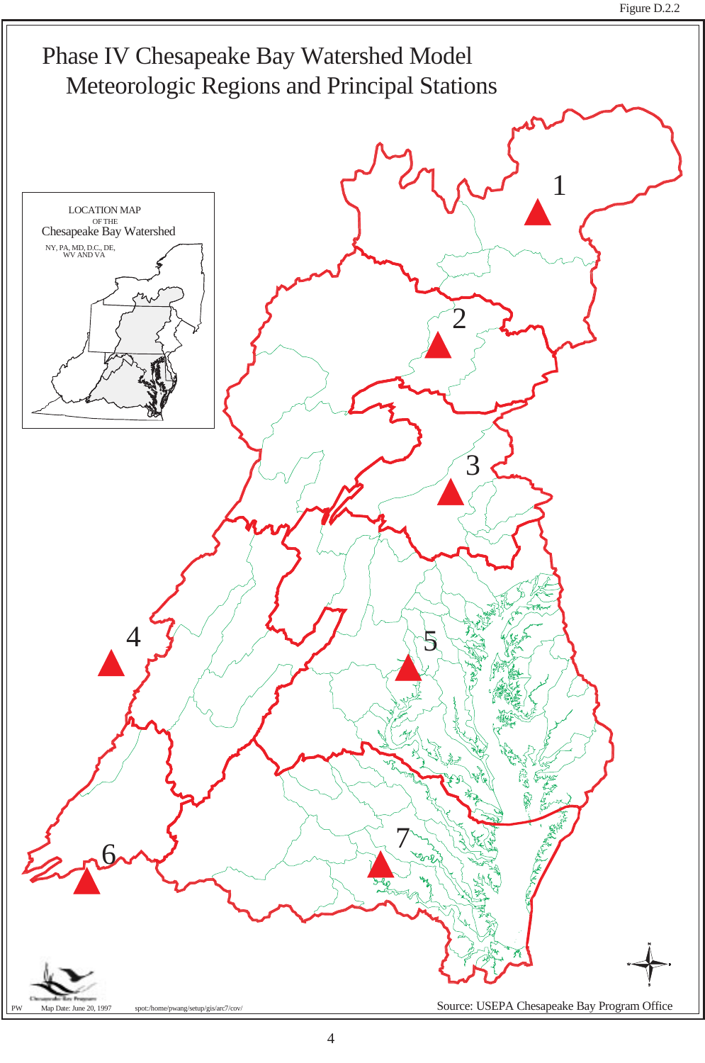Figure D.2.2

# Phase IV Chesapeake Bay Watershed Model Meteorologic Regions and Principal Stations

LOCATION MAP
OF THE
Chesapeake Bay Watershed
NY, PA, MD, D.C., DE,
WV AND VA

1
2
3
4
5
6
7

PW Map Date: June 20, 1997 spot:/home/pwang/setup/gis/arc7/cov/

Source: USEPA Chesapeake Bay Program Office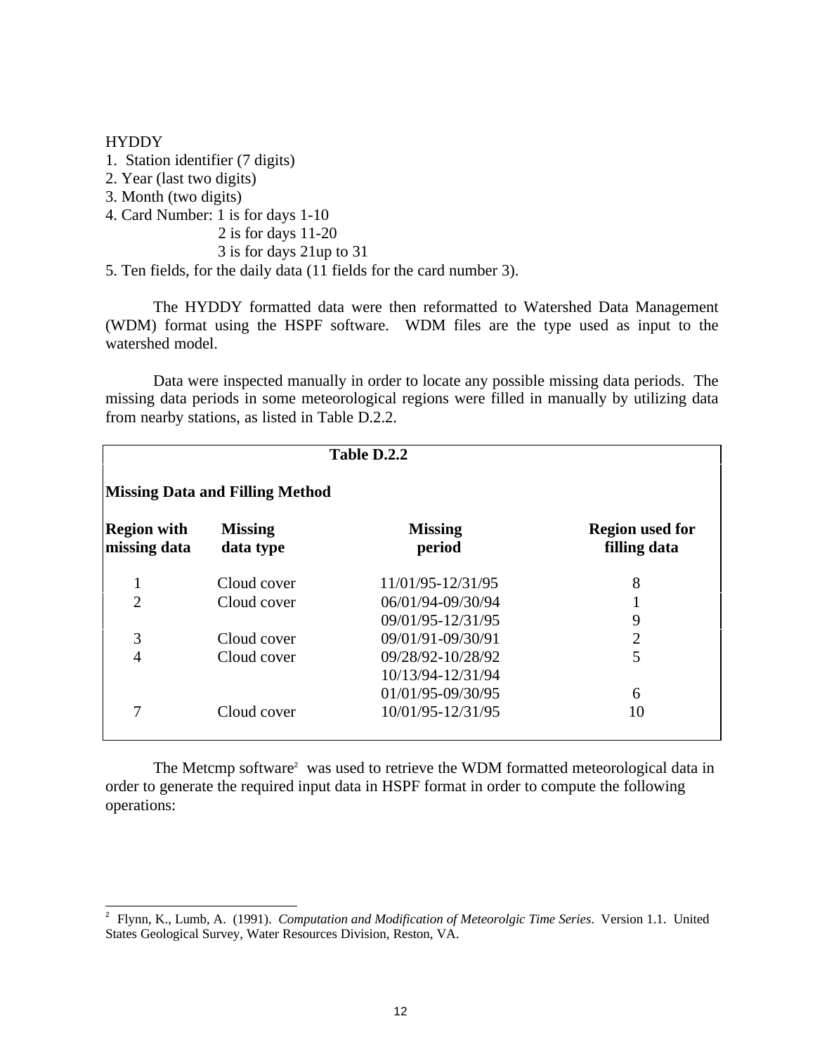HYDDY

1. Station identifier (7 digits)
2. Year (last two digits)
3. Month (two digits)
4. Card Number: 1 is for days 1-10
   2 is for days 11-20
   3 is for days 21up to 31
5. Ten fields, for the daily data (11 fields for the card number 3).

The HYDDY formatted data were then reformatted to Watershed Data Management (WDM) format using the HSPF software. WDM files are the type used as input to the watershed model.

Data were inspected manually in order to locate any possible missing data periods. The missing data periods in some meteorological regions were filled in manually by utilizing data from nearby stations, as listed in Table D.2.2.

**Table D.2.2**

**Missing Data and Filling Method**

| Region with missing data | Missing data type | Missing period | Region used for filling data |
|---|---|---|---|
| 1 | Cloud cover | 11/01/95-12/31/95 | 8 |
| 2 | Cloud cover | 06/01/94-09/30/94 | 1 |
| | | 09/01/95-12/31/95 | 9 |
| 3 | Cloud cover | 09/01/91-09/30/91 | 2 |
| 4 | Cloud cover | 09/28/92-10/28/92 | 5 |
| | | 10/13/94-12/31/94 | |
| | | 01/01/95-09/30/95 | 6 |
| 7 | Cloud cover | 10/01/95-12/31/95 | 10 |

The Metcmp software[2] was used to retrieve the WDM formatted meteorological data in order to generate the required input data in HSPF format in order to compute the following operations:

[2] Flynn, K., Lumb, A. (1991). *Computation and Modification of Meteorolgic Time Series*. Version 1.1. United States Geological Survey, Water Resources Division, Reston, VA.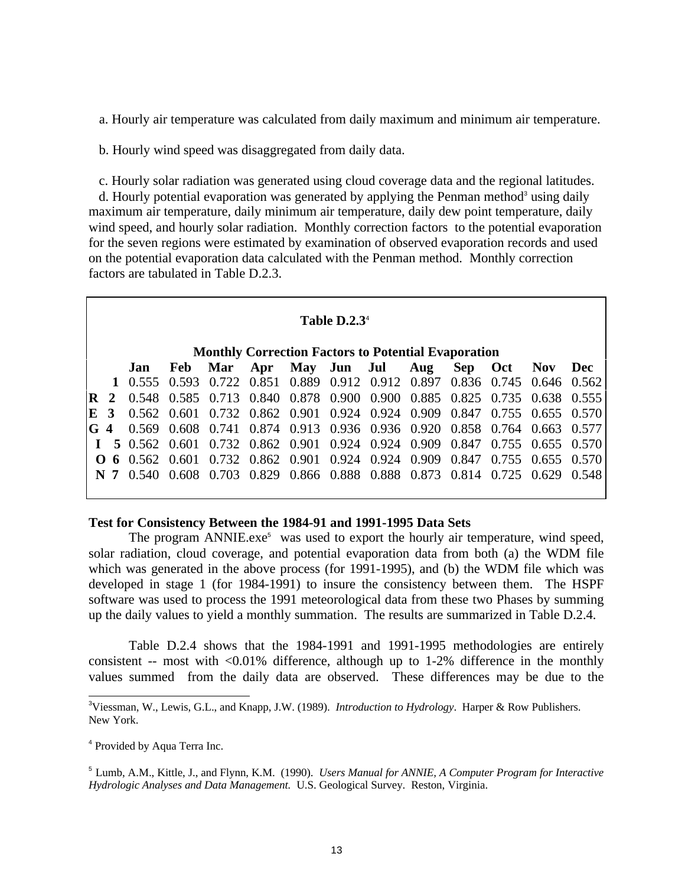a. Hourly air temperature was calculated from daily maximum and minimum air temperature.

b. Hourly wind speed was disaggregated from daily data.

c. Hourly solar radiation was generated using cloud coverage data and the regional latitudes.

d. Hourly potential evaporation was generated by applying the Penman method[3] using daily maximum air temperature, daily minimum air temperature, daily dew point temperature, daily wind speed, and hourly solar radiation. Monthly correction factors to the potential evaporation for the seven regions were estimated by examination of observed evaporation records and used on the potential evaporation data calculated with the Penman method. Monthly correction factors are tabulated in Table D.2.3.

**Table D.2.3**[4]

**Monthly Correction Factors to Potential Evaporation**

| | | Jan | Feb | Mar | Apr | May | Jun | Jul | Aug | Sep | Oct | Nov | Dec |
|---|---|---|---|---|---|---|---|---|---|---|---|---|---|
| | 1 | 0.555 | 0.593 | 0.722 | 0.851 | 0.889 | 0.912 | 0.912 | 0.897 | 0.836 | 0.745 | 0.646 | 0.562 |
| R | 2 | 0.548 | 0.585 | 0.713 | 0.840 | 0.878 | 0.900 | 0.900 | 0.885 | 0.825 | 0.735 | 0.638 | 0.555 |
| E | 3 | 0.562 | 0.601 | 0.732 | 0.862 | 0.901 | 0.924 | 0.924 | 0.909 | 0.847 | 0.755 | 0.655 | 0.570 |
| G | 4 | 0.569 | 0.608 | 0.741 | 0.874 | 0.913 | 0.936 | 0.936 | 0.920 | 0.858 | 0.764 | 0.663 | 0.577 |
| I | 5 | 0.562 | 0.601 | 0.732 | 0.862 | 0.901 | 0.924 | 0.924 | 0.909 | 0.847 | 0.755 | 0.655 | 0.570 |
| O | 6 | 0.562 | 0.601 | 0.732 | 0.862 | 0.901 | 0.924 | 0.924 | 0.909 | 0.847 | 0.755 | 0.655 | 0.570 |
| N | 7 | 0.540 | 0.608 | 0.703 | 0.829 | 0.866 | 0.888 | 0.888 | 0.873 | 0.814 | 0.725 | 0.629 | 0.548 |

**Test for Consistency Between the 1984-91 and 1991-1995 Data Sets**

The program ANNIE.exe[5] was used to export the hourly air temperature, wind speed, solar radiation, cloud coverage, and potential evaporation data from both (a) the WDM file which was generated in the above process (for 1991-1995), and (b) the WDM file which was developed in stage 1 (for 1984-1991) to insure the consistency between them. The HSPF software was used to process the 1991 meteorological data from these two Phases by summing up the daily values to yield a monthly summation. The results are summarized in Table D.2.4.

Table D.2.4 shows that the 1984-1991 and 1991-1995 methodologies are entirely consistent -- most with <0.01% difference, although up to 1-2% difference in the monthly values summed from the daily data are observed. These differences may be due to the

---

[3] Viessman, W., Lewis, G.L., and Knapp, J.W. (1989). *Introduction to Hydrology*. Harper & Row Publishers. New York.

[4] Provided by Aqua Terra Inc.

[5] Lumb, A.M., Kittle, J., and Flynn, K.M. (1990). *Users Manual for ANNIE, A Computer Program for Interactive Hydrologic Analyses and Data Management.* U.S. Geological Survey. Reston, Virginia.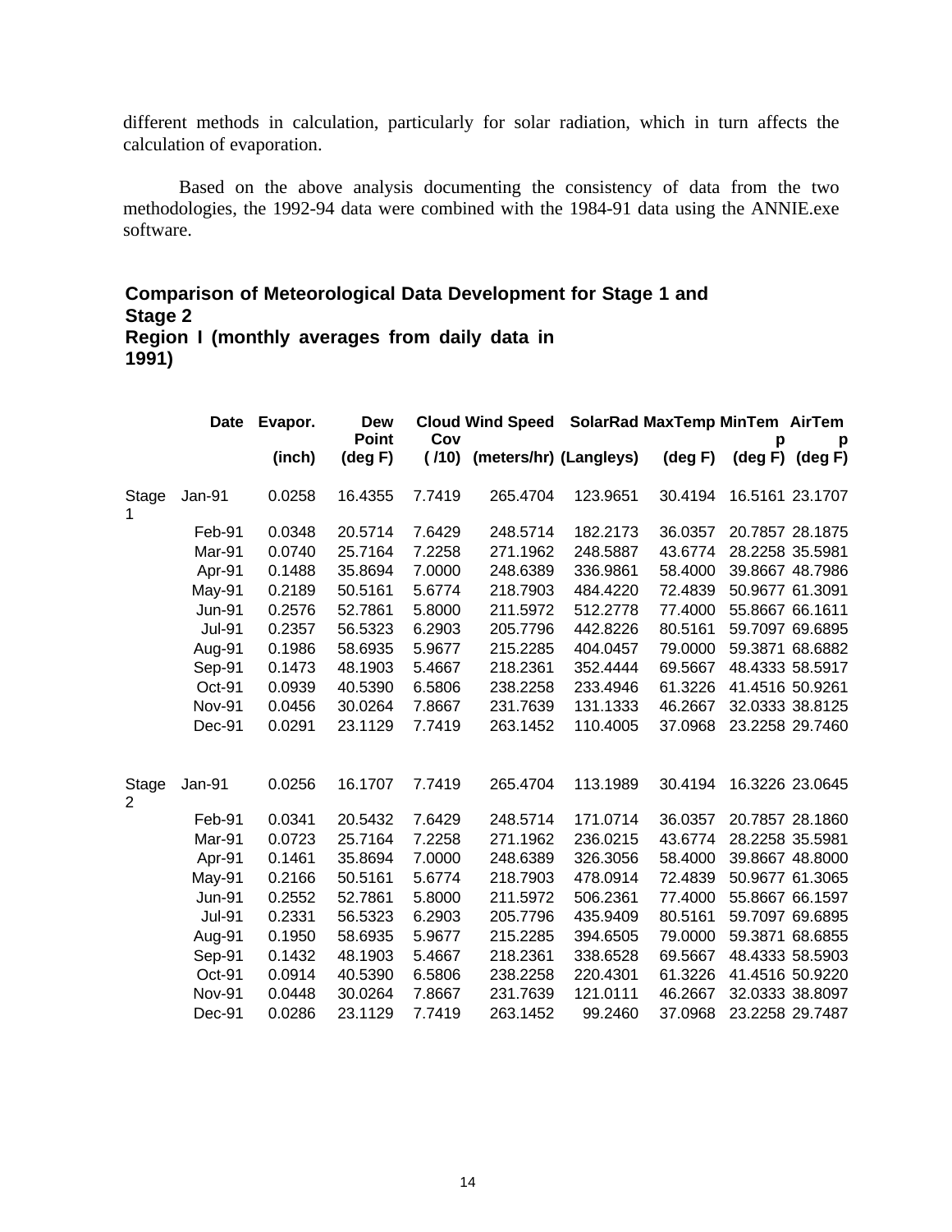different methods in calculation, particularly for solar radiation, which in turn affects the calculation of evaporation.

Based on the above analysis documenting the consistency of data from the two methodologies, the 1992-94 data were combined with the 1984-91 data using the ANNIE.exe software.

**Comparison of Meteorological Data Development for Stage 1 and Stage 2**
**Region I (monthly averages from daily data in 1991)**

| | Date | Evapor. (inch) | Dew Point (deg F) | Cloud Cov ( /10) | Wind Speed (meters/hr) | SolarRad (Langleys) | MaxTemp (deg F) | MinTemp (deg F) | AirTemp (deg F) |
|---|---|---|---|---|---|---|---|---|---|
| Stage 1 | Jan-91 | 0.0258 | 16.4355 | 7.7419 | 265.4704 | 123.9651 | 30.4194 | 16.5161 | 23.1707 |
| | Feb-91 | 0.0348 | 20.5714 | 7.6429 | 248.5714 | 182.2173 | 36.0357 | 20.7857 | 28.1875 |
| | Mar-91 | 0.0740 | 25.7164 | 7.2258 | 271.1962 | 248.5887 | 43.6774 | 28.2258 | 35.5981 |
| | Apr-91 | 0.1488 | 35.8694 | 7.0000 | 248.6389 | 336.9861 | 58.4000 | 39.8667 | 48.7986 |
| | May-91 | 0.2189 | 50.5161 | 5.6774 | 218.7903 | 484.4220 | 72.4839 | 50.9677 | 61.3091 |
| | Jun-91 | 0.2576 | 52.7861 | 5.8000 | 211.5972 | 512.2778 | 77.4000 | 55.8667 | 66.1611 |
| | Jul-91 | 0.2357 | 56.5323 | 6.2903 | 205.7796 | 442.8226 | 80.5161 | 59.7097 | 69.6895 |
| | Aug-91 | 0.1986 | 58.6935 | 5.9677 | 215.2285 | 404.0457 | 79.0000 | 59.3871 | 68.6882 |
| | Sep-91 | 0.1473 | 48.1903 | 5.4667 | 218.2361 | 352.4444 | 69.5667 | 48.4333 | 58.5917 |
| | Oct-91 | 0.0939 | 40.5390 | 6.5806 | 238.2258 | 233.4946 | 61.3226 | 41.4516 | 50.9261 |
| | Nov-91 | 0.0456 | 30.0264 | 7.8667 | 231.7639 | 131.1333 | 46.2667 | 32.0333 | 38.8125 |
| | Dec-91 | 0.0291 | 23.1129 | 7.7419 | 263.1452 | 110.4005 | 37.0968 | 23.2258 | 29.7460 |
| Stage 2 | Jan-91 | 0.0256 | 16.1707 | 7.7419 | 265.4704 | 113.1989 | 30.4194 | 16.3226 | 23.0645 |
| | Feb-91 | 0.0341 | 20.5432 | 7.6429 | 248.5714 | 171.0714 | 36.0357 | 20.7857 | 28.1860 |
| | Mar-91 | 0.0723 | 25.7164 | 7.2258 | 271.1962 | 236.0215 | 43.6774 | 28.2258 | 35.5981 |
| | Apr-91 | 0.1461 | 35.8694 | 7.0000 | 248.6389 | 326.3056 | 58.4000 | 39.8667 | 48.8000 |
| | May-91 | 0.2166 | 50.5161 | 5.6774 | 218.7903 | 478.0914 | 72.4839 | 50.9677 | 61.3065 |
| | Jun-91 | 0.2552 | 52.7861 | 5.8000 | 211.5972 | 506.2361 | 77.4000 | 55.8667 | 66.1597 |
| | Jul-91 | 0.2331 | 56.5323 | 6.2903 | 205.7796 | 435.9409 | 80.5161 | 59.7097 | 69.6895 |
| | Aug-91 | 0.1950 | 58.6935 | 5.9677 | 215.2285 | 394.6505 | 79.0000 | 59.3871 | 68.6855 |
| | Sep-91 | 0.1432 | 48.1903 | 5.4667 | 218.2361 | 338.6528 | 69.5667 | 48.4333 | 58.5903 |
| | Oct-91 | 0.0914 | 40.5390 | 6.5806 | 238.2258 | 220.4301 | 61.3226 | 41.4516 | 50.9220 |
| | Nov-91 | 0.0448 | 30.0264 | 7.8667 | 231.7639 | 121.0111 | 46.2667 | 32.0333 | 38.8097 |
| | Dec-91 | 0.0286 | 23.1129 | 7.7419 | 263.1452 | 99.2460 | 37.0968 | 23.2258 | 29.7487 |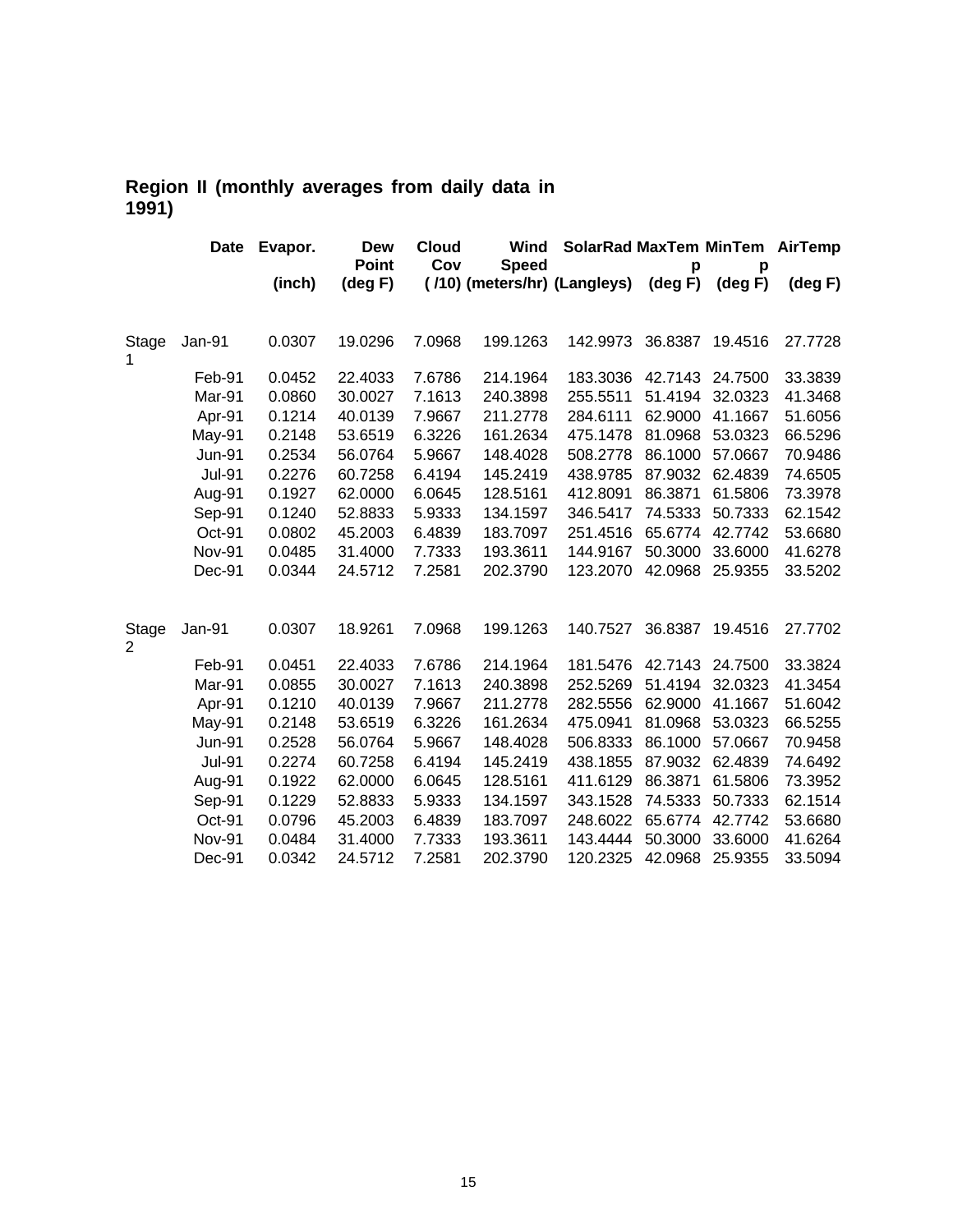**Region II (monthly averages from daily data in 1991)**

| | Date | Evapor. (inch) | Dew Point (deg F) | Cloud Cov ( /10) | Wind Speed (meters/hr) | SolarRad (Langleys) | MaxTemp (deg F) | MinTemp (deg F) | AirTemp (deg F) |
|---|---|---|---|---|---|---|---|---|---|
| Stage 1 | Jan-91 | 0.0307 | 19.0296 | 7.0968 | 199.1263 | 142.9973 | 36.8387 | 19.4516 | 27.7728 |
| | Feb-91 | 0.0452 | 22.4033 | 7.6786 | 214.1964 | 183.3036 | 42.7143 | 24.7500 | 33.3839 |
| | Mar-91 | 0.0860 | 30.0027 | 7.1613 | 240.3898 | 255.5511 | 51.4194 | 32.0323 | 41.3468 |
| | Apr-91 | 0.1214 | 40.0139 | 7.9667 | 211.2778 | 284.6111 | 62.9000 | 41.1667 | 51.6056 |
| | May-91 | 0.2148 | 53.6519 | 6.3226 | 161.2634 | 475.1478 | 81.0968 | 53.0323 | 66.5296 |
| | Jun-91 | 0.2534 | 56.0764 | 5.9667 | 148.4028 | 508.2778 | 86.1000 | 57.0667 | 70.9486 |
| | Jul-91 | 0.2276 | 60.7258 | 6.4194 | 145.2419 | 438.9785 | 87.9032 | 62.4839 | 74.6505 |
| | Aug-91 | 0.1927 | 62.0000 | 6.0645 | 128.5161 | 412.8091 | 86.3871 | 61.5806 | 73.3978 |
| | Sep-91 | 0.1240 | 52.8833 | 5.9333 | 134.1597 | 346.5417 | 74.5333 | 50.7333 | 62.1542 |
| | Oct-91 | 0.0802 | 45.2003 | 6.4839 | 183.7097 | 251.4516 | 65.6774 | 42.7742 | 53.6680 |
| | Nov-91 | 0.0485 | 31.4000 | 7.7333 | 193.3611 | 144.9167 | 50.3000 | 33.6000 | 41.6278 |
| | Dec-91 | 0.0344 | 24.5712 | 7.2581 | 202.3790 | 123.2070 | 42.0968 | 25.9355 | 33.5202 |
| Stage 2 | Jan-91 | 0.0307 | 18.9261 | 7.0968 | 199.1263 | 140.7527 | 36.8387 | 19.4516 | 27.7702 |
| | Feb-91 | 0.0451 | 22.4033 | 7.6786 | 214.1964 | 181.5476 | 42.7143 | 24.7500 | 33.3824 |
| | Mar-91 | 0.0855 | 30.0027 | 7.1613 | 240.3898 | 252.5269 | 51.4194 | 32.0323 | 41.3454 |
| | Apr-91 | 0.1210 | 40.0139 | 7.9667 | 211.2778 | 282.5556 | 62.9000 | 41.1667 | 51.6042 |
| | May-91 | 0.2148 | 53.6519 | 6.3226 | 161.2634 | 475.0941 | 81.0968 | 53.0323 | 66.5255 |
| | Jun-91 | 0.2528 | 56.0764 | 5.9667 | 148.4028 | 506.8333 | 86.1000 | 57.0667 | 70.9458 |
| | Jul-91 | 0.2274 | 60.7258 | 6.4194 | 145.2419 | 438.1855 | 87.9032 | 62.4839 | 74.6492 |
| | Aug-91 | 0.1922 | 62.0000 | 6.0645 | 128.5161 | 411.6129 | 86.3871 | 61.5806 | 73.3952 |
| | Sep-91 | 0.1229 | 52.8833 | 5.9333 | 134.1597 | 343.1528 | 74.5333 | 50.7333 | 62.1514 |
| | Oct-91 | 0.0796 | 45.2003 | 6.4839 | 183.7097 | 248.6022 | 65.6774 | 42.7742 | 53.6680 |
| | Nov-91 | 0.0484 | 31.4000 | 7.7333 | 193.3611 | 143.4444 | 50.3000 | 33.6000 | 41.6264 |
| | Dec-91 | 0.0342 | 24.5712 | 7.2581 | 202.3790 | 120.2325 | 42.0968 | 25.9355 | 33.5094 |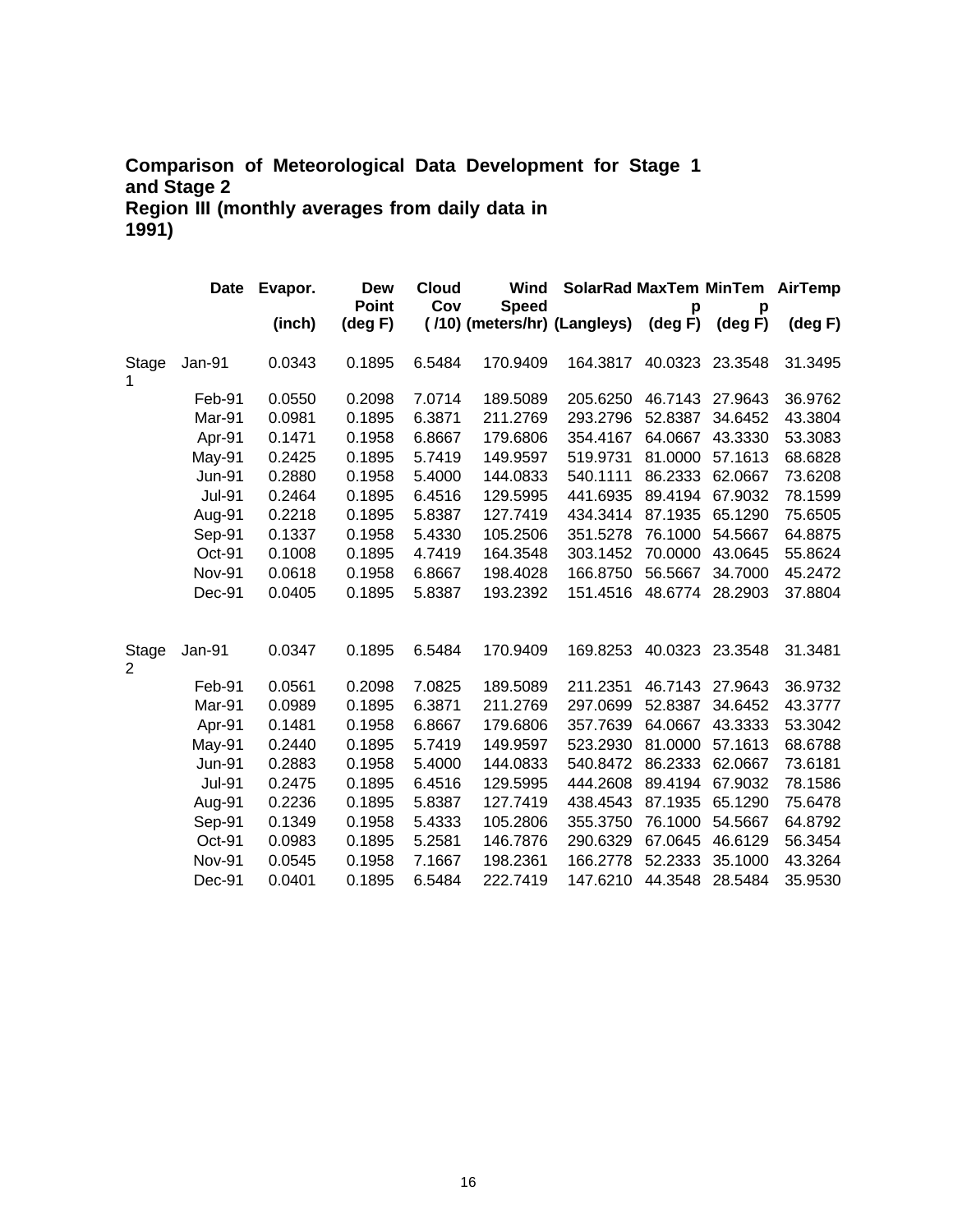**Comparison of Meteorological Data Development for Stage 1 and Stage 2**
**Region III (monthly averages from daily data in 1991)**

| | Date | Evapor. (inch) | Dew Point (deg F) | Cloud Cov ( /10) | Wind Speed (meters/hr) | SolarRad (Langleys) | MaxTemp (deg F) | MinTemp (deg F) | AirTemp (deg F) |
|---|---|---|---|---|---|---|---|---|---|
| Stage 1 | Jan-91 | 0.0343 | 0.1895 | 6.5484 | 170.9409 | 164.3817 | 40.0323 | 23.3548 | 31.3495 |
| | Feb-91 | 0.0550 | 0.2098 | 7.0714 | 189.5089 | 205.6250 | 46.7143 | 27.9643 | 36.9762 |
| | Mar-91 | 0.0981 | 0.1895 | 6.3871 | 211.2769 | 293.2796 | 52.8387 | 34.6452 | 43.3804 |
| | Apr-91 | 0.1471 | 0.1958 | 6.8667 | 179.6806 | 354.4167 | 64.0667 | 43.3330 | 53.3083 |
| | May-91 | 0.2425 | 0.1895 | 5.7419 | 149.9597 | 519.9731 | 81.0000 | 57.1613 | 68.6828 |
| | Jun-91 | 0.2880 | 0.1958 | 5.4000 | 144.0833 | 540.1111 | 86.2333 | 62.0667 | 73.6208 |
| | Jul-91 | 0.2464 | 0.1895 | 6.4516 | 129.5995 | 441.6935 | 89.4194 | 67.9032 | 78.1599 |
| | Aug-91 | 0.2218 | 0.1895 | 5.8387 | 127.7419 | 434.3414 | 87.1935 | 65.1290 | 75.6505 |
| | Sep-91 | 0.1337 | 0.1958 | 5.4330 | 105.2506 | 351.5278 | 76.1000 | 54.5667 | 64.8875 |
| | Oct-91 | 0.1008 | 0.1895 | 4.7419 | 164.3548 | 303.1452 | 70.0000 | 43.0645 | 55.8624 |
| | Nov-91 | 0.0618 | 0.1958 | 6.8667 | 198.4028 | 166.8750 | 56.5667 | 34.7000 | 45.2472 |
| | Dec-91 | 0.0405 | 0.1895 | 5.8387 | 193.2392 | 151.4516 | 48.6774 | 28.2903 | 37.8804 |
| Stage 2 | Jan-91 | 0.0347 | 0.1895 | 6.5484 | 170.9409 | 169.8253 | 40.0323 | 23.3548 | 31.3481 |
| | Feb-91 | 0.0561 | 0.2098 | 7.0825 | 189.5089 | 211.2351 | 46.7143 | 27.9643 | 36.9732 |
| | Mar-91 | 0.0989 | 0.1895 | 6.3871 | 211.2769 | 297.0699 | 52.8387 | 34.6452 | 43.3777 |
| | Apr-91 | 0.1481 | 0.1958 | 6.8667 | 179.6806 | 357.7639 | 64.0667 | 43.3333 | 53.3042 |
| | May-91 | 0.2440 | 0.1895 | 5.7419 | 149.9597 | 523.2930 | 81.0000 | 57.1613 | 68.6788 |
| | Jun-91 | 0.2883 | 0.1958 | 5.4000 | 144.0833 | 540.8472 | 86.2333 | 62.0667 | 73.6181 |
| | Jul-91 | 0.2475 | 0.1895 | 6.4516 | 129.5995 | 444.2608 | 89.4194 | 67.9032 | 78.1586 |
| | Aug-91 | 0.2236 | 0.1895 | 5.8387 | 127.7419 | 438.4543 | 87.1935 | 65.1290 | 75.6478 |
| | Sep-91 | 0.1349 | 0.1958 | 5.4333 | 105.2806 | 355.3750 | 76.1000 | 54.5667 | 64.8792 |
| | Oct-91 | 0.0983 | 0.1895 | 5.2581 | 146.7876 | 290.6329 | 67.0645 | 46.6129 | 56.3454 |
| | Nov-91 | 0.0545 | 0.1958 | 7.1667 | 198.2361 | 166.2778 | 52.2333 | 35.1000 | 43.3264 |
| | Dec-91 | 0.0401 | 0.1895 | 6.5484 | 222.7419 | 147.6210 | 44.3548 | 28.5484 | 35.9530 |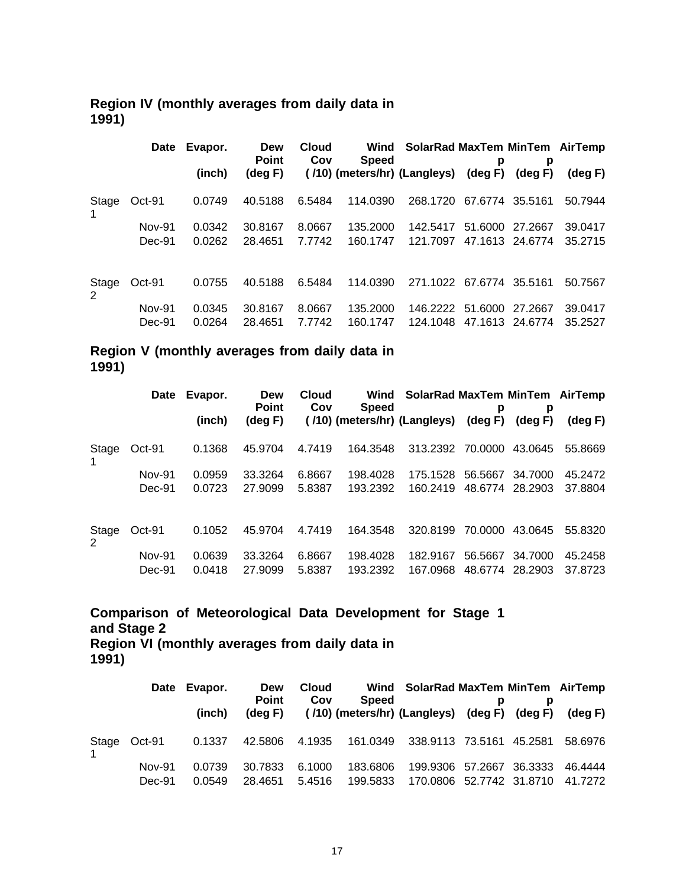**Region IV (monthly averages from daily data in 1991)**

| | Date | Evapor. (inch) | Dew Point (deg F) | Cloud Cov ( /10) | Wind Speed (meters/hr) | SolarRad (Langleys) | MaxTemp (deg F) | MinTemp (deg F) | AirTemp (deg F) |
|---|---|---|---|---|---|---|---|---|---|
| Stage 1 | Oct-91 | 0.0749 | 40.5188 | 6.5484 | 114.0390 | 268.1720 | 67.6774 | 35.5161 | 50.7944 |
| | Nov-91 | 0.0342 | 30.8167 | 8.0667 | 135.2000 | 142.5417 | 51.6000 | 27.2667 | 39.0417 |
| | Dec-91 | 0.0262 | 28.4651 | 7.7742 | 160.1747 | 121.7097 | 47.1613 | 24.6774 | 35.2715 |
| Stage 2 | Oct-91 | 0.0755 | 40.5188 | 6.5484 | 114.0390 | 271.1022 | 67.6774 | 35.5161 | 50.7567 |
| | Nov-91 | 0.0345 | 30.8167 | 8.0667 | 135.2000 | 146.2222 | 51.6000 | 27.2667 | 39.0417 |
| | Dec-91 | 0.0264 | 28.4651 | 7.7742 | 160.1747 | 124.1048 | 47.1613 | 24.6774 | 35.2527 |

**Region V (monthly averages from daily data in 1991)**

| | Date | Evapor. (inch) | Dew Point (deg F) | Cloud Cov ( /10) | Wind Speed (meters/hr) | SolarRad (Langleys) | MaxTemp (deg F) | MinTemp (deg F) | AirTemp (deg F) |
|---|---|---|---|---|---|---|---|---|---|
| Stage 1 | Oct-91 | 0.1368 | 45.9704 | 4.7419 | 164.3548 | 313.2392 | 70.0000 | 43.0645 | 55.8669 |
| | Nov-91 | 0.0959 | 33.3264 | 6.8667 | 198.4028 | 175.1528 | 56.5667 | 34.7000 | 45.2472 |
| | Dec-91 | 0.0723 | 27.9099 | 5.8387 | 193.2392 | 160.2419 | 48.6774 | 28.2903 | 37.8804 |
| Stage 2 | Oct-91 | 0.1052 | 45.9704 | 4.7419 | 164.3548 | 320.8199 | 70.0000 | 43.0645 | 55.8320 |
| | Nov-91 | 0.0639 | 33.3264 | 6.8667 | 198.4028 | 182.9167 | 56.5667 | 34.7000 | 45.2458 |
| | Dec-91 | 0.0418 | 27.9099 | 5.8387 | 193.2392 | 167.0968 | 48.6774 | 28.2903 | 37.8723 |

**Comparison of Meteorological Data Development for Stage 1 and Stage 2**
**Region VI (monthly averages from daily data in 1991)**

| | Date | Evapor. (inch) | Dew Point (deg F) | Cloud Cov ( /10) | Wind Speed (meters/hr) | SolarRad (Langleys) | MaxTemp (deg F) | MinTemp (deg F) | AirTemp (deg F) |
|---|---|---|---|---|---|---|---|---|---|
| Stage 1 | Oct-91 | 0.1337 | 42.5806 | 4.1935 | 161.0349 | 338.9113 | 73.5161 | 45.2581 | 58.6976 |
| | Nov-91 | 0.0739 | 30.7833 | 6.1000 | 183.6806 | 199.9306 | 57.2667 | 36.3333 | 46.4444 |
| | Dec-91 | 0.0549 | 28.4651 | 5.4516 | 199.5833 | 170.0806 | 52.7742 | 31.8710 | 41.7272 |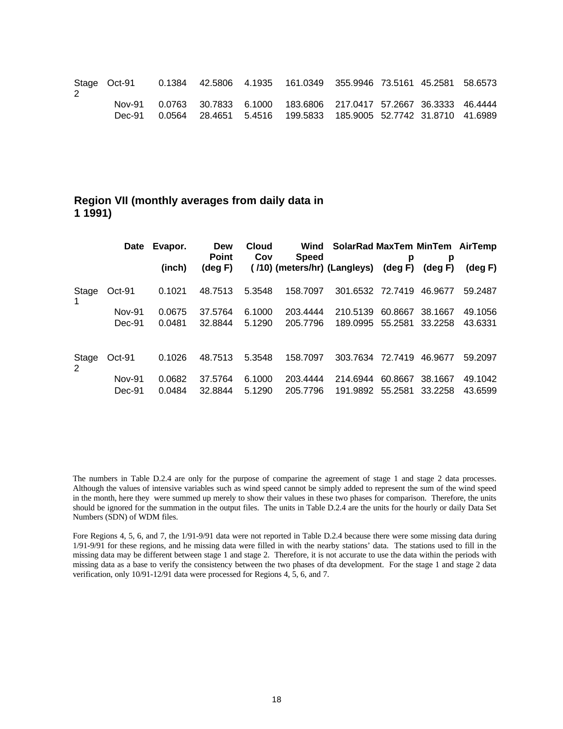| | | | | | | | | | |
|---|---|---|---|---|---|---|---|---|---|
| Stage 2 | Oct-91 | 0.1384 | 42.5806 | 4.1935 | 161.0349 | 355.9946 | 73.5161 | 45.2581 | 58.6573 |
| | Nov-91 | 0.0763 | 30.7833 | 6.1000 | 183.6806 | 217.0417 | 57.2667 | 36.3333 | 46.4444 |
| | Dec-91 | 0.0564 | 28.4651 | 5.4516 | 199.5833 | 185.9005 | 52.7742 | 31.8710 | 41.6989 |

**Region VII (monthly averages from daily data in 1 1991)**

| | Date | Evapor. (inch) | Dew Point (deg F) | Cloud Cov ( /10) | Wind Speed (meters/hr) | SolarRad (Langleys) | MaxTemp (deg F) | MinTemp (deg F) | AirTemp (deg F) |
|---|---|---|---|---|---|---|---|---|---|
| Stage 1 | Oct-91 | 0.1021 | 48.7513 | 5.3548 | 158.7097 | 301.6532 | 72.7419 | 46.9677 | 59.2487 |
| | Nov-91 | 0.0675 | 37.5764 | 6.1000 | 203.4444 | 210.5139 | 60.8667 | 38.1667 | 49.1056 |
| | Dec-91 | 0.0481 | 32.8844 | 5.1290 | 205.7796 | 189.0995 | 55.2581 | 33.2258 | 43.6331 |
| Stage 2 | Oct-91 | 0.1026 | 48.7513 | 5.3548 | 158.7097 | 303.7634 | 72.7419 | 46.9677 | 59.2097 |
| | Nov-91 | 0.0682 | 37.5764 | 6.1000 | 203.4444 | 214.6944 | 60.8667 | 38.1667 | 49.1042 |
| | Dec-91 | 0.0484 | 32.8844 | 5.1290 | 205.7796 | 191.9892 | 55.2581 | 33.2258 | 43.6599 |

The numbers in Table D.2.4 are only for the purpose of comparine the agreement of stage 1 and stage 2 data processes. Although the values of intensive variables such as wind speed cannot be simply added to represent the sum of the wind speed in the month, here they were summed up merely to show their values in these two phases for comparison. Therefore, the units should be ignored for the summation in the output files. The units in Table D.2.4 are the units for the hourly or daily Data Set Numbers (SDN) of WDM files.

Fore Regions 4, 5, 6, and 7, the 1/91-9/91 data were not reported in Table D.2.4 because there were some missing data during 1/91-9/91 for these regions, and he missing data were filled in with the nearby stations' data. The stations used to fill in the missing data may be different between stage 1 and stage 2. Therefore, it is not accurate to use the data within the periods with missing data as a base to verify the consistency between the two phases of dta development. For the stage 1 and stage 2 data verification, only 10/91-12/91 data were processed for Regions 4, 5, 6, and 7.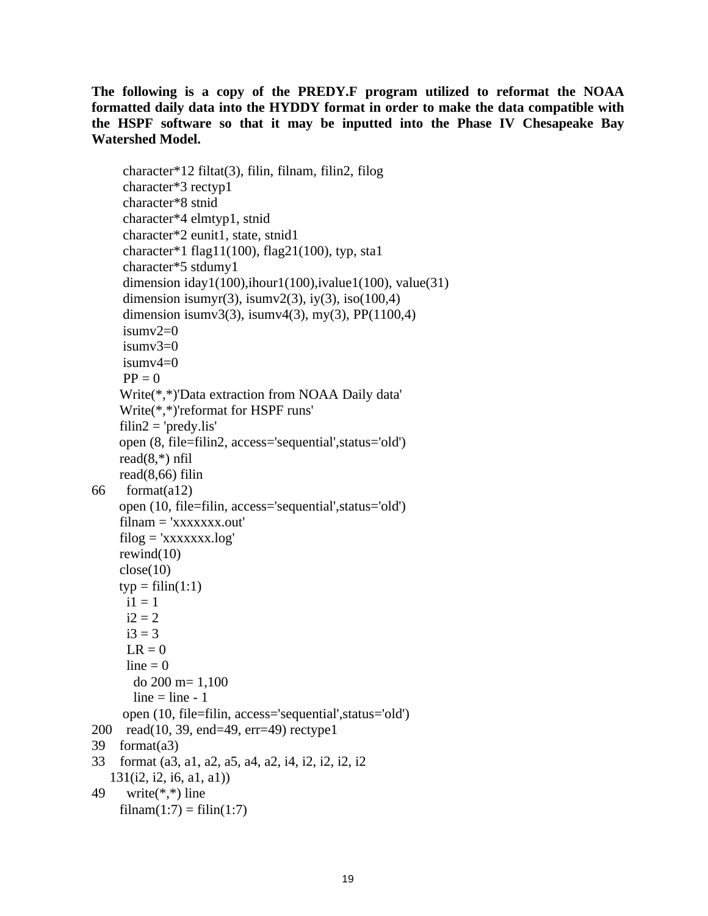**The following is a copy of the PREDY.F program utilized to reformat the NOAA formatted daily data into the HYDDY format in order to make the data compatible with the HSPF software so that it may be inputted into the Phase IV Chesapeake Bay Watershed Model.**

```
       character*12 filtat(3), filin, filnam, filin2, filog
       character*3 rectyp1
       character*8 stnid
       character*4 elmtyp1, stnid
       character*2 eunit1, state, stnid1
       character*1 flag11(100), flag21(100), typ, sta1
       character*5 stdumy1
       dimension iday1(100),ihour1(100),ivalue1(100), value(31)
       dimension isumyr(3), isumv2(3), iy(3), iso(100,4)
       dimension isumv3(3), isumv4(3), my(3), PP(1100,4)
       isumv2=0
       isumv3=0
       isumv4=0
       PP = 0
      Write(*,*)'Data extraction from NOAA Daily data'
      Write(*,*)'reformat for HSPF runs'
      filin2 = 'predy.lis'
      open (8, file=filin2, access='sequential',status='old')
      read(8,*) nfil
      read(8,66) filin
66      format(a12)
      open (10, file=filin, access='sequential',status='old')
      filnam = 'xxxxxxx.out'
      filog = 'xxxxxxx.log'
      rewind(10)
      close(10)
      typ = filin(1:1)
        i1 = 1
        i2 = 2
        i3 = 3
        LR = 0
        line = 0
          do 200 m= 1,100
          line = line - 1
       open (10, file=filin, access='sequential',status='old')
200    read(10, 39, end=49, err=49) rectype1
39    format(a3)
33    format (a3, a1, a2, a5, a4, a2, i4, i2, i2, i2, i2
     131(i2, i2, i6, a1, a1))
49      write(*,*) line
      filnam(1:7) = filin(1:7)
```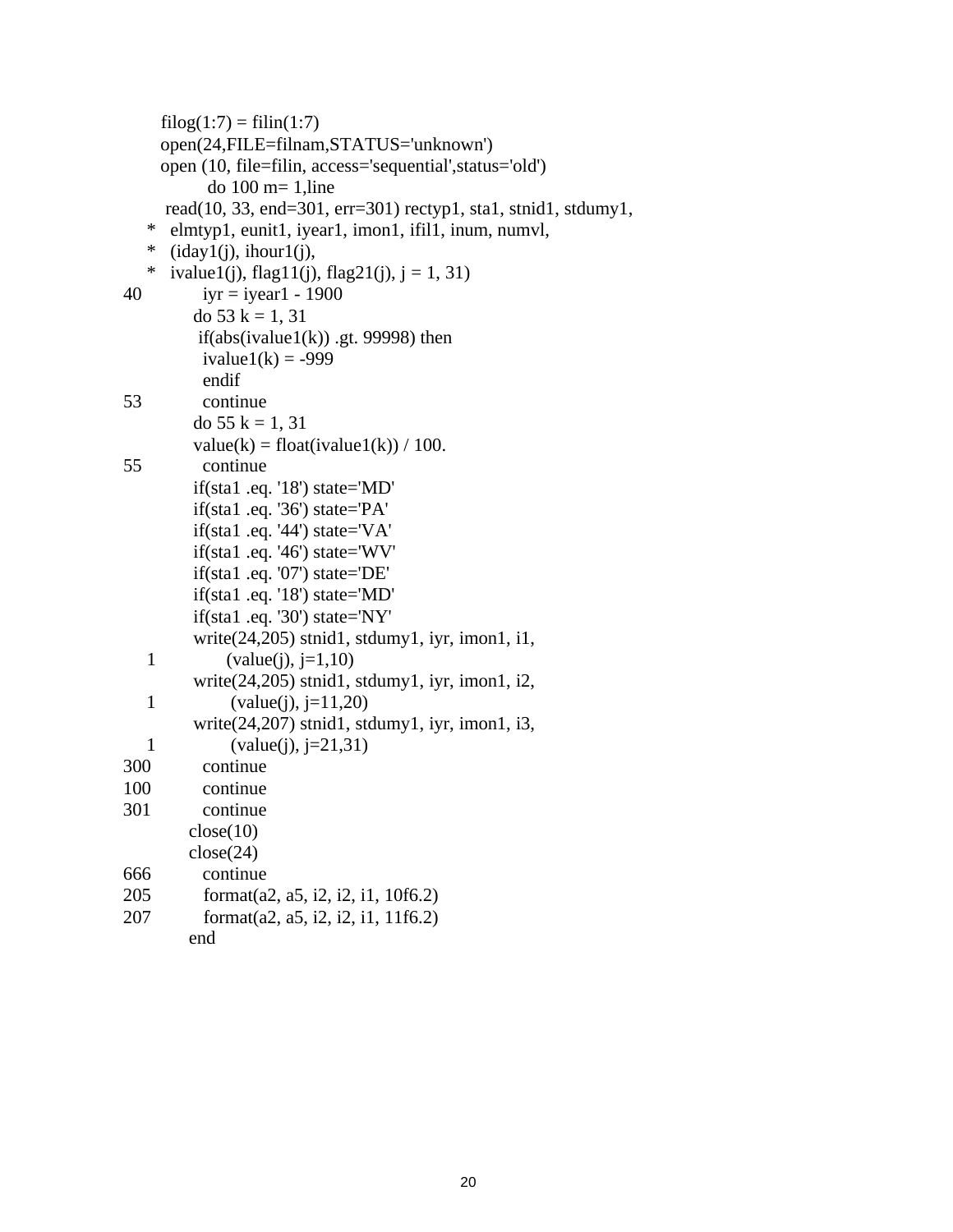```
      filog(1:7) = filin(1:7)
      open(24,FILE=filnam,STATUS='unknown')
      open (10, file=filin, access='sequential',status='old')
              do 100 m= 1,line
       read(10, 33, end=301, err=301) rectyp1, sta1, stnid1, stdumy1,
     *   elmtyp1, eunit1, iyear1, imon1, ifil1, inum, numvl,
     *   (iday1(j), ihour1(j),
     *   ivalue1(j), flag11(j), flag21(j), j = 1, 31)
40          iyr = iyear1 - 1900
          do 53 k = 1, 31
           if(abs(ivalue1(k)) .gt. 99998) then
            ivalue1(k) = -999
            endif
53          continue
          do 55 k = 1, 31
          value(k) = float(ivalue1(k)) / 100.
55          continue
          if(sta1 .eq. '18') state='MD'
          if(sta1 .eq. '36') state='PA'
          if(sta1 .eq. '44') state='VA'
          if(sta1 .eq. '46') state='WV'
          if(sta1 .eq. '07') state='DE'
          if(sta1 .eq. '18') state='MD'
          if(sta1 .eq. '30') state='NY'
          write(24,205) stnid1, stdumy1, iyr, imon1, i1,
    1          (value(j), j=1,10)
          write(24,205) stnid1, stdumy1, iyr, imon1, i2,
    1           (value(j), j=11,20)
          write(24,207) stnid1, stdumy1, iyr, imon1, i3,
    1           (value(j), j=21,31)
300        continue
100        continue
301        continue
          close(10)
          close(24)
666        continue
205        format(a2, a5, i2, i2, i1, 10f6.2)
207        format(a2, a5, i2, i2, i1, 11f6.2)
          end
```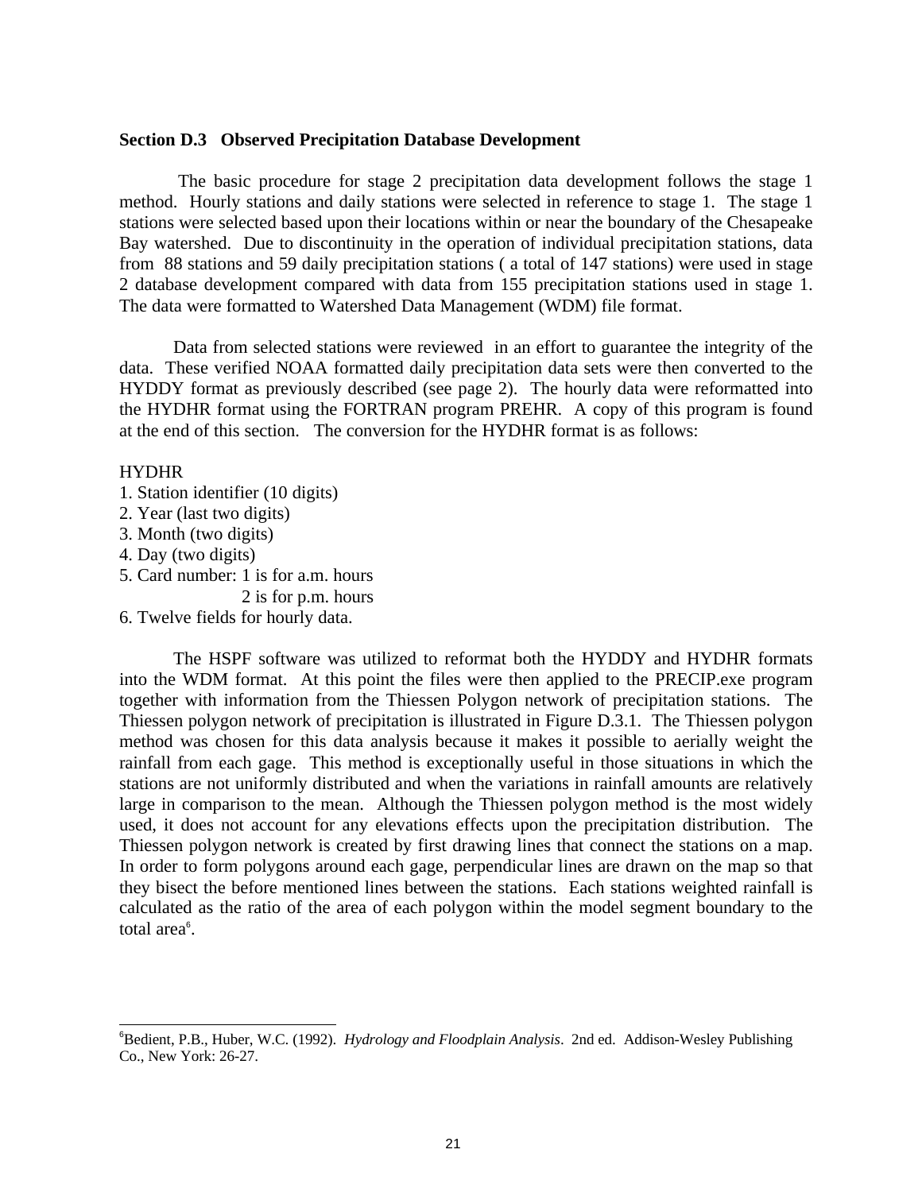**Section D.3 Observed Precipitation Database Development**

The basic procedure for stage 2 precipitation data development follows the stage 1 method. Hourly stations and daily stations were selected in reference to stage 1. The stage 1 stations were selected based upon their locations within or near the boundary of the Chesapeake Bay watershed. Due to discontinuity in the operation of individual precipitation stations, data from 88 stations and 59 daily precipitation stations ( a total of 147 stations) were used in stage 2 database development compared with data from 155 precipitation stations used in stage 1. The data were formatted to Watershed Data Management (WDM) file format.

Data from selected stations were reviewed in an effort to guarantee the integrity of the data. These verified NOAA formatted daily precipitation data sets were then converted to the HYDDY format as previously described (see page 2). The hourly data were reformatted into the HYDHR format using the FORTRAN program PREHR. A copy of this program is found at the end of this section. The conversion for the HYDHR format is as follows:

HYDHR

1. Station identifier (10 digits)
2. Year (last two digits)
3. Month (two digits)
4. Day (two digits)
5. Card number: 1 is for a.m. hours  
   2 is for p.m. hours
6. Twelve fields for hourly data.

The HSPF software was utilized to reformat both the HYDDY and HYDHR formats into the WDM format. At this point the files were then applied to the PRECIP.exe program together with information from the Thiessen Polygon network of precipitation stations. The Thiessen polygon network of precipitation is illustrated in Figure D.3.1. The Thiessen polygon method was chosen for this data analysis because it makes it possible to aerially weight the rainfall from each gage. This method is exceptionally useful in those situations in which the stations are not uniformly distributed and when the variations in rainfall amounts are relatively large in comparison to the mean. Although the Thiessen polygon method is the most widely used, it does not account for any elevations effects upon the precipitation distribution. The Thiessen polygon network is created by first drawing lines that connect the stations on a map. In order to form polygons around each gage, perpendicular lines are drawn on the map so that they bisect the before mentioned lines between the stations. Each stations weighted rainfall is calculated as the ratio of the area of each polygon within the model segment boundary to the total area[6].

---

[6]Bedient, P.B., Huber, W.C. (1992). *Hydrology and Floodplain Analysis*. 2nd ed. Addison-Wesley Publishing Co., New York: 26-27.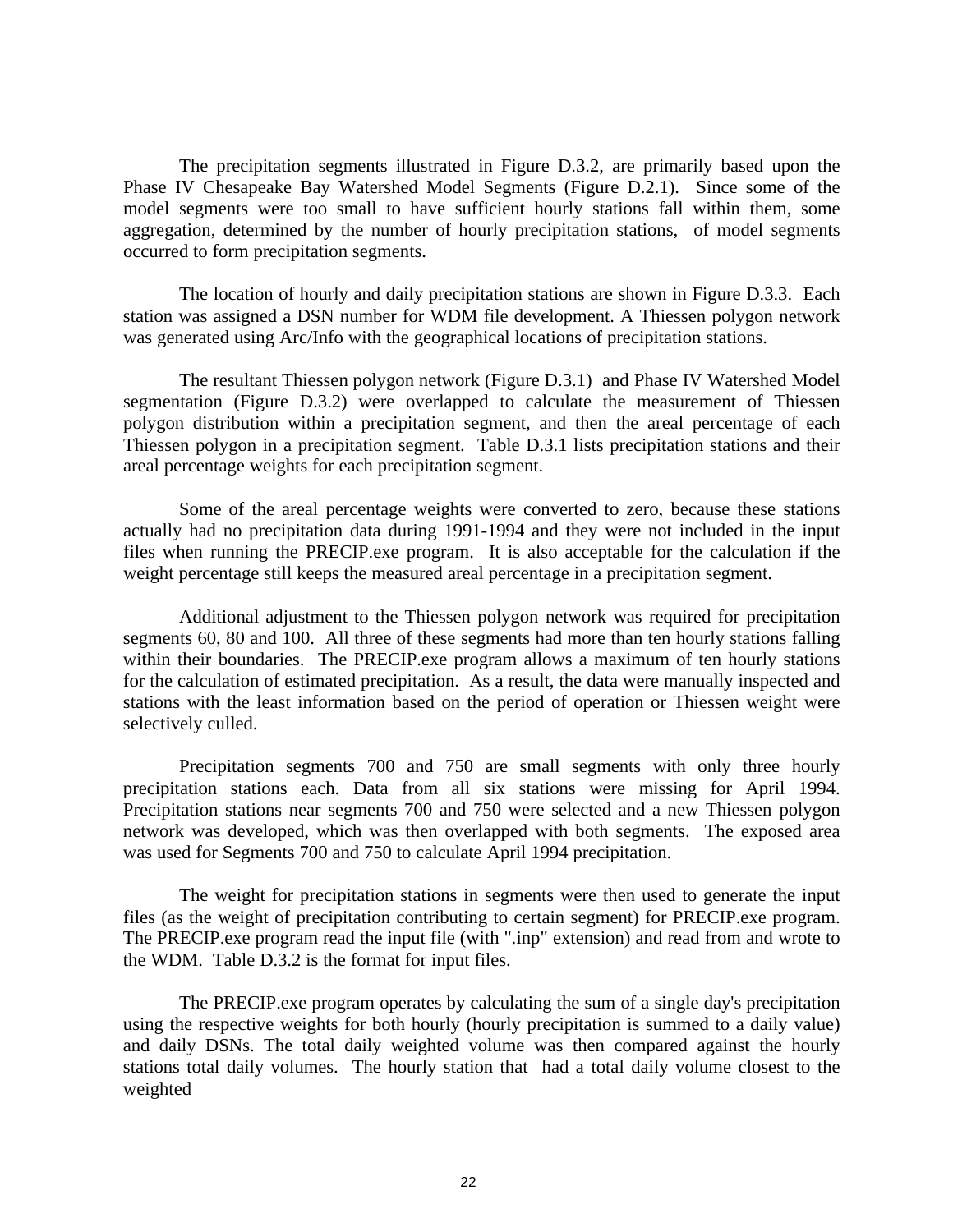The precipitation segments illustrated in Figure D.3.2, are primarily based upon the Phase IV Chesapeake Bay Watershed Model Segments (Figure D.2.1). Since some of the model segments were too small to have sufficient hourly stations fall within them, some aggregation, determined by the number of hourly precipitation stations, of model segments occurred to form precipitation segments.

The location of hourly and daily precipitation stations are shown in Figure D.3.3. Each station was assigned a DSN number for WDM file development. A Thiessen polygon network was generated using Arc/Info with the geographical locations of precipitation stations.

The resultant Thiessen polygon network (Figure D.3.1) and Phase IV Watershed Model segmentation (Figure D.3.2) were overlapped to calculate the measurement of Thiessen polygon distribution within a precipitation segment, and then the areal percentage of each Thiessen polygon in a precipitation segment. Table D.3.1 lists precipitation stations and their areal percentage weights for each precipitation segment.

Some of the areal percentage weights were converted to zero, because these stations actually had no precipitation data during 1991-1994 and they were not included in the input files when running the PRECIP.exe program. It is also acceptable for the calculation if the weight percentage still keeps the measured areal percentage in a precipitation segment.

Additional adjustment to the Thiessen polygon network was required for precipitation segments 60, 80 and 100. All three of these segments had more than ten hourly stations falling within their boundaries. The PRECIP.exe program allows a maximum of ten hourly stations for the calculation of estimated precipitation. As a result, the data were manually inspected and stations with the least information based on the period of operation or Thiessen weight were selectively culled.

Precipitation segments 700 and 750 are small segments with only three hourly precipitation stations each. Data from all six stations were missing for April 1994. Precipitation stations near segments 700 and 750 were selected and a new Thiessen polygon network was developed, which was then overlapped with both segments. The exposed area was used for Segments 700 and 750 to calculate April 1994 precipitation.

The weight for precipitation stations in segments were then used to generate the input files (as the weight of precipitation contributing to certain segment) for PRECIP.exe program. The PRECIP.exe program read the input file (with ".inp" extension) and read from and wrote to the WDM. Table D.3.2 is the format for input files.

The PRECIP.exe program operates by calculating the sum of a single day's precipitation using the respective weights for both hourly (hourly precipitation is summed to a daily value) and daily DSNs. The total daily weighted volume was then compared against the hourly stations total daily volumes. The hourly station that had a total daily volume closest to the weighted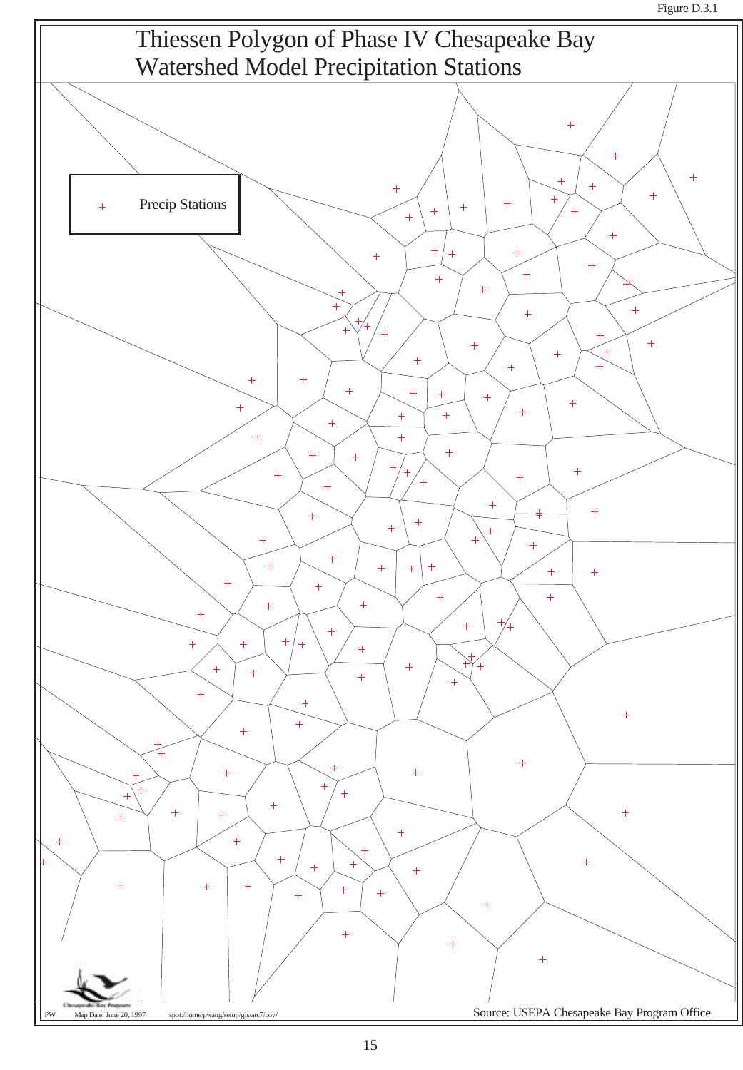Figure D.3.1

# Thiessen Polygon of Phase IV Chesapeake Bay Watershed Model Precipitation Stations

Precip Stations

PW Map Date: June 20, 1997 spot:/home/pwang/setup/gis/arc7/cov/

Source: USEPA Chesapeake Bay Program Office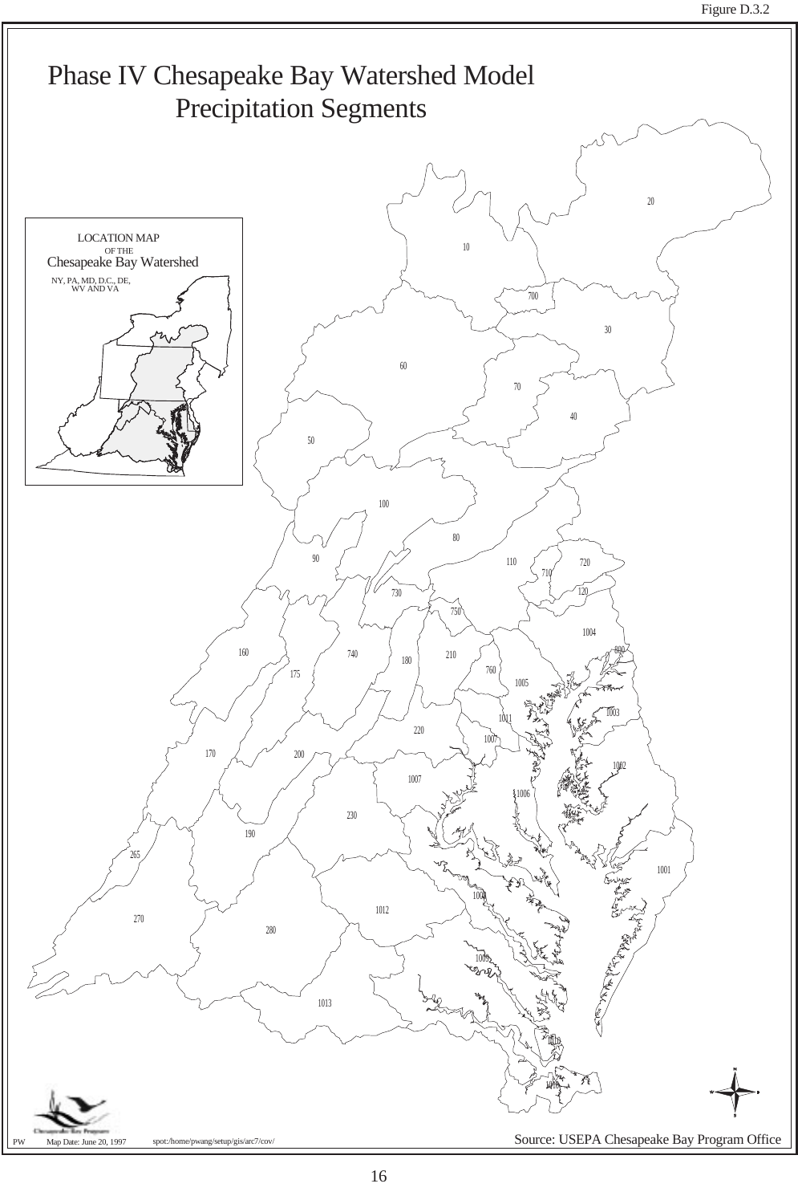Figure D.3.2

# Phase IV Chesapeake Bay Watershed Model Precipitation Segments

LOCATION MAP
OF THE
Chesapeake Bay Watershed
NY, PA, MD, D.C., DE, WV AND VA

20
10
700
30
60
70
40
50
100
80
90
110
710
720
730
120
750
1004
160
740
180
210
800
175
760
1005
1003
1011
220
1007
170
200
1002
1007
1006
230
190
265
1001
1008
1012
270
280
1009
1013
1010
1010

PW Map Date: June 20, 1997 spot:/home/pwang/setup/gis/arc7/cov/

Source: USEPA Chesapeake Bay Program Office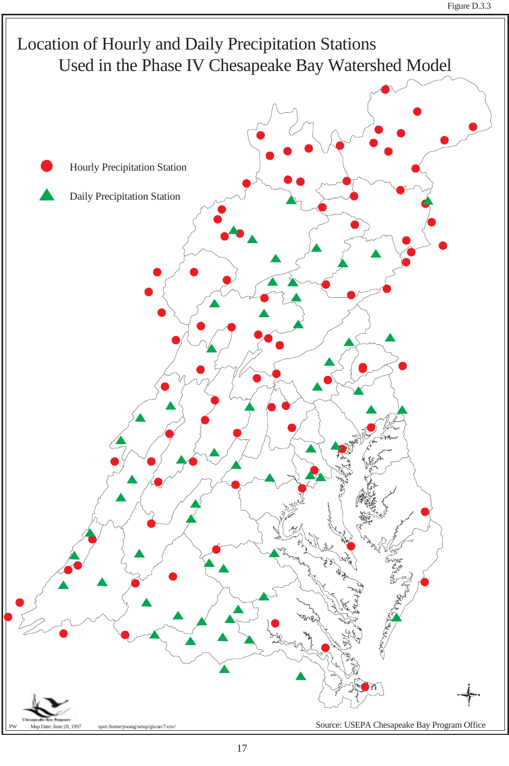Figure D.3.3

# Location of Hourly and Daily Precipitation Stations Used in the Phase IV Chesapeake Bay Watershed Model

Hourly Precipitation Station

Daily Precipitation Station

PW Map Date: June 20, 1997 spot:/home/pwang/setup/gis/arc7/cov/

Source: USEPA Chesapeake Bay Program Office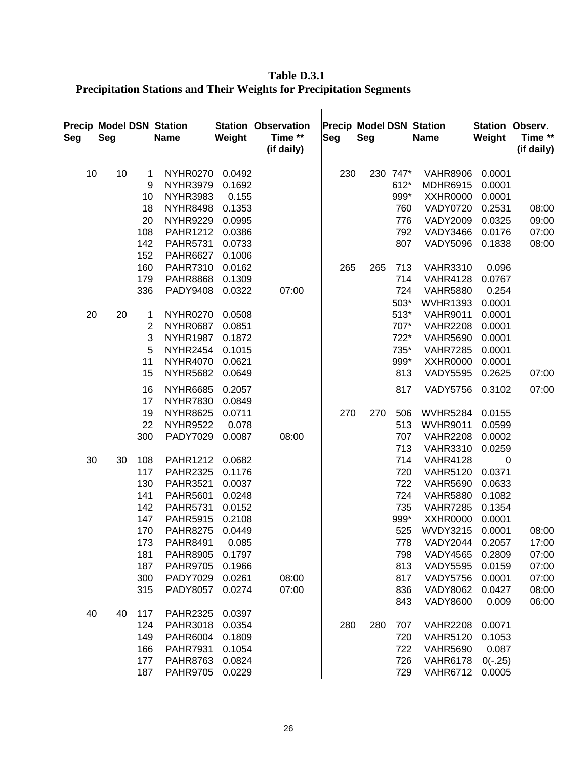# Table D.3.1
# Precipitation Stations and Their Weights for Precipitation Segments

| Precip Seg | Model Seg | DSN | Station Name | Station Weight | Observation Time ** (if daily) |
|---|---|---|---|---|---|
| 10 | 10 | 1 | NYHR0270 | 0.0492 | |
| | | 9 | NYHR3979 | 0.1692 | |
| | | 10 | NYHR3983 | 0.155 | |
| | | 18 | NYHR8498 | 0.1353 | |
| | | 20 | NYHR9229 | 0.0995 | |
| | | 108 | PAHR1212 | 0.0386 | |
| | | 142 | PAHR5731 | 0.0733 | |
| | | 152 | PAHR6627 | 0.1006 | |
| | | 160 | PAHR7310 | 0.0162 | |
| | | 179 | PAHR8868 | 0.1309 | |
| | | 336 | PADY9408 | 0.0322 | 07:00 |
| 20 | 20 | 1 | NYHR0270 | 0.0508 | |
| | | 2 | NYHR0687 | 0.0851 | |
| | | 3 | NYHR1987 | 0.1872 | |
| | | 5 | NYHR2454 | 0.1015 | |
| | | 11 | NYHR4070 | 0.0621 | |
| | | 15 | NYHR5682 | 0.0649 | |
| | | 16 | NYHR6685 | 0.2057 | |
| | | 17 | NYHR7830 | 0.0849 | |
| | | 19 | NYHR8625 | 0.0711 | |
| | | 22 | NYHR9522 | 0.078 | |
| | | 300 | PADY7029 | 0.0087 | 08:00 |
| 30 | 30 | 108 | PAHR1212 | 0.0682 | |
| | | 117 | PAHR2325 | 0.1176 | |
| | | 130 | PAHR3521 | 0.0037 | |
| | | 141 | PAHR5601 | 0.0248 | |
| | | 142 | PAHR5731 | 0.0152 | |
| | | 147 | PAHR5915 | 0.2108 | |
| | | 170 | PAHR8275 | 0.0449 | |
| | | 173 | PAHR8491 | 0.085 | |
| | | 181 | PAHR8905 | 0.1797 | |
| | | 187 | PAHR9705 | 0.1966 | |
| | | 300 | PADY7029 | 0.0261 | 08:00 |
| | | 315 | PADY8057 | 0.0274 | 07:00 |
| 40 | 40 | 117 | PAHR2325 | 0.0397 | |
| | | 124 | PAHR3018 | 0.0354 | |
| | | 149 | PAHR6004 | 0.1809 | |
| | | 166 | PAHR7931 | 0.1054 | |
| | | 177 | PAHR8763 | 0.0824 | |
| | | 187 | PAHR9705 | 0.0229 | |

| Precip Seg | Model Seg | DSN | Station Name | Station Weight | Observ. Time ** (if daily) |
|---|---|---|---|---|---|
| 230 | 230 | 747* | VAHR8906 | 0.0001 | |
| | | 612* | MDHR6915 | 0.0001 | |
| | | 999* | XXHR0000 | 0.0001 | |
| | | 760 | VADY0720 | 0.2531 | 08:00 |
| | | 776 | VADY2009 | 0.0325 | 09:00 |
| | | 792 | VADY3466 | 0.0176 | 07:00 |
| | | 807 | VADY5096 | 0.1838 | 08:00 |
| 265 | 265 | 713 | VAHR3310 | 0.096 | |
| | | 714 | VAHR4128 | 0.0767 | |
| | | 724 | VAHR5880 | 0.254 | |
| | | 503* | WVHR1393 | 0.0001 | |
| | | 513* | VAHR9011 | 0.0001 | |
| | | 707* | VAHR2208 | 0.0001 | |
| | | 722* | VAHR5690 | 0.0001 | |
| | | 735* | VAHR7285 | 0.0001 | |
| | | 999* | XXHR0000 | 0.0001 | |
| | | 813 | VADY5595 | 0.2625 | 07:00 |
| | | 817 | VADY5756 | 0.3102 | 07:00 |
| 270 | 270 | 506 | WVHR5284 | 0.0155 | |
| | | 513 | WVHR9011 | 0.0599 | |
| | | 707 | VAHR2208 | 0.0002 | |
| | | 713 | VAHR3310 | 0.0259 | |
| | | 714 | VAHR4128 | 0 | |
| | | 720 | VAHR5120 | 0.0371 | |
| | | 722 | VAHR5690 | 0.0633 | |
| | | 724 | VAHR5880 | 0.1082 | |
| | | 735 | VAHR7285 | 0.1354 | |
| | | 999* | XXHR0000 | 0.0001 | |
| | | 525 | WVDY3215 | 0.0001 | 08:00 |
| | | 778 | VADY2044 | 0.2057 | 17:00 |
| | | 798 | VADY4565 | 0.2809 | 07:00 |
| | | 813 | VADY5595 | 0.0159 | 07:00 |
| | | 817 | VADY5756 | 0.0001 | 07:00 |
| | | 836 | VADY8062 | 0.0427 | 08:00 |
| | | 843 | VADY8600 | 0.009 | 06:00 |
| 280 | 280 | 707 | VAHR2208 | 0.0071 | |
| | | 720 | VAHR5120 | 0.1053 | |
| | | 722 | VAHR5690 | 0.087 | |
| | | 726 | VAHR6178 | 0(-.25) | |
| | | 729 | VAHR6712 | 0.0005 | |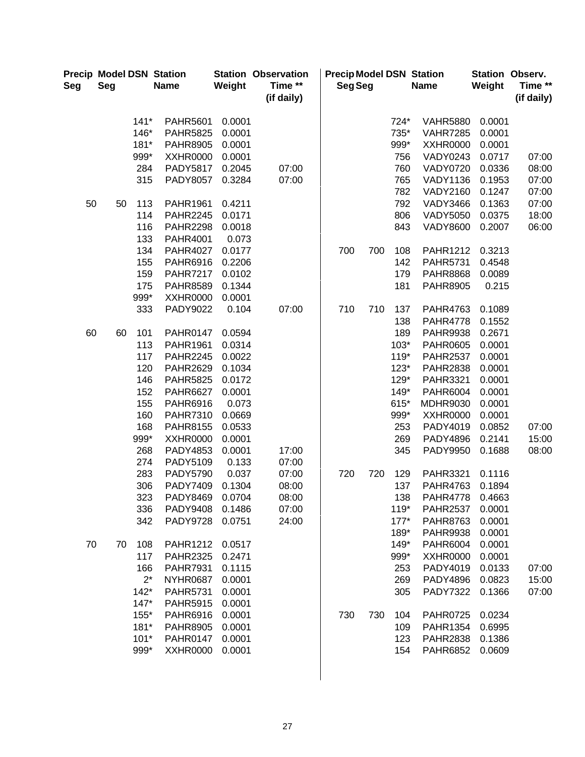| Precip Seg | Model Seg | DSN | Station Name | Station Weight | Observation Time ** (if daily) |
|---|---|---|---|---|---|
| | | 141* | PAHR5601 | 0.0001 | |
| | | 146* | PAHR5825 | 0.0001 | |
| | | 181* | PAHR8905 | 0.0001 | |
| | | 999* | XXHR0000 | 0.0001 | |
| | | 284 | PADY5817 | 0.2045 | 07:00 |
| | | 315 | PADY8057 | 0.3284 | 07:00 |
| 50 | 50 | 113 | PAHR1961 | 0.4211 | |
| | | 114 | PAHR2245 | 0.0171 | |
| | | 116 | PAHR2298 | 0.0018 | |
| | | 133 | PAHR4001 | 0.073 | |
| | | 134 | PAHR4027 | 0.0177 | |
| | | 155 | PAHR6916 | 0.2206 | |
| | | 159 | PAHR7217 | 0.0102 | |
| | | 175 | PAHR8589 | 0.1344 | |
| | | 999* | XXHR0000 | 0.0001 | |
| | | 333 | PADY9022 | 0.104 | 07:00 |
| 60 | 60 | 101 | PAHR0147 | 0.0594 | |
| | | 113 | PAHR1961 | 0.0314 | |
| | | 117 | PAHR2245 | 0.0022 | |
| | | 120 | PAHR2629 | 0.1034 | |
| | | 146 | PAHR5825 | 0.0172 | |
| | | 152 | PAHR6627 | 0.0001 | |
| | | 155 | PAHR6916 | 0.073 | |
| | | 160 | PAHR7310 | 0.0669 | |
| | | 168 | PAHR8155 | 0.0533 | |
| | | 999* | XXHR0000 | 0.0001 | |
| | | 268 | PADY4853 | 0.0001 | 17:00 |
| | | 274 | PADY5109 | 0.133 | 07:00 |
| | | 283 | PADY5790 | 0.037 | 07:00 |
| | | 306 | PADY7409 | 0.1304 | 08:00 |
| | | 323 | PADY8469 | 0.0704 | 08:00 |
| | | 336 | PADY9408 | 0.1486 | 07:00 |
| | | 342 | PADY9728 | 0.0751 | 24:00 |
| 70 | 70 | 108 | PAHR1212 | 0.0517 | |
| | | 117 | PAHR2325 | 0.2471 | |
| | | 166 | PAHR7931 | 0.1115 | |
| | | 2* | NYHR0687 | 0.0001 | |
| | | 142* | PAHR5731 | 0.0001 | |
| | | 147* | PAHR5915 | 0.0001 | |
| | | 155* | PAHR6916 | 0.0001 | |
| | | 181* | PAHR8905 | 0.0001 | |
| | | 101* | PAHR0147 | 0.0001 | |
| | | 999* | XXHR0000 | 0.0001 | |

| Precip Seg | Model Seg | DSN | Station Name | Station Weight | Observ. Time ** (if daily) |
|---|---|---|---|---|---|
| | | 724* | VAHR5880 | 0.0001 | |
| | | 735* | VAHR7285 | 0.0001 | |
| | | 999* | XXHR0000 | 0.0001 | |
| | | 756 | VADY0243 | 0.0717 | 07:00 |
| | | 760 | VADY0720 | 0.0336 | 08:00 |
| | | 765 | VADY1136 | 0.1953 | 07:00 |
| | | 782 | VADY2160 | 0.1247 | 07:00 |
| | | 792 | VADY3466 | 0.1363 | 07:00 |
| | | 806 | VADY5050 | 0.0375 | 18:00 |
| | | 843 | VADY8600 | 0.2007 | 06:00 |
| 700 | 700 | 108 | PAHR1212 | 0.3213 | |
| | | 142 | PAHR5731 | 0.4548 | |
| | | 179 | PAHR8868 | 0.0089 | |
| | | 181 | PAHR8905 | 0.215 | |
| 710 | 710 | 137 | PAHR4763 | 0.1089 | |
| | | 138 | PAHR4778 | 0.1552 | |
| | | 189 | PAHR9938 | 0.2671 | |
| | | 103* | PAHR0605 | 0.0001 | |
| | | 119* | PAHR2537 | 0.0001 | |
| | | 123* | PAHR2838 | 0.0001 | |
| | | 129* | PAHR3321 | 0.0001 | |
| | | 149* | PAHR6004 | 0.0001 | |
| | | 615* | MDHR9030 | 0.0001 | |
| | | 999* | XXHR0000 | 0.0001 | |
| | | 253 | PADY4019 | 0.0852 | 07:00 |
| | | 269 | PADY4896 | 0.2141 | 15:00 |
| | | 345 | PADY9950 | 0.1688 | 08:00 |
| 720 | 720 | 129 | PAHR3321 | 0.1116 | |
| | | 137 | PAHR4763 | 0.1894 | |
| | | 138 | PAHR4778 | 0.4663 | |
| | | 119* | PAHR2537 | 0.0001 | |
| | | 177* | PAHR8763 | 0.0001 | |
| | | 189* | PAHR9938 | 0.0001 | |
| | | 149* | PAHR6004 | 0.0001 | |
| | | 999* | XXHR0000 | 0.0001 | |
| | | 253 | PADY4019 | 0.0133 | 07:00 |
| | | 269 | PADY4896 | 0.0823 | 15:00 |
| | | 305 | PADY7322 | 0.1366 | 07:00 |
| 730 | 730 | 104 | PAHR0725 | 0.0234 | |
| | | 109 | PAHR1354 | 0.6995 | |
| | | 123 | PAHR2838 | 0.1386 | |
| | | 154 | PAHR6852 | 0.0609 | |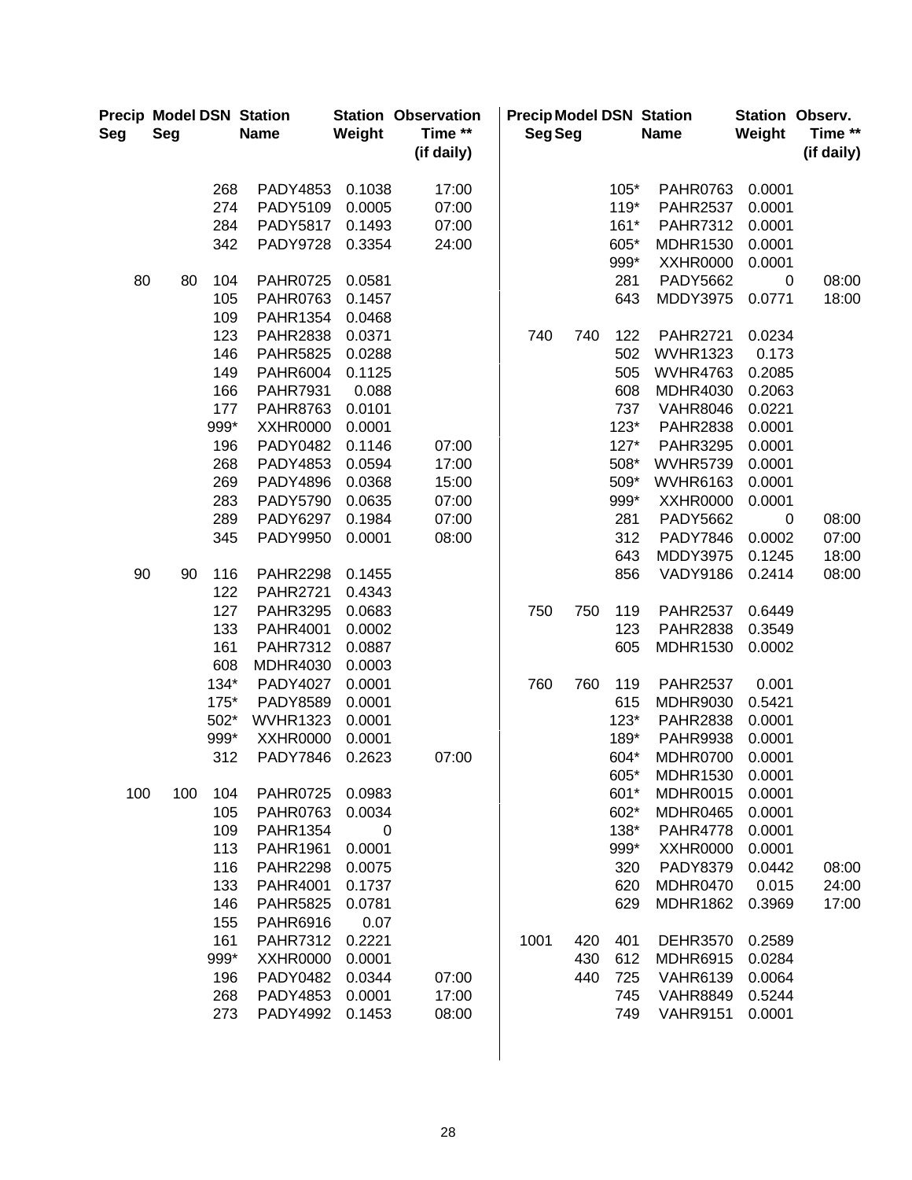| Precip Seg | Model Seg | DSN | Station Name | Station Weight | Observation Time ** (if daily) |
|---|---|---|---|---|---|
| | | 268 | PADY4853 | 0.1038 | 17:00 |
| | | 274 | PADY5109 | 0.0005 | 07:00 |
| | | 284 | PADY5817 | 0.1493 | 07:00 |
| | | 342 | PADY9728 | 0.3354 | 24:00 |
| 80 | 80 | 104 | PAHR0725 | 0.0581 | |
| | | 105 | PAHR0763 | 0.1457 | |
| | | 109 | PAHR1354 | 0.0468 | |
| | | 123 | PAHR2838 | 0.0371 | |
| | | 146 | PAHR5825 | 0.0288 | |
| | | 149 | PAHR6004 | 0.1125 | |
| | | 166 | PAHR7931 | 0.088 | |
| | | 177 | PAHR8763 | 0.0101 | |
| | | 999* | XXHR0000 | 0.0001 | |
| | | 196 | PADY0482 | 0.1146 | 07:00 |
| | | 268 | PADY4853 | 0.0594 | 17:00 |
| | | 269 | PADY4896 | 0.0368 | 15:00 |
| | | 283 | PADY5790 | 0.0635 | 07:00 |
| | | 289 | PADY6297 | 0.1984 | 07:00 |
| | | 345 | PADY9950 | 0.0001 | 08:00 |
| 90 | 90 | 116 | PAHR2298 | 0.1455 | |
| | | 122 | PAHR2721 | 0.4343 | |
| | | 127 | PAHR3295 | 0.0683 | |
| | | 133 | PAHR4001 | 0.0002 | |
| | | 161 | PAHR7312 | 0.0887 | |
| | | 608 | MDHR4030 | 0.0003 | |
| | | 134* | PADY4027 | 0.0001 | |
| | | 175* | PADY8589 | 0.0001 | |
| | | 502* | WVHR1323 | 0.0001 | |
| | | 999* | XXHR0000 | 0.0001 | |
| | | 312 | PADY7846 | 0.2623 | 07:00 |
| 100 | 100 | 104 | PAHR0725 | 0.0983 | |
| | | 105 | PAHR0763 | 0.0034 | |
| | | 109 | PAHR1354 | 0 | |
| | | 113 | PAHR1961 | 0.0001 | |
| | | 116 | PAHR2298 | 0.0075 | |
| | | 133 | PAHR4001 | 0.1737 | |
| | | 146 | PAHR5825 | 0.0781 | |
| | | 155 | PAHR6916 | 0.07 | |
| | | 161 | PAHR7312 | 0.2221 | |
| | | 999* | XXHR0000 | 0.0001 | |
| | | 196 | PADY0482 | 0.0344 | 07:00 |
| | | 268 | PADY4853 | 0.0001 | 17:00 |
| | | 273 | PADY4992 | 0.1453 | 08:00 |

| Precip Seg | Model Seg | DSN | Station Name | Station Weight | Observ. Time ** (if daily) |
|---|---|---|---|---|---|
| | | 105* | PAHR0763 | 0.0001 | |
| | | 119* | PAHR2537 | 0.0001 | |
| | | 161* | PAHR7312 | 0.0001 | |
| | | 605* | MDHR1530 | 0.0001 | |
| | | 999* | XXHR0000 | 0.0001 | |
| | | 281 | PADY5662 | 0 | 08:00 |
| | | 643 | MDDY3975 | 0.0771 | 18:00 |
| 740 | 740 | 122 | PAHR2721 | 0.0234 | |
| | | 502 | WVHR1323 | 0.173 | |
| | | 505 | WVHR4763 | 0.2085 | |
| | | 608 | MDHR4030 | 0.2063 | |
| | | 737 | VAHR8046 | 0.0221 | |
| | | 123* | PAHR2838 | 0.0001 | |
| | | 127* | PAHR3295 | 0.0001 | |
| | | 508* | WVHR5739 | 0.0001 | |
| | | 509* | WVHR6163 | 0.0001 | |
| | | 999* | XXHR0000 | 0.0001 | |
| | | 281 | PADY5662 | 0 | 08:00 |
| | | 312 | PADY7846 | 0.0002 | 07:00 |
| | | 643 | MDDY3975 | 0.1245 | 18:00 |
| | | 856 | VADY9186 | 0.2414 | 08:00 |
| 750 | 750 | 119 | PAHR2537 | 0.6449 | |
| | | 123 | PAHR2838 | 0.3549 | |
| | | 605 | MDHR1530 | 0.0002 | |
| 760 | 760 | 119 | PAHR2537 | 0.001 | |
| | | 615 | MDHR9030 | 0.5421 | |
| | | 123* | PAHR2838 | 0.0001 | |
| | | 189* | PAHR9938 | 0.0001 | |
| | | 604* | MDHR0700 | 0.0001 | |
| | | 605* | MDHR1530 | 0.0001 | |
| | | 601* | MDHR0015 | 0.0001 | |
| | | 602* | MDHR0465 | 0.0001 | |
| | | 138* | PAHR4778 | 0.0001 | |
| | | 999* | XXHR0000 | 0.0001 | |
| | | 320 | PADY8379 | 0.0442 | 08:00 |
| | | 620 | MDHR0470 | 0.015 | 24:00 |
| | | 629 | MDHR1862 | 0.3969 | 17:00 |
| 1001 | 420 | 401 | DEHR3570 | 0.2589 | |
| | 430 | 612 | MDHR6915 | 0.0284 | |
| | 440 | 725 | VAHR6139 | 0.0064 | |
| | | 745 | VAHR8849 | 0.5244 | |
| | | 749 | VAHR9151 | 0.0001 | |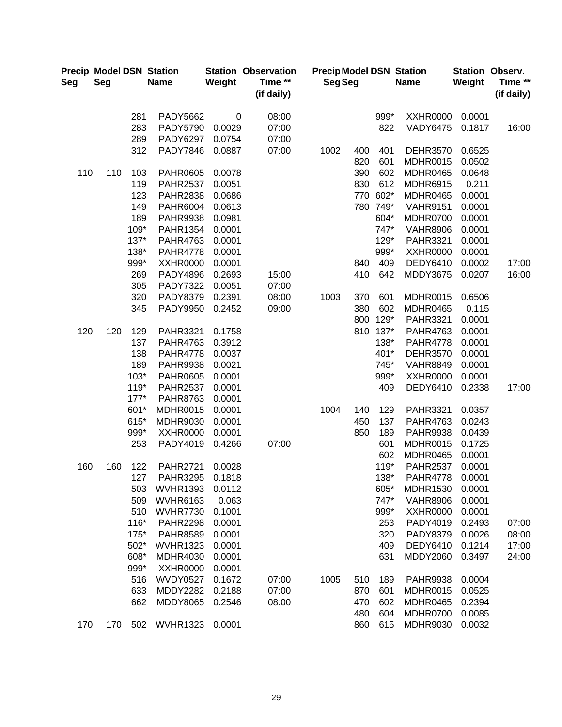| Precip Seg | Model Seg | DSN | Station Name | Station Weight | Observation Time ** (if daily) |
|---|---|---|---|---|---|
| | | 281 | PADY5662 | 0 | 08:00 |
| | | 283 | PADY5790 | 0.0029 | 07:00 |
| | | 289 | PADY6297 | 0.0754 | 07:00 |
| | | 312 | PADY7846 | 0.0887 | 07:00 |
| 110 | 110 | 103 | PAHR0605 | 0.0078 | |
| | | 119 | PAHR2537 | 0.0051 | |
| | | 123 | PAHR2838 | 0.0686 | |
| | | 149 | PAHR6004 | 0.0613 | |
| | | 189 | PAHR9938 | 0.0981 | |
| | | 109* | PAHR1354 | 0.0001 | |
| | | 137* | PAHR4763 | 0.0001 | |
| | | 138* | PAHR4778 | 0.0001 | |
| | | 999* | XXHR0000 | 0.0001 | |
| | | 269 | PADY4896 | 0.2693 | 15:00 |
| | | 305 | PADY7322 | 0.0051 | 07:00 |
| | | 320 | PADY8379 | 0.2391 | 08:00 |
| | | 345 | PADY9950 | 0.2452 | 09:00 |
| 120 | 120 | 129 | PAHR3321 | 0.1758 | |
| | | 137 | PAHR4763 | 0.3912 | |
| | | 138 | PAHR4778 | 0.0037 | |
| | | 189 | PAHR9938 | 0.0021 | |
| | | 103* | PAHR0605 | 0.0001 | |
| | | 119* | PAHR2537 | 0.0001 | |
| | | 177* | PAHR8763 | 0.0001 | |
| | | 601* | MDHR0015 | 0.0001 | |
| | | 615* | MDHR9030 | 0.0001 | |
| | | 999* | XXHR0000 | 0.0001 | |
| | | 253 | PADY4019 | 0.4266 | 07:00 |
| 160 | 160 | 122 | PAHR2721 | 0.0028 | |
| | | 127 | PAHR3295 | 0.1818 | |
| | | 503 | WVHR1393 | 0.0112 | |
| | | 509 | WVHR6163 | 0.063 | |
| | | 510 | WVHR7730 | 0.1001 | |
| | | 116* | PAHR2298 | 0.0001 | |
| | | 175* | PAHR8589 | 0.0001 | |
| | | 502* | WVHR1323 | 0.0001 | |
| | | 608* | MDHR4030 | 0.0001 | |
| | | 999* | XXHR0000 | 0.0001 | |
| | | 516 | WVDY0527 | 0.1672 | 07:00 |
| | | 633 | MDDY2282 | 0.2188 | 07:00 |
| | | 662 | MDDY8065 | 0.2546 | 08:00 |
| 170 | 170 | 502 | WVHR1323 | 0.0001 | |

| Precip Seg | Model Seg | DSN | Station Name | Station Weight | Observ. Time ** (if daily) |
|---|---|---|---|---|---|
| | | 999* | XXHR0000 | 0.0001 | |
| | | 822 | VADY6475 | 0.1817 | 16:00 |
| 1002 | 400 | 401 | DEHR3570 | 0.6525 | |
| | 820 | 601 | MDHR0015 | 0.0502 | |
| | 390 | 602 | MDHR0465 | 0.0648 | |
| | 830 | 612 | MDHR6915 | 0.211 | |
| | 770 | 602* | MDHR0465 | 0.0001 | |
| | 780 | 749* | VAHR9151 | 0.0001 | |
| | | 604* | MDHR0700 | 0.0001 | |
| | | 747* | VAHR8906 | 0.0001 | |
| | | 129* | PAHR3321 | 0.0001 | |
| | | 999* | XXHR0000 | 0.0001 | |
| | 840 | 409 | DEDY6410 | 0.0002 | 17:00 |
| | 410 | 642 | MDDY3675 | 0.0207 | 16:00 |
| 1003 | 370 | 601 | MDHR0015 | 0.6506 | |
| | 380 | 602 | MDHR0465 | 0.115 | |
| | 800 | 129* | PAHR3321 | 0.0001 | |
| | 810 | 137* | PAHR4763 | 0.0001 | |
| | | 138* | PAHR4778 | 0.0001 | |
| | | 401* | DEHR3570 | 0.0001 | |
| | | 745* | VAHR8849 | 0.0001 | |
| | | 999* | XXHR0000 | 0.0001 | |
| | | 409 | DEDY6410 | 0.2338 | 17:00 |
| 1004 | 140 | 129 | PAHR3321 | 0.0357 | |
| | 450 | 137 | PAHR4763 | 0.0243 | |
| | 850 | 189 | PAHR9938 | 0.0439 | |
| | | 601 | MDHR0015 | 0.1725 | |
| | | 602 | MDHR0465 | 0.0001 | |
| | | 119* | PAHR2537 | 0.0001 | |
| | | 138* | PAHR4778 | 0.0001 | |
| | | 605* | MDHR1530 | 0.0001 | |
| | | 747* | VAHR8906 | 0.0001 | |
| | | 999* | XXHR0000 | 0.0001 | |
| | | 253 | PADY4019 | 0.2493 | 07:00 |
| | | 320 | PADY8379 | 0.0026 | 08:00 |
| | | 409 | DEDY6410 | 0.1214 | 17:00 |
| | | 631 | MDDY2060 | 0.3497 | 24:00 |
| 1005 | 510 | 189 | PAHR9938 | 0.0004 | |
| | 870 | 601 | MDHR0015 | 0.0525 | |
| | 470 | 602 | MDHR0465 | 0.2394 | |
| | 480 | 604 | MDHR0700 | 0.0085 | |
| | 860 | 615 | MDHR9030 | 0.0032 | |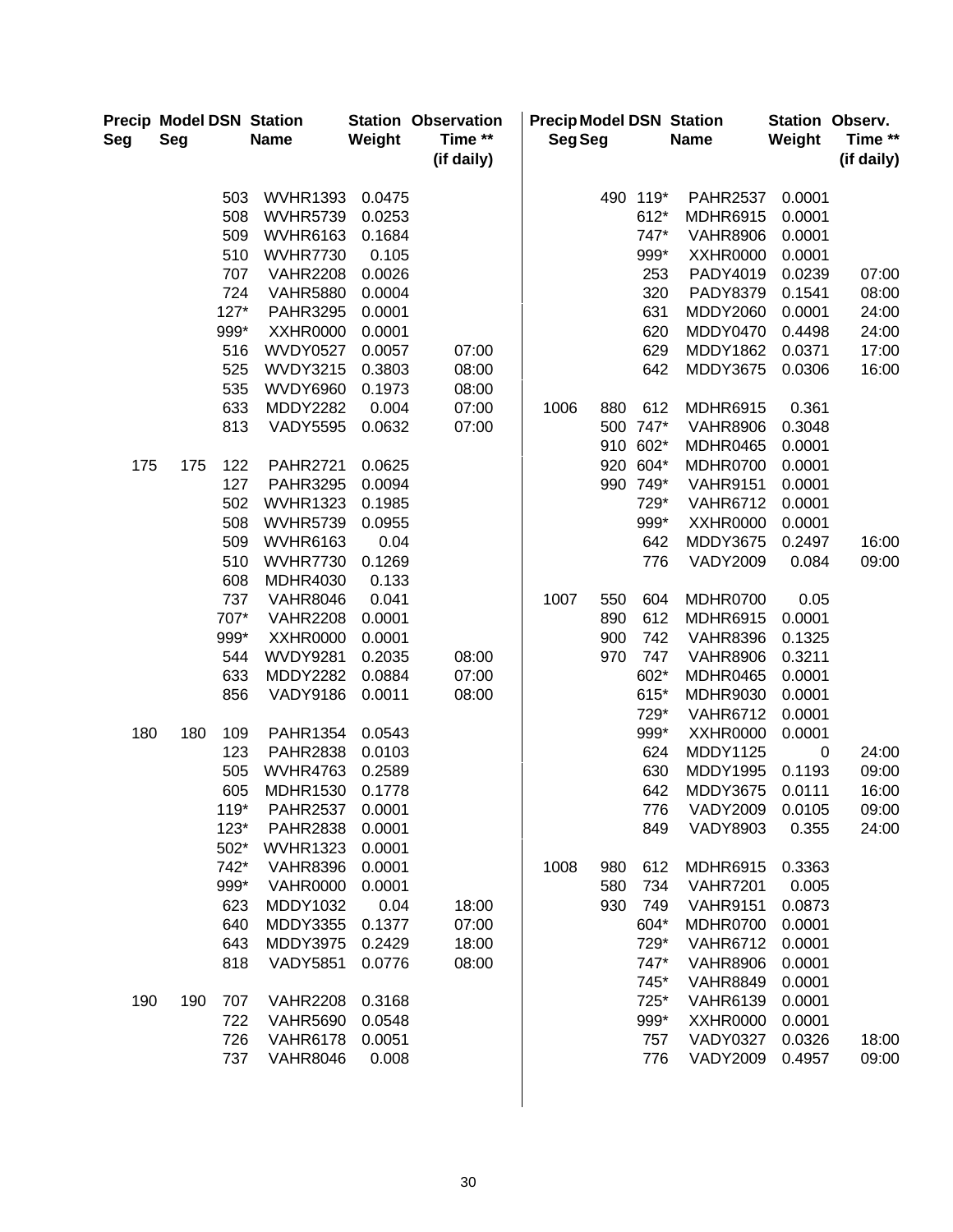| Precip Seg | Model Seg | DSN | Station Name | Station Weight | Observation Time ** (if daily) |
|---|---|---|---|---|---|
| | | 503 | WVHR1393 | 0.0475 | |
| | | 508 | WVHR5739 | 0.0253 | |
| | | 509 | WVHR6163 | 0.1684 | |
| | | 510 | WVHR7730 | 0.105 | |
| | | 707 | VAHR2208 | 0.0026 | |
| | | 724 | VAHR5880 | 0.0004 | |
| | | 127* | PAHR3295 | 0.0001 | |
| | | 999* | XXHR0000 | 0.0001 | |
| | | 516 | WVDY0527 | 0.0057 | 07:00 |
| | | 525 | WVDY3215 | 0.3803 | 08:00 |
| | | 535 | WVDY6960 | 0.1973 | 08:00 |
| | | 633 | MDDY2282 | 0.004 | 07:00 |
| | | 813 | VADY5595 | 0.0632 | 07:00 |
| 175 | 175 | 122 | PAHR2721 | 0.0625 | |
| | | 127 | PAHR3295 | 0.0094 | |
| | | 502 | WVHR1323 | 0.1985 | |
| | | 508 | WVHR5739 | 0.0955 | |
| | | 509 | WVHR6163 | 0.04 | |
| | | 510 | WVHR7730 | 0.1269 | |
| | | 608 | MDHR4030 | 0.133 | |
| | | 737 | VAHR8046 | 0.041 | |
| | | 707* | VAHR2208 | 0.0001 | |
| | | 999* | XXHR0000 | 0.0001 | |
| | | 544 | WVDY9281 | 0.2035 | 08:00 |
| | | 633 | MDDY2282 | 0.0884 | 07:00 |
| | | 856 | VADY9186 | 0.0011 | 08:00 |
| 180 | 180 | 109 | PAHR1354 | 0.0543 | |
| | | 123 | PAHR2838 | 0.0103 | |
| | | 505 | WVHR4763 | 0.2589 | |
| | | 605 | MDHR1530 | 0.1778 | |
| | | 119* | PAHR2537 | 0.0001 | |
| | | 123* | PAHR2838 | 0.0001 | |
| | | 502* | WVHR1323 | 0.0001 | |
| | | 742* | VAHR8396 | 0.0001 | |
| | | 999* | VAHR0000 | 0.0001 | |
| | | 623 | MDDY1032 | 0.04 | 18:00 |
| | | 640 | MDDY3355 | 0.1377 | 07:00 |
| | | 643 | MDDY3975 | 0.2429 | 18:00 |
| | | 818 | VADY5851 | 0.0776 | 08:00 |
| 190 | 190 | 707 | VAHR2208 | 0.3168 | |
| | | 722 | VAHR5690 | 0.0548 | |
| | | 726 | VAHR6178 | 0.0051 | |
| | | 737 | VAHR8046 | 0.008 | |

| Precip Seg | Model Seg | DSN | Station Name | Station Weight | Observ. Time ** (if daily) |
|---|---|---|---|---|---|
| | 490 | 119* | PAHR2537 | 0.0001 | |
| | | 612* | MDHR6915 | 0.0001 | |
| | | 747* | VAHR8906 | 0.0001 | |
| | | 999* | XXHR0000 | 0.0001 | |
| | | 253 | PADY4019 | 0.0239 | 07:00 |
| | | 320 | PADY8379 | 0.1541 | 08:00 |
| | | 631 | MDDY2060 | 0.0001 | 24:00 |
| | | 620 | MDDY0470 | 0.4498 | 24:00 |
| | | 629 | MDDY1862 | 0.0371 | 17:00 |
| | | 642 | MDDY3675 | 0.0306 | 16:00 |
| 1006 | 880 | 612 | MDHR6915 | 0.361 | |
| | 500 | 747* | VAHR8906 | 0.3048 | |
| | 910 | 602* | MDHR0465 | 0.0001 | |
| | 920 | 604* | MDHR0700 | 0.0001 | |
| | 990 | 749* | VAHR9151 | 0.0001 | |
| | | 729* | VAHR6712 | 0.0001 | |
| | | 999* | XXHR0000 | 0.0001 | |
| | | 642 | MDDY3675 | 0.2497 | 16:00 |
| | | 776 | VADY2009 | 0.084 | 09:00 |
| 1007 | 550 | 604 | MDHR0700 | 0.05 | |
| | 890 | 612 | MDHR6915 | 0.0001 | |
| | 900 | 742 | VAHR8396 | 0.1325 | |
| | 970 | 747 | VAHR8906 | 0.3211 | |
| | | 602* | MDHR0465 | 0.0001 | |
| | | 615* | MDHR9030 | 0.0001 | |
| | | 729* | VAHR6712 | 0.0001 | |
| | | 999* | XXHR0000 | 0.0001 | |
| | | 624 | MDDY1125 | 0 | 24:00 |
| | | 630 | MDDY1995 | 0.1193 | 09:00 |
| | | 642 | MDDY3675 | 0.0111 | 16:00 |
| | | 776 | VADY2009 | 0.0105 | 09:00 |
| | | 849 | VADY8903 | 0.355 | 24:00 |
| 1008 | 980 | 612 | MDHR6915 | 0.3363 | |
| | 580 | 734 | VAHR7201 | 0.005 | |
| | 930 | 749 | VAHR9151 | 0.0873 | |
| | | 604* | MDHR0700 | 0.0001 | |
| | | 729* | VAHR6712 | 0.0001 | |
| | | 747* | VAHR8906 | 0.0001 | |
| | | 745* | VAHR8849 | 0.0001 | |
| | | 725* | VAHR6139 | 0.0001 | |
| | | 999* | XXHR0000 | 0.0001 | |
| | | 757 | VADY0327 | 0.0326 | 18:00 |
| | | 776 | VADY2009 | 0.4957 | 09:00 |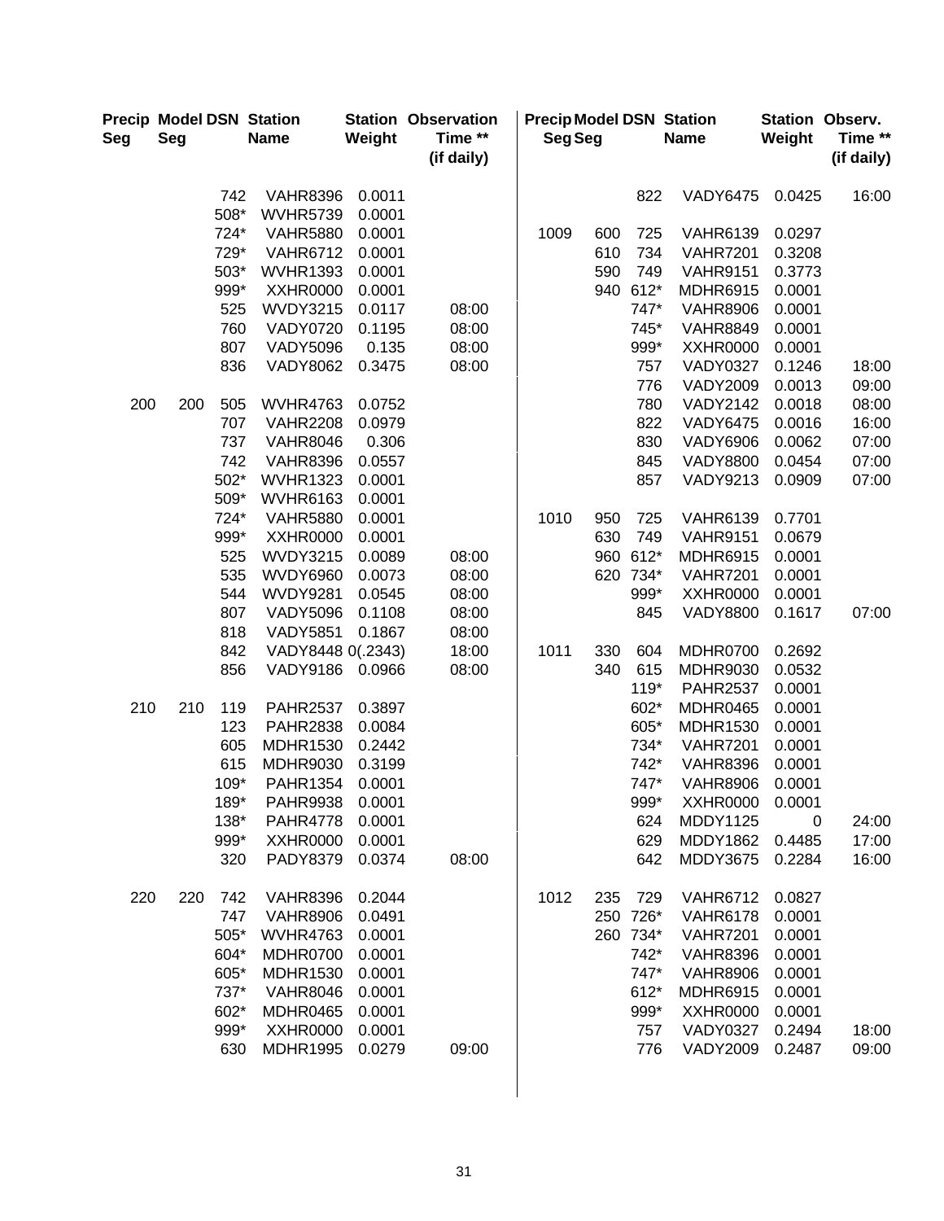| Precip Seg | Model Seg | DSN | Station Name | Station Weight | Observation Time ** (if daily) |
|---|---|---|---|---|---|
| | | 742 | VAHR8396 | 0.0011 | |
| | | 508* | WVHR5739 | 0.0001 | |
| | | 724* | VAHR5880 | 0.0001 | |
| | | 729* | VAHR6712 | 0.0001 | |
| | | 503* | WVHR1393 | 0.0001 | |
| | | 999* | XXHR0000 | 0.0001 | |
| | | 525 | WVDY3215 | 0.0117 | 08:00 |
| | | 760 | VADY0720 | 0.1195 | 08:00 |
| | | 807 | VADY5096 | 0.135 | 08:00 |
| | | 836 | VADY8062 | 0.3475 | 08:00 |
| 200 | 200 | 505 | WVHR4763 | 0.0752 | |
| | | 707 | VAHR2208 | 0.0979 | |
| | | 737 | VAHR8046 | 0.306 | |
| | | 742 | VAHR8396 | 0.0557 | |
| | | 502* | WVHR1323 | 0.0001 | |
| | | 509* | WVHR6163 | 0.0001 | |
| | | 724* | VAHR5880 | 0.0001 | |
| | | 999* | XXHR0000 | 0.0001 | |
| | | 525 | WVDY3215 | 0.0089 | 08:00 |
| | | 535 | WVDY6960 | 0.0073 | 08:00 |
| | | 544 | WVDY9281 | 0.0545 | 08:00 |
| | | 807 | VADY5096 | 0.1108 | 08:00 |
| | | 818 | VADY5851 | 0.1867 | 08:00 |
| | | 842 | VADY8448 | 0(.2343) | 18:00 |
| | | 856 | VADY9186 | 0.0966 | 08:00 |
| 210 | 210 | 119 | PAHR2537 | 0.3897 | |
| | | 123 | PAHR2838 | 0.0084 | |
| | | 605 | MDHR1530 | 0.2442 | |
| | | 615 | MDHR9030 | 0.3199 | |
| | | 109* | PAHR1354 | 0.0001 | |
| | | 189* | PAHR9938 | 0.0001 | |
| | | 138* | PAHR4778 | 0.0001 | |
| | | 999* | XXHR0000 | 0.0001 | |
| | | 320 | PADY8379 | 0.0374 | 08:00 |
| 220 | 220 | 742 | VAHR8396 | 0.2044 | |
| | | 747 | VAHR8906 | 0.0491 | |
| | | 505* | WVHR4763 | 0.0001 | |
| | | 604* | MDHR0700 | 0.0001 | |
| | | 605* | MDHR1530 | 0.0001 | |
| | | 737* | VAHR8046 | 0.0001 | |
| | | 602* | MDHR0465 | 0.0001 | |
| | | 999* | XXHR0000 | 0.0001 | |
| | | 630 | MDHR1995 | 0.0279 | 09:00 |

| Precip Seg | Model Seg | DSN | Station Name | Station Weight | Observ. Time ** (if daily) |
|---|---|---|---|---|---|
| | | 822 | VADY6475 | 0.0425 | 16:00 |
| 1009 | 600 | 725 | VAHR6139 | 0.0297 | |
| | 610 | 734 | VAHR7201 | 0.3208 | |
| | 590 | 749 | VAHR9151 | 0.3773 | |
| | 940 | 612* | MDHR6915 | 0.0001 | |
| | | 747* | VAHR8906 | 0.0001 | |
| | | 745* | VAHR8849 | 0.0001 | |
| | | 999* | XXHR0000 | 0.0001 | |
| | | 757 | VADY0327 | 0.1246 | 18:00 |
| | | 776 | VADY2009 | 0.0013 | 09:00 |
| | | 780 | VADY2142 | 0.0018 | 08:00 |
| | | 822 | VADY6475 | 0.0016 | 16:00 |
| | | 830 | VADY6906 | 0.0062 | 07:00 |
| | | 845 | VADY8800 | 0.0454 | 07:00 |
| | | 857 | VADY9213 | 0.0909 | 07:00 |
| 1010 | 950 | 725 | VAHR6139 | 0.7701 | |
| | 630 | 749 | VAHR9151 | 0.0679 | |
| | 960 | 612* | MDHR6915 | 0.0001 | |
| | 620 | 734* | VAHR7201 | 0.0001 | |
| | | 999* | XXHR0000 | 0.0001 | |
| | | 845 | VADY8800 | 0.1617 | 07:00 |
| 1011 | 330 | 604 | MDHR0700 | 0.2692 | |
| | 340 | 615 | MDHR9030 | 0.0532 | |
| | | 119* | PAHR2537 | 0.0001 | |
| | | 602* | MDHR0465 | 0.0001 | |
| | | 605* | MDHR1530 | 0.0001 | |
| | | 734* | VAHR7201 | 0.0001 | |
| | | 742* | VAHR8396 | 0.0001 | |
| | | 747* | VAHR8906 | 0.0001 | |
| | | 999* | XXHR0000 | 0.0001 | |
| | | 624 | MDDY1125 | 0 | 24:00 |
| | | 629 | MDDY1862 | 0.4485 | 17:00 |
| | | 642 | MDDY3675 | 0.2284 | 16:00 |
| 1012 | 235 | 729 | VAHR6712 | 0.0827 | |
| | 250 | 726* | VAHR6178 | 0.0001 | |
| | 260 | 734* | VAHR7201 | 0.0001 | |
| | | 742* | VAHR8396 | 0.0001 | |
| | | 747* | VAHR8906 | 0.0001 | |
| | | 612* | MDHR6915 | 0.0001 | |
| | | 999* | XXHR0000 | 0.0001 | |
| | | 757 | VADY0327 | 0.2494 | 18:00 |
| | | 776 | VADY2009 | 0.2487 | 09:00 |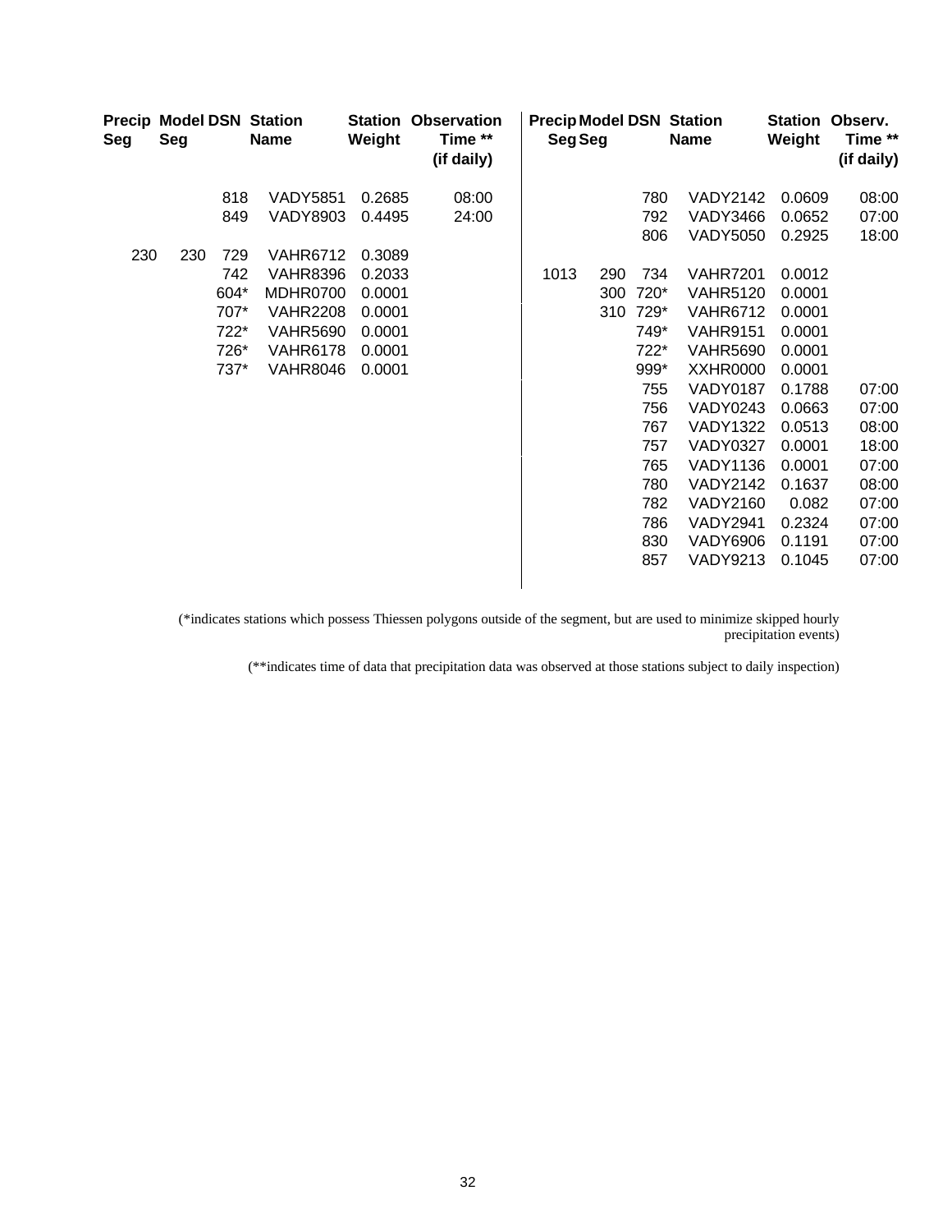| Precip Seg | Model Seg | DSN | Station Name | Station Weight | Observation Time ** (if daily) |
|---|---|---|---|---|---|
| | | 818 | VADY5851 | 0.2685 | 08:00 |
| | | 849 | VADY8903 | 0.4495 | 24:00 |
| 230 | 230 | 729 | VAHR6712 | 0.3089 | |
| | | 742 | VAHR8396 | 0.2033 | |
| | | 604* | MDHR0700 | 0.0001 | |
| | | 707* | VAHR2208 | 0.0001 | |
| | | 722* | VAHR5690 | 0.0001 | |
| | | 726* | VAHR6178 | 0.0001 | |
| | | 737* | VAHR8046 | 0.0001 | |

| Precip Seg | Model Seg | DSN | Station Name | Station Weight | Observ. Time ** (if daily) |
|---|---|---|---|---|---|
| | | 780 | VADY2142 | 0.0609 | 08:00 |
| | | 792 | VADY3466 | 0.0652 | 07:00 |
| | | 806 | VADY5050 | 0.2925 | 18:00 |
| 1013 | 290 | 734 | VAHR7201 | 0.0012 | |
| | 300 | 720* | VAHR5120 | 0.0001 | |
| | 310 | 729* | VAHR6712 | 0.0001 | |
| | | 749* | VAHR9151 | 0.0001 | |
| | | 722* | VAHR5690 | 0.0001 | |
| | | 999* | XXHR0000 | 0.0001 | |
| | | 755 | VADY0187 | 0.1788 | 07:00 |
| | | 756 | VADY0243 | 0.0663 | 07:00 |
| | | 767 | VADY1322 | 0.0513 | 08:00 |
| | | 757 | VADY0327 | 0.0001 | 18:00 |
| | | 765 | VADY1136 | 0.0001 | 07:00 |
| | | 780 | VADY2142 | 0.1637 | 08:00 |
| | | 782 | VADY2160 | 0.082 | 07:00 |
| | | 786 | VADY2941 | 0.2324 | 07:00 |
| | | 830 | VADY6906 | 0.1191 | 07:00 |
| | | 857 | VADY9213 | 0.1045 | 07:00 |

(*indicates stations which possess Thiessen polygons outside of the segment, but are used to minimize skipped hourly precipitation events)

(**indicates time of data that precipitation data was observed at those stations subject to daily inspection)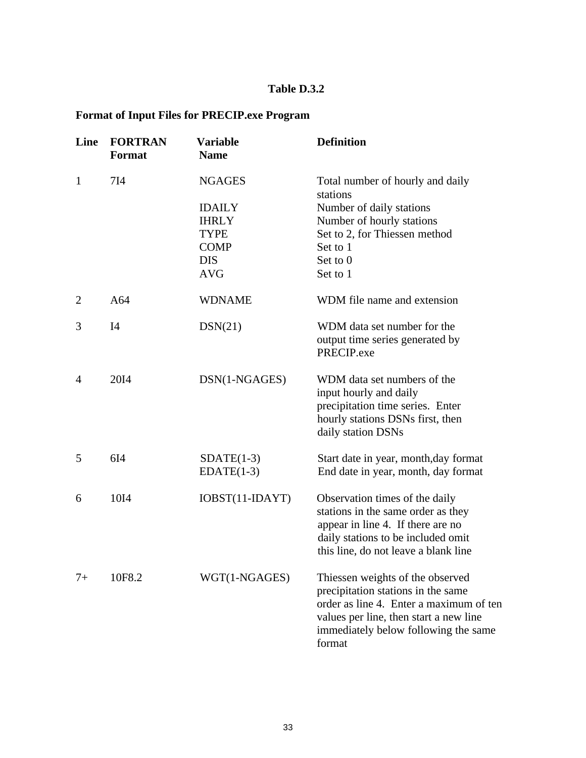**Table D.3.2**

**Format of Input Files for PRECIP.exe Program**

| Line | FORTRAN Format | Variable Name | Definition |
|---|---|---|---|
| 1 | 7I4 | NGAGES | Total number of hourly and daily stations |
| | | IDAILY | Number of daily stations |
| | | IHRLY | Number of hourly stations |
| | | TYPE | Set to 2, for Thiessen method |
| | | COMP | Set to 1 |
| | | DIS | Set to 0 |
| | | AVG | Set to 1 |
| 2 | A64 | WDNAME | WDM file name and extension |
| 3 | I4 | DSN(21) | WDM data set number for the output time series generated by PRECIP.exe |
| 4 | 20I4 | DSN(1-NGAGES) | WDM data set numbers of the input hourly and daily precipitation time series. Enter hourly stations DSNs first, then daily station DSNs |
| 5 | 6I4 | SDATE(1-3) | Start date in year, month,day format |
| | | EDATE(1-3) | End date in year, month, day format |
| 6 | 10I4 | IOBST(11-IDAYT) | Observation times of the daily stations in the same order as they appear in line 4. If there are no daily stations to be included omit this line, do not leave a blank line |
| 7+ | 10F8.2 | WGT(1-NGAGES) | Thiessen weights of the observed precipitation stations in the same order as line 4. Enter a maximum of ten values per line, then start a new line immediately below following the same format |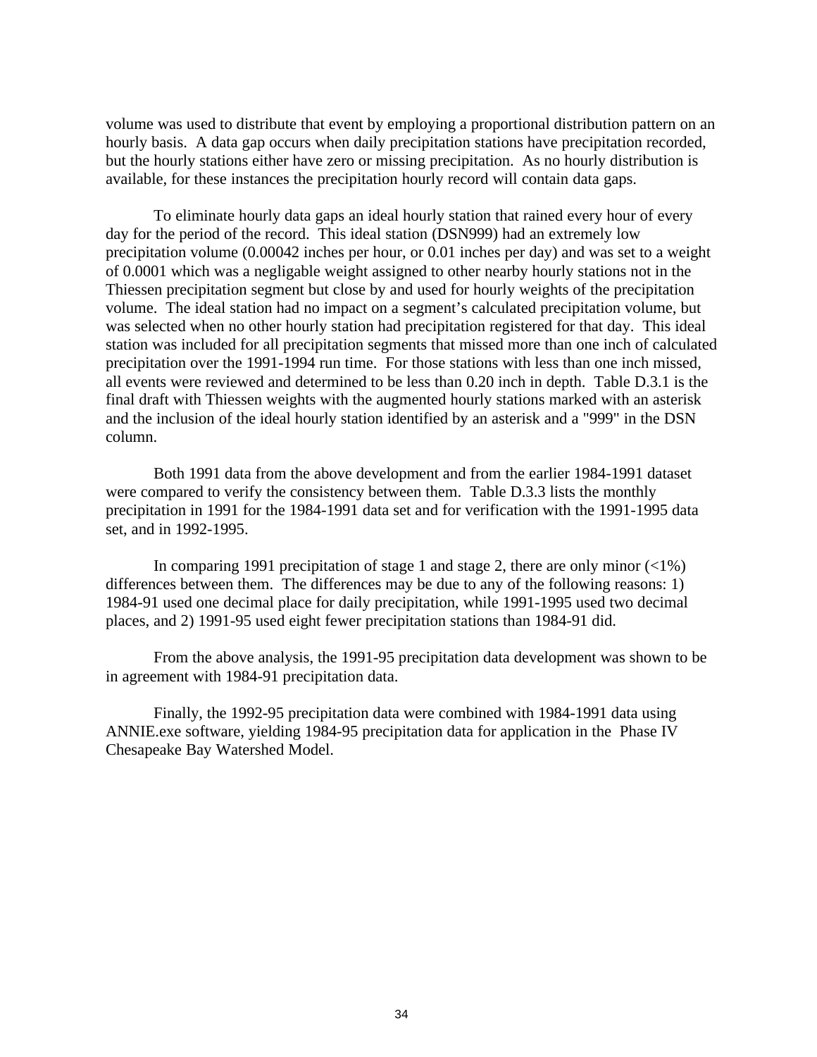volume was used to distribute that event by employing a proportional distribution pattern on an hourly basis. A data gap occurs when daily precipitation stations have precipitation recorded, but the hourly stations either have zero or missing precipitation. As no hourly distribution is available, for these instances the precipitation hourly record will contain data gaps.

To eliminate hourly data gaps an ideal hourly station that rained every hour of every day for the period of the record. This ideal station (DSN999) had an extremely low precipitation volume (0.00042 inches per hour, or 0.01 inches per day) and was set to a weight of 0.0001 which was a negligable weight assigned to other nearby hourly stations not in the Thiessen precipitation segment but close by and used for hourly weights of the precipitation volume. The ideal station had no impact on a segment's calculated precipitation volume, but was selected when no other hourly station had precipitation registered for that day. This ideal station was included for all precipitation segments that missed more than one inch of calculated precipitation over the 1991-1994 run time. For those stations with less than one inch missed, all events were reviewed and determined to be less than 0.20 inch in depth. Table D.3.1 is the final draft with Thiessen weights with the augmented hourly stations marked with an asterisk and the inclusion of the ideal hourly station identified by an asterisk and a "999" in the DSN column.

Both 1991 data from the above development and from the earlier 1984-1991 dataset were compared to verify the consistency between them. Table D.3.3 lists the monthly precipitation in 1991 for the 1984-1991 data set and for verification with the 1991-1995 data set, and in 1992-1995.

In comparing 1991 precipitation of stage 1 and stage 2, there are only minor (<1%) differences between them. The differences may be due to any of the following reasons: 1) 1984-91 used one decimal place for daily precipitation, while 1991-1995 used two decimal places, and 2) 1991-95 used eight fewer precipitation stations than 1984-91 did.

From the above analysis, the 1991-95 precipitation data development was shown to be in agreement with 1984-91 precipitation data.

Finally, the 1992-95 precipitation data were combined with 1984-1991 data using ANNIE.exe software, yielding 1984-95 precipitation data for application in the Phase IV Chesapeake Bay Watershed Model.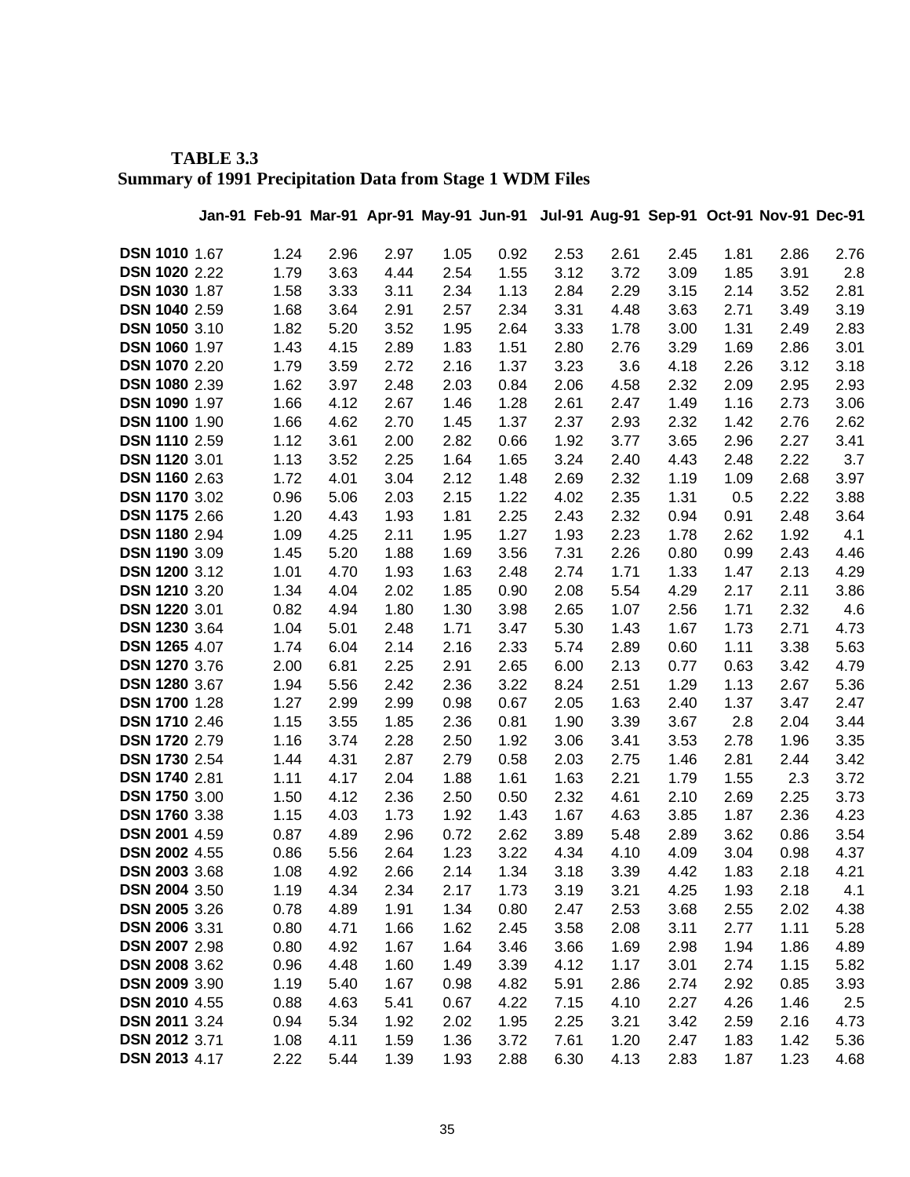**TABLE 3.3**
**Summary of 1991 Precipitation Data from Stage 1 WDM Files**

| | Jan-91 | Feb-91 | Mar-91 | Apr-91 | May-91 | Jun-91 | Jul-91 | Aug-91 | Sep-91 | Oct-91 | Nov-91 | Dec-91 |
|---|---|---|---|---|---|---|---|---|---|---|---|---|
| **DSN 1010** | 1.67 | 1.24 | 2.96 | 2.97 | 1.05 | 0.92 | 2.53 | 2.61 | 2.45 | 1.81 | 2.86 | 2.76 |
| **DSN 1020** | 2.22 | 1.79 | 3.63 | 4.44 | 2.54 | 1.55 | 3.12 | 3.72 | 3.09 | 1.85 | 3.91 | 2.8 |
| **DSN 1030** | 1.87 | 1.58 | 3.33 | 3.11 | 2.34 | 1.13 | 2.84 | 2.29 | 3.15 | 2.14 | 3.52 | 2.81 |
| **DSN 1040** | 2.59 | 1.68 | 3.64 | 2.91 | 2.57 | 2.34 | 3.31 | 4.48 | 3.63 | 2.71 | 3.49 | 3.19 |
| **DSN 1050** | 3.10 | 1.82 | 5.20 | 3.52 | 1.95 | 2.64 | 3.33 | 1.78 | 3.00 | 1.31 | 2.49 | 2.83 |
| **DSN 1060** | 1.97 | 1.43 | 4.15 | 2.89 | 1.83 | 1.51 | 2.80 | 2.76 | 3.29 | 1.69 | 2.86 | 3.01 |
| **DSN 1070** | 2.20 | 1.79 | 3.59 | 2.72 | 2.16 | 1.37 | 3.23 | 3.6 | 4.18 | 2.26 | 3.12 | 3.18 |
| **DSN 1080** | 2.39 | 1.62 | 3.97 | 2.48 | 2.03 | 0.84 | 2.06 | 4.58 | 2.32 | 2.09 | 2.95 | 2.93 |
| **DSN 1090** | 1.97 | 1.66 | 4.12 | 2.67 | 1.46 | 1.28 | 2.61 | 2.47 | 1.49 | 1.16 | 2.73 | 3.06 |
| **DSN 1100** | 1.90 | 1.66 | 4.62 | 2.70 | 1.45 | 1.37 | 2.37 | 2.93 | 2.32 | 1.42 | 2.76 | 2.62 |
| **DSN 1110** | 2.59 | 1.12 | 3.61 | 2.00 | 2.82 | 0.66 | 1.92 | 3.77 | 3.65 | 2.96 | 2.27 | 3.41 |
| **DSN 1120** | 3.01 | 1.13 | 3.52 | 2.25 | 1.64 | 1.65 | 3.24 | 2.40 | 4.43 | 2.48 | 2.22 | 3.7 |
| **DSN 1160** | 2.63 | 1.72 | 4.01 | 3.04 | 2.12 | 1.48 | 2.69 | 2.32 | 1.19 | 1.09 | 2.68 | 3.97 |
| **DSN 1170** | 3.02 | 0.96 | 5.06 | 2.03 | 2.15 | 1.22 | 4.02 | 2.35 | 1.31 | 0.5 | 2.22 | 3.88 |
| **DSN 1175** | 2.66 | 1.20 | 4.43 | 1.93 | 1.81 | 2.25 | 2.43 | 2.32 | 0.94 | 0.91 | 2.48 | 3.64 |
| **DSN 1180** | 2.94 | 1.09 | 4.25 | 2.11 | 1.95 | 1.27 | 1.93 | 2.23 | 1.78 | 2.62 | 1.92 | 4.1 |
| **DSN 1190** | 3.09 | 1.45 | 5.20 | 1.88 | 1.69 | 3.56 | 7.31 | 2.26 | 0.80 | 0.99 | 2.43 | 4.46 |
| **DSN 1200** | 3.12 | 1.01 | 4.70 | 1.93 | 1.63 | 2.48 | 2.74 | 1.71 | 1.33 | 1.47 | 2.13 | 4.29 |
| **DSN 1210** | 3.20 | 1.34 | 4.04 | 2.02 | 1.85 | 0.90 | 2.08 | 5.54 | 4.29 | 2.17 | 2.11 | 3.86 |
| **DSN 1220** | 3.01 | 0.82 | 4.94 | 1.80 | 1.30 | 3.98 | 2.65 | 1.07 | 2.56 | 1.71 | 2.32 | 4.6 |
| **DSN 1230** | 3.64 | 1.04 | 5.01 | 2.48 | 1.71 | 3.47 | 5.30 | 1.43 | 1.67 | 1.73 | 2.71 | 4.73 |
| **DSN 1265** | 4.07 | 1.74 | 6.04 | 2.14 | 2.16 | 2.33 | 5.74 | 2.89 | 0.60 | 1.11 | 3.38 | 5.63 |
| **DSN 1270** | 3.76 | 2.00 | 6.81 | 2.25 | 2.91 | 2.65 | 6.00 | 2.13 | 0.77 | 0.63 | 3.42 | 4.79 |
| **DSN 1280** | 3.67 | 1.94 | 5.56 | 2.42 | 2.36 | 3.22 | 8.24 | 2.51 | 1.29 | 1.13 | 2.67 | 5.36 |
| **DSN 1700** | 1.28 | 1.27 | 2.99 | 2.99 | 0.98 | 0.67 | 2.05 | 1.63 | 2.40 | 1.37 | 3.47 | 2.47 |
| **DSN 1710** | 2.46 | 1.15 | 3.55 | 1.85 | 2.36 | 0.81 | 1.90 | 3.39 | 3.67 | 2.8 | 2.04 | 3.44 |
| **DSN 1720** | 2.79 | 1.16 | 3.74 | 2.28 | 2.50 | 1.92 | 3.06 | 3.41 | 3.53 | 2.78 | 1.96 | 3.35 |
| **DSN 1730** | 2.54 | 1.44 | 4.31 | 2.87 | 2.79 | 0.58 | 2.03 | 2.75 | 1.46 | 2.81 | 2.44 | 3.42 |
| **DSN 1740** | 2.81 | 1.11 | 4.17 | 2.04 | 1.88 | 1.61 | 1.63 | 2.21 | 1.79 | 1.55 | 2.3 | 3.72 |
| **DSN 1750** | 3.00 | 1.50 | 4.12 | 2.36 | 2.50 | 0.50 | 2.32 | 4.61 | 2.10 | 2.69 | 2.25 | 3.73 |
| **DSN 1760** | 3.38 | 1.15 | 4.03 | 1.73 | 1.92 | 1.43 | 1.67 | 4.63 | 3.85 | 1.87 | 2.36 | 4.23 |
| **DSN 2001** | 4.59 | 0.87 | 4.89 | 2.96 | 0.72 | 2.62 | 3.89 | 5.48 | 2.89 | 3.62 | 0.86 | 3.54 |
| **DSN 2002** | 4.55 | 0.86 | 5.56 | 2.64 | 1.23 | 3.22 | 4.34 | 4.10 | 4.09 | 3.04 | 0.98 | 4.37 |
| **DSN 2003** | 3.68 | 1.08 | 4.92 | 2.66 | 2.14 | 1.34 | 3.18 | 3.39 | 4.42 | 1.83 | 2.18 | 4.21 |
| **DSN 2004** | 3.50 | 1.19 | 4.34 | 2.34 | 2.17 | 1.73 | 3.19 | 3.21 | 4.25 | 1.93 | 2.18 | 4.1 |
| **DSN 2005** | 3.26 | 0.78 | 4.89 | 1.91 | 1.34 | 0.80 | 2.47 | 2.53 | 3.68 | 2.55 | 2.02 | 4.38 |
| **DSN 2006** | 3.31 | 0.80 | 4.71 | 1.66 | 1.62 | 2.45 | 3.58 | 2.08 | 3.11 | 2.77 | 1.11 | 5.28 |
| **DSN 2007** | 2.98 | 0.80 | 4.92 | 1.67 | 1.64 | 3.46 | 3.66 | 1.69 | 2.98 | 1.94 | 1.86 | 4.89 |
| **DSN 2008** | 3.62 | 0.96 | 4.48 | 1.60 | 1.49 | 3.39 | 4.12 | 1.17 | 3.01 | 2.74 | 1.15 | 5.82 |
| **DSN 2009** | 3.90 | 1.19 | 5.40 | 1.67 | 0.98 | 4.82 | 5.91 | 2.86 | 2.74 | 2.92 | 0.85 | 3.93 |
| **DSN 2010** | 4.55 | 0.88 | 4.63 | 5.41 | 0.67 | 4.22 | 7.15 | 4.10 | 2.27 | 4.26 | 1.46 | 2.5 |
| **DSN 2011** | 3.24 | 0.94 | 5.34 | 1.92 | 2.02 | 1.95 | 2.25 | 3.21 | 3.42 | 2.59 | 2.16 | 4.73 |
| **DSN 2012** | 3.71 | 1.08 | 4.11 | 1.59 | 1.36 | 3.72 | 7.61 | 1.20 | 2.47 | 1.83 | 1.42 | 5.36 |
| **DSN 2013** | 4.17 | 2.22 | 5.44 | 1.39 | 1.93 | 2.88 | 6.30 | 4.13 | 2.83 | 1.87 | 1.23 | 4.68 |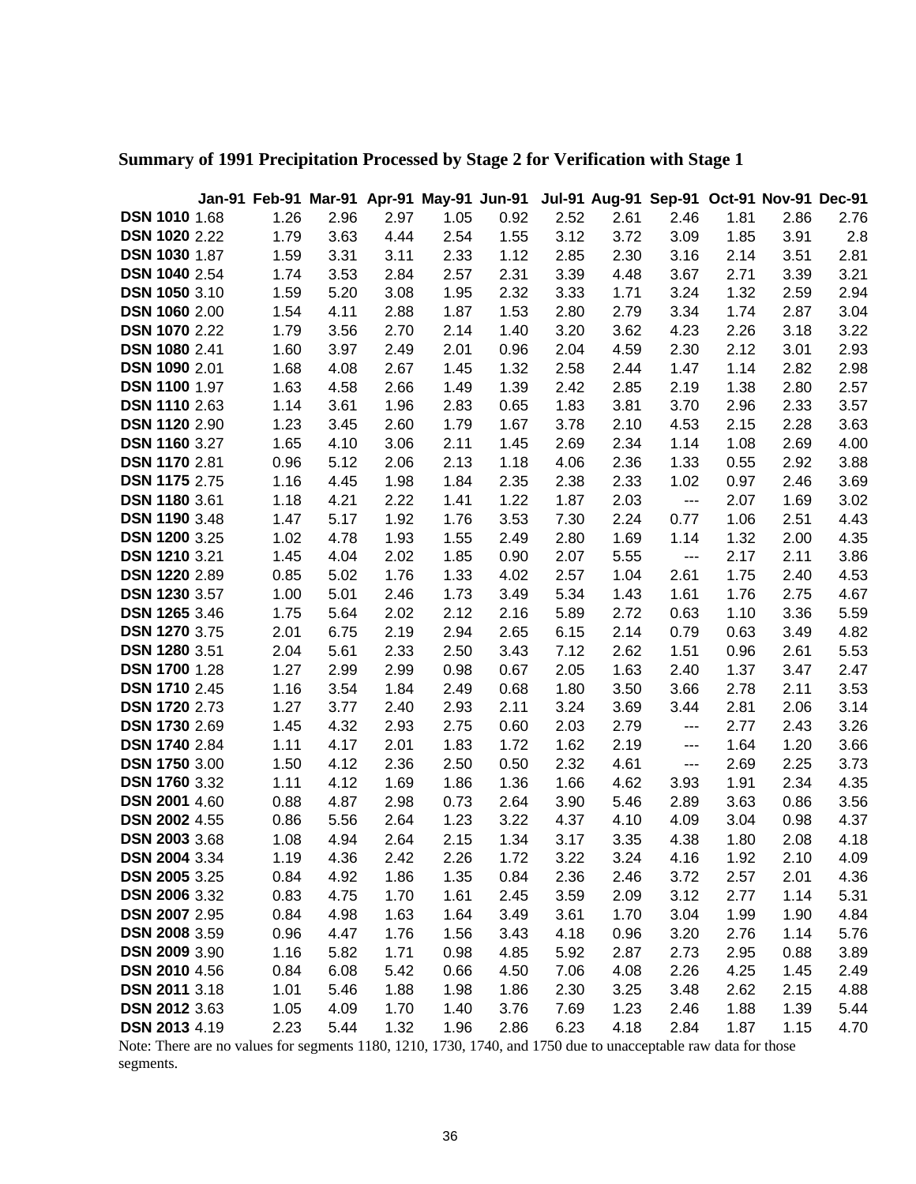# Summary of 1991 Precipitation Processed by Stage 2 for Verification with Stage 1

| | Jan-91 | Feb-91 | Mar-91 | Apr-91 | May-91 | Jun-91 | Jul-91 | Aug-91 | Sep-91 | Oct-91 | Nov-91 | Dec-91 |
|---|---|---|---|---|---|---|---|---|---|---|---|---|
| **DSN 1010** | 1.68 | 1.26 | 2.96 | 2.97 | 1.05 | 0.92 | 2.52 | 2.61 | 2.46 | 1.81 | 2.86 | 2.76 |
| **DSN 1020** | 2.22 | 1.79 | 3.63 | 4.44 | 2.54 | 1.55 | 3.12 | 3.72 | 3.09 | 1.85 | 3.91 | 2.8 |
| **DSN 1030** | 1.87 | 1.59 | 3.31 | 3.11 | 2.33 | 1.12 | 2.85 | 2.30 | 3.16 | 2.14 | 3.51 | 2.81 |
| **DSN 1040** | 2.54 | 1.74 | 3.53 | 2.84 | 2.57 | 2.31 | 3.39 | 4.48 | 3.67 | 2.71 | 3.39 | 3.21 |
| **DSN 1050** | 3.10 | 1.59 | 5.20 | 3.08 | 1.95 | 2.32 | 3.33 | 1.71 | 3.24 | 1.32 | 2.59 | 2.94 |
| **DSN 1060** | 2.00 | 1.54 | 4.11 | 2.88 | 1.87 | 1.53 | 2.80 | 2.79 | 3.34 | 1.74 | 2.87 | 3.04 |
| **DSN 1070** | 2.22 | 1.79 | 3.56 | 2.70 | 2.14 | 1.40 | 3.20 | 3.62 | 4.23 | 2.26 | 3.18 | 3.22 |
| **DSN 1080** | 2.41 | 1.60 | 3.97 | 2.49 | 2.01 | 0.96 | 2.04 | 4.59 | 2.30 | 2.12 | 3.01 | 2.93 |
| **DSN 1090** | 2.01 | 1.68 | 4.08 | 2.67 | 1.45 | 1.32 | 2.58 | 2.44 | 1.47 | 1.14 | 2.82 | 2.98 |
| **DSN 1100** | 1.97 | 1.63 | 4.58 | 2.66 | 1.49 | 1.39 | 2.42 | 2.85 | 2.19 | 1.38 | 2.80 | 2.57 |
| **DSN 1110** | 2.63 | 1.14 | 3.61 | 1.96 | 2.83 | 0.65 | 1.83 | 3.81 | 3.70 | 2.96 | 2.33 | 3.57 |
| **DSN 1120** | 2.90 | 1.23 | 3.45 | 2.60 | 1.79 | 1.67 | 3.78 | 2.10 | 4.53 | 2.15 | 2.28 | 3.63 |
| **DSN 1160** | 3.27 | 1.65 | 4.10 | 3.06 | 2.11 | 1.45 | 2.69 | 2.34 | 1.14 | 1.08 | 2.69 | 4.00 |
| **DSN 1170** | 2.81 | 0.96 | 5.12 | 2.06 | 2.13 | 1.18 | 4.06 | 2.36 | 1.33 | 0.55 | 2.92 | 3.88 |
| **DSN 1175** | 2.75 | 1.16 | 4.45 | 1.98 | 1.84 | 2.35 | 2.38 | 2.33 | 1.02 | 0.97 | 2.46 | 3.69 |
| **DSN 1180** | 3.61 | 1.18 | 4.21 | 2.22 | 1.41 | 1.22 | 1.87 | 2.03 | --- | 2.07 | 1.69 | 3.02 |
| **DSN 1190** | 3.48 | 1.47 | 5.17 | 1.92 | 1.76 | 3.53 | 7.30 | 2.24 | 0.77 | 1.06 | 2.51 | 4.43 |
| **DSN 1200** | 3.25 | 1.02 | 4.78 | 1.93 | 1.55 | 2.49 | 2.80 | 1.69 | 1.14 | 1.32 | 2.00 | 4.35 |
| **DSN 1210** | 3.21 | 1.45 | 4.04 | 2.02 | 1.85 | 0.90 | 2.07 | 5.55 | --- | 2.17 | 2.11 | 3.86 |
| **DSN 1220** | 2.89 | 0.85 | 5.02 | 1.76 | 1.33 | 4.02 | 2.57 | 1.04 | 2.61 | 1.75 | 2.40 | 4.53 |
| **DSN 1230** | 3.57 | 1.00 | 5.01 | 2.46 | 1.73 | 3.49 | 5.34 | 1.43 | 1.61 | 1.76 | 2.75 | 4.67 |
| **DSN 1265** | 3.46 | 1.75 | 5.64 | 2.02 | 2.12 | 2.16 | 5.89 | 2.72 | 0.63 | 1.10 | 3.36 | 5.59 |
| **DSN 1270** | 3.75 | 2.01 | 6.75 | 2.19 | 2.94 | 2.65 | 6.15 | 2.14 | 0.79 | 0.63 | 3.49 | 4.82 |
| **DSN 1280** | 3.51 | 2.04 | 5.61 | 2.33 | 2.50 | 3.43 | 7.12 | 2.62 | 1.51 | 0.96 | 2.61 | 5.53 |
| **DSN 1700** | 1.28 | 1.27 | 2.99 | 2.99 | 0.98 | 0.67 | 2.05 | 1.63 | 2.40 | 1.37 | 3.47 | 2.47 |
| **DSN 1710** | 2.45 | 1.16 | 3.54 | 1.84 | 2.49 | 0.68 | 1.80 | 3.50 | 3.66 | 2.78 | 2.11 | 3.53 |
| **DSN 1720** | 2.73 | 1.27 | 3.77 | 2.40 | 2.93 | 2.11 | 3.24 | 3.69 | 3.44 | 2.81 | 2.06 | 3.14 |
| **DSN 1730** | 2.69 | 1.45 | 4.32 | 2.93 | 2.75 | 0.60 | 2.03 | 2.79 | --- | 2.77 | 2.43 | 3.26 |
| **DSN 1740** | 2.84 | 1.11 | 4.17 | 2.01 | 1.83 | 1.72 | 1.62 | 2.19 | --- | 1.64 | 1.20 | 3.66 |
| **DSN 1750** | 3.00 | 1.50 | 4.12 | 2.36 | 2.50 | 0.50 | 2.32 | 4.61 | --- | 2.69 | 2.25 | 3.73 |
| **DSN 1760** | 3.32 | 1.11 | 4.12 | 1.69 | 1.86 | 1.36 | 1.66 | 4.62 | 3.93 | 1.91 | 2.34 | 4.35 |
| **DSN 2001** | 4.60 | 0.88 | 4.87 | 2.98 | 0.73 | 2.64 | 3.90 | 5.46 | 2.89 | 3.63 | 0.86 | 3.56 |
| **DSN 2002** | 4.55 | 0.86 | 5.56 | 2.64 | 1.23 | 3.22 | 4.37 | 4.10 | 4.09 | 3.04 | 0.98 | 4.37 |
| **DSN 2003** | 3.68 | 1.08 | 4.94 | 2.64 | 2.15 | 1.34 | 3.17 | 3.35 | 4.38 | 1.80 | 2.08 | 4.18 |
| **DSN 2004** | 3.34 | 1.19 | 4.36 | 2.42 | 2.26 | 1.72 | 3.22 | 3.24 | 4.16 | 1.92 | 2.10 | 4.09 |
| **DSN 2005** | 3.25 | 0.84 | 4.92 | 1.86 | 1.35 | 0.84 | 2.36 | 2.46 | 3.72 | 2.57 | 2.01 | 4.36 |
| **DSN 2006** | 3.32 | 0.83 | 4.75 | 1.70 | 1.61 | 2.45 | 3.59 | 2.09 | 3.12 | 2.77 | 1.14 | 5.31 |
| **DSN 2007** | 2.95 | 0.84 | 4.98 | 1.63 | 1.64 | 3.49 | 3.61 | 1.70 | 3.04 | 1.99 | 1.90 | 4.84 |
| **DSN 2008** | 3.59 | 0.96 | 4.47 | 1.76 | 1.56 | 3.43 | 4.18 | 0.96 | 3.20 | 2.76 | 1.14 | 5.76 |
| **DSN 2009** | 3.90 | 1.16 | 5.82 | 1.71 | 0.98 | 4.85 | 5.92 | 2.87 | 2.73 | 2.95 | 0.88 | 3.89 |
| **DSN 2010** | 4.56 | 0.84 | 6.08 | 5.42 | 0.66 | 4.50 | 7.06 | 4.08 | 2.26 | 4.25 | 1.45 | 2.49 |
| **DSN 2011** | 3.18 | 1.01 | 5.46 | 1.88 | 1.98 | 1.86 | 2.30 | 3.25 | 3.48 | 2.62 | 2.15 | 4.88 |
| **DSN 2012** | 3.63 | 1.05 | 4.09 | 1.70 | 1.40 | 3.76 | 7.69 | 1.23 | 2.46 | 1.88 | 1.39 | 5.44 |
| **DSN 2013** | 4.19 | 2.23 | 5.44 | 1.32 | 1.96 | 2.86 | 6.23 | 4.18 | 2.84 | 1.87 | 1.15 | 4.70 |

Note: There are no values for segments 1180, 1210, 1730, 1740, and 1750 due to unacceptable raw data for those segments.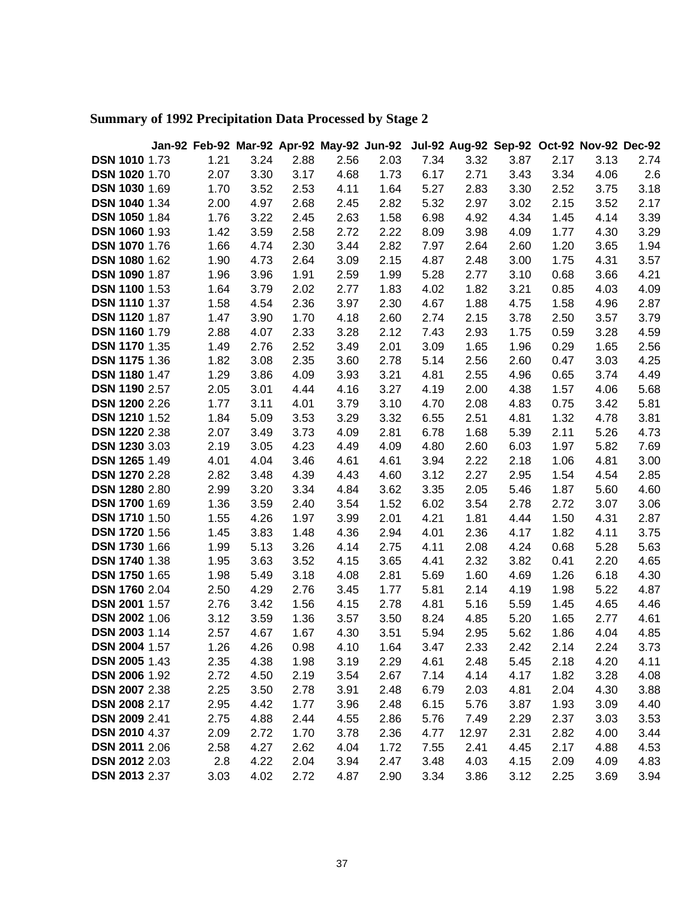## Summary of 1992 Precipitation Data Processed by Stage 2

| | Jan-92 | Feb-92 | Mar-92 | Apr-92 | May-92 | Jun-92 | Jul-92 | Aug-92 | Sep-92 | Oct-92 | Nov-92 | Dec-92 |
|---|---|---|---|---|---|---|---|---|---|---|---|---|
| **DSN 1010** | 1.73 | 1.21 | 3.24 | 2.88 | 2.56 | 2.03 | 7.34 | 3.32 | 3.87 | 2.17 | 3.13 | 2.74 |
| **DSN 1020** | 1.70 | 2.07 | 3.30 | 3.17 | 4.68 | 1.73 | 6.17 | 2.71 | 3.43 | 3.34 | 4.06 | 2.6 |
| **DSN 1030** | 1.69 | 1.70 | 3.52 | 2.53 | 4.11 | 1.64 | 5.27 | 2.83 | 3.30 | 2.52 | 3.75 | 3.18 |
| **DSN 1040** | 1.34 | 2.00 | 4.97 | 2.68 | 2.45 | 2.82 | 5.32 | 2.97 | 3.02 | 2.15 | 3.52 | 2.17 |
| **DSN 1050** | 1.84 | 1.76 | 3.22 | 2.45 | 2.63 | 1.58 | 6.98 | 4.92 | 4.34 | 1.45 | 4.14 | 3.39 |
| **DSN 1060** | 1.93 | 1.42 | 3.59 | 2.58 | 2.72 | 2.22 | 8.09 | 3.98 | 4.09 | 1.77 | 4.30 | 3.29 |
| **DSN 1070** | 1.76 | 1.66 | 4.74 | 2.30 | 3.44 | 2.82 | 7.97 | 2.64 | 2.60 | 1.20 | 3.65 | 1.94 |
| **DSN 1080** | 1.62 | 1.90 | 4.73 | 2.64 | 3.09 | 2.15 | 4.87 | 2.48 | 3.00 | 1.75 | 4.31 | 3.57 |
| **DSN 1090** | 1.87 | 1.96 | 3.96 | 1.91 | 2.59 | 1.99 | 5.28 | 2.77 | 3.10 | 0.68 | 3.66 | 4.21 |
| **DSN 1100** | 1.53 | 1.64 | 3.79 | 2.02 | 2.77 | 1.83 | 4.02 | 1.82 | 3.21 | 0.85 | 4.03 | 4.09 |
| **DSN 1110** | 1.37 | 1.58 | 4.54 | 2.36 | 3.97 | 2.30 | 4.67 | 1.88 | 4.75 | 1.58 | 4.96 | 2.87 |
| **DSN 1120** | 1.87 | 1.47 | 3.90 | 1.70 | 4.18 | 2.60 | 2.74 | 2.15 | 3.78 | 2.50 | 3.57 | 3.79 |
| **DSN 1160** | 1.79 | 2.88 | 4.07 | 2.33 | 3.28 | 2.12 | 7.43 | 2.93 | 1.75 | 0.59 | 3.28 | 4.59 |
| **DSN 1170** | 1.35 | 1.49 | 2.76 | 2.52 | 3.49 | 2.01 | 3.09 | 1.65 | 1.96 | 0.29 | 1.65 | 2.56 |
| **DSN 1175** | 1.36 | 1.82 | 3.08 | 2.35 | 3.60 | 2.78 | 5.14 | 2.56 | 2.60 | 0.47 | 3.03 | 4.25 |
| **DSN 1180** | 1.47 | 1.29 | 3.86 | 4.09 | 3.93 | 3.21 | 4.81 | 2.55 | 4.96 | 0.65 | 3.74 | 4.49 |
| **DSN 1190** | 2.57 | 2.05 | 3.01 | 4.44 | 4.16 | 3.27 | 4.19 | 2.00 | 4.38 | 1.57 | 4.06 | 5.68 |
| **DSN 1200** | 2.26 | 1.77 | 3.11 | 4.01 | 3.79 | 3.10 | 4.70 | 2.08 | 4.83 | 0.75 | 3.42 | 5.81 |
| **DSN 1210** | 1.52 | 1.84 | 5.09 | 3.53 | 3.29 | 3.32 | 6.55 | 2.51 | 4.81 | 1.32 | 4.78 | 3.81 |
| **DSN 1220** | 2.38 | 2.07 | 3.49 | 3.73 | 4.09 | 2.81 | 6.78 | 1.68 | 5.39 | 2.11 | 5.26 | 4.73 |
| **DSN 1230** | 3.03 | 2.19 | 3.05 | 4.23 | 4.49 | 4.09 | 4.80 | 2.60 | 6.03 | 1.97 | 5.82 | 7.69 |
| **DSN 1265** | 1.49 | 4.01 | 4.04 | 3.46 | 4.61 | 4.61 | 3.94 | 2.22 | 2.18 | 1.06 | 4.81 | 3.00 |
| **DSN 1270** | 2.28 | 2.82 | 3.48 | 4.39 | 4.43 | 4.60 | 3.12 | 2.27 | 2.95 | 1.54 | 4.54 | 2.85 |
| **DSN 1280** | 2.80 | 2.99 | 3.20 | 3.34 | 4.84 | 3.62 | 3.35 | 2.05 | 5.46 | 1.87 | 5.60 | 4.60 |
| **DSN 1700** | 1.69 | 1.36 | 3.59 | 2.40 | 3.54 | 1.52 | 6.02 | 3.54 | 2.78 | 2.72 | 3.07 | 3.06 |
| **DSN 1710** | 1.50 | 1.55 | 4.26 | 1.97 | 3.99 | 2.01 | 4.21 | 1.81 | 4.44 | 1.50 | 4.31 | 2.87 |
| **DSN 1720** | 1.56 | 1.45 | 3.83 | 1.48 | 4.36 | 2.94 | 4.01 | 2.36 | 4.17 | 1.82 | 4.11 | 3.75 |
| **DSN 1730** | 1.66 | 1.99 | 5.13 | 3.26 | 4.14 | 2.75 | 4.11 | 2.08 | 4.24 | 0.68 | 5.28 | 5.63 |
| **DSN 1740** | 1.38 | 1.95 | 3.63 | 3.52 | 4.15 | 3.65 | 4.41 | 2.32 | 3.82 | 0.41 | 2.20 | 4.65 |
| **DSN 1750** | 1.65 | 1.98 | 5.49 | 3.18 | 4.08 | 2.81 | 5.69 | 1.60 | 4.69 | 1.26 | 6.18 | 4.30 |
| **DSN 1760** | 2.04 | 2.50 | 4.29 | 2.76 | 3.45 | 1.77 | 5.81 | 2.14 | 4.19 | 1.98 | 5.22 | 4.87 |
| **DSN 2001** | 1.57 | 2.76 | 3.42 | 1.56 | 4.15 | 2.78 | 4.81 | 5.16 | 5.59 | 1.45 | 4.65 | 4.46 |
| **DSN 2002** | 1.06 | 3.12 | 3.59 | 1.36 | 3.57 | 3.50 | 8.24 | 4.85 | 5.20 | 1.65 | 2.77 | 4.61 |
| **DSN 2003** | 1.14 | 2.57 | 4.67 | 1.67 | 4.30 | 3.51 | 5.94 | 2.95 | 5.62 | 1.86 | 4.04 | 4.85 |
| **DSN 2004** | 1.57 | 1.26 | 4.26 | 0.98 | 4.10 | 1.64 | 3.47 | 2.33 | 2.42 | 2.14 | 2.24 | 3.73 |
| **DSN 2005** | 1.43 | 2.35 | 4.38 | 1.98 | 3.19 | 2.29 | 4.61 | 2.48 | 5.45 | 2.18 | 4.20 | 4.11 |
| **DSN 2006** | 1.92 | 2.72 | 4.50 | 2.19 | 3.54 | 2.67 | 7.14 | 4.14 | 4.17 | 1.82 | 3.28 | 4.08 |
| **DSN 2007** | 2.38 | 2.25 | 3.50 | 2.78 | 3.91 | 2.48 | 6.79 | 2.03 | 4.81 | 2.04 | 4.30 | 3.88 |
| **DSN 2008** | 2.17 | 2.95 | 4.42 | 1.77 | 3.96 | 2.48 | 6.15 | 5.76 | 3.87 | 1.93 | 3.09 | 4.40 |
| **DSN 2009** | 2.41 | 2.75 | 4.88 | 2.44 | 4.55 | 2.86 | 5.76 | 7.49 | 2.29 | 2.37 | 3.03 | 3.53 |
| **DSN 2010** | 4.37 | 2.09 | 2.72 | 1.70 | 3.78 | 2.36 | 4.77 | 12.97 | 2.31 | 2.82 | 4.00 | 3.44 |
| **DSN 2011** | 2.06 | 2.58 | 4.27 | 2.62 | 4.04 | 1.72 | 7.55 | 2.41 | 4.45 | 2.17 | 4.88 | 4.53 |
| **DSN 2012** | 2.03 | 2.8 | 4.22 | 2.04 | 3.94 | 2.47 | 3.48 | 4.03 | 4.15 | 2.09 | 4.09 | 4.83 |
| **DSN 2013** | 2.37 | 3.03 | 4.02 | 2.72 | 4.87 | 2.90 | 3.34 | 3.86 | 3.12 | 2.25 | 3.69 | 3.94 |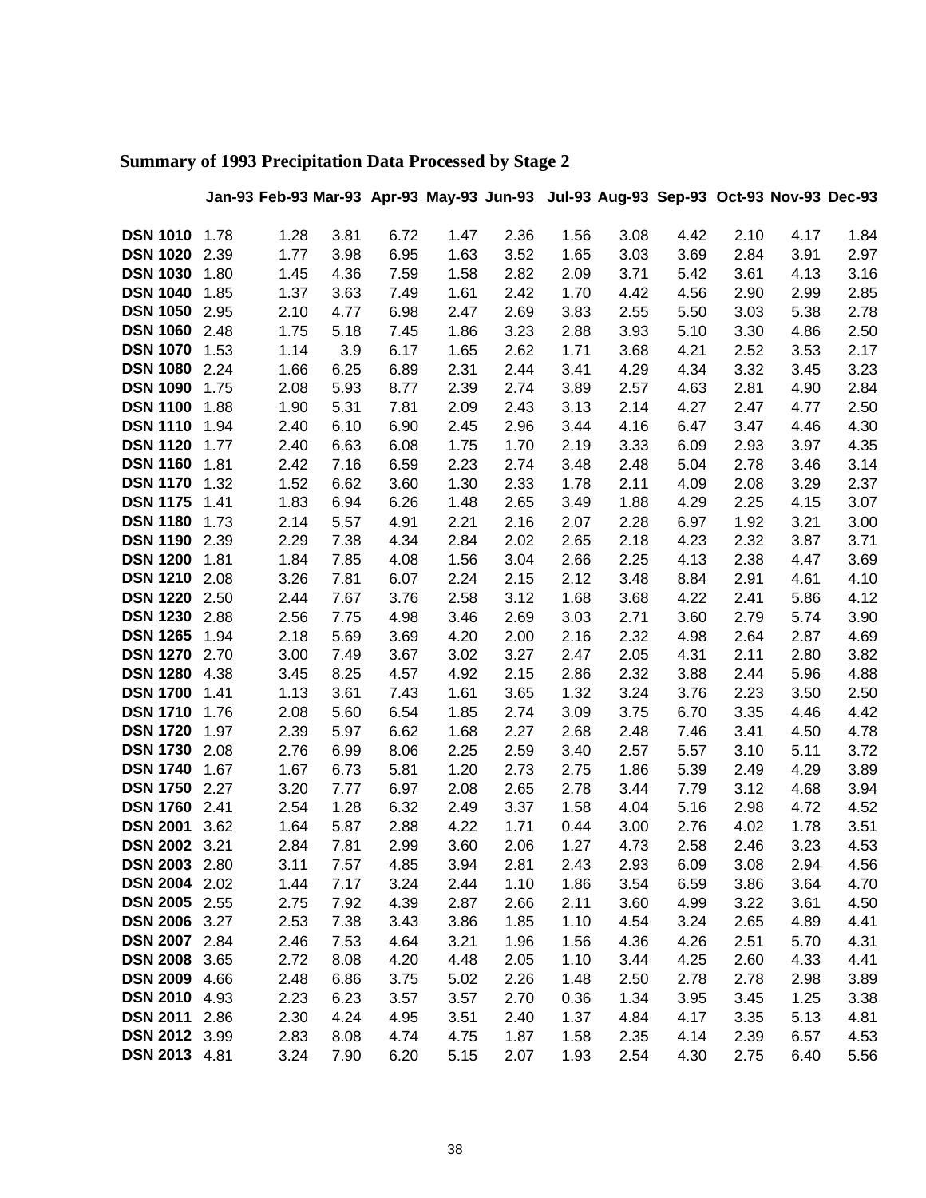## Summary of 1993 Precipitation Data Processed by Stage 2

| | Jan-93 | Feb-93 | Mar-93 | Apr-93 | May-93 | Jun-93 | Jul-93 | Aug-93 | Sep-93 | Oct-93 | Nov-93 | Dec-93 |
|---|---|---|---|---|---|---|---|---|---|---|---|---|
| **DSN 1010** | 1.78 | 1.28 | 3.81 | 6.72 | 1.47 | 2.36 | 1.56 | 3.08 | 4.42 | 2.10 | 4.17 | 1.84 |
| **DSN 1020** | 2.39 | 1.77 | 3.98 | 6.95 | 1.63 | 3.52 | 1.65 | 3.03 | 3.69 | 2.84 | 3.91 | 2.97 |
| **DSN 1030** | 1.80 | 1.45 | 4.36 | 7.59 | 1.58 | 2.82 | 2.09 | 3.71 | 5.42 | 3.61 | 4.13 | 3.16 |
| **DSN 1040** | 1.85 | 1.37 | 3.63 | 7.49 | 1.61 | 2.42 | 1.70 | 4.42 | 4.56 | 2.90 | 2.99 | 2.85 |
| **DSN 1050** | 2.95 | 2.10 | 4.77 | 6.98 | 2.47 | 2.69 | 3.83 | 2.55 | 5.50 | 3.03 | 5.38 | 2.78 |
| **DSN 1060** | 2.48 | 1.75 | 5.18 | 7.45 | 1.86 | 3.23 | 2.88 | 3.93 | 5.10 | 3.30 | 4.86 | 2.50 |
| **DSN 1070** | 1.53 | 1.14 | 3.9 | 6.17 | 1.65 | 2.62 | 1.71 | 3.68 | 4.21 | 2.52 | 3.53 | 2.17 |
| **DSN 1080** | 2.24 | 1.66 | 6.25 | 6.89 | 2.31 | 2.44 | 3.41 | 4.29 | 4.34 | 3.32 | 3.45 | 3.23 |
| **DSN 1090** | 1.75 | 2.08 | 5.93 | 8.77 | 2.39 | 2.74 | 3.89 | 2.57 | 4.63 | 2.81 | 4.90 | 2.84 |
| **DSN 1100** | 1.88 | 1.90 | 5.31 | 7.81 | 2.09 | 2.43 | 3.13 | 2.14 | 4.27 | 2.47 | 4.77 | 2.50 |
| **DSN 1110** | 1.94 | 2.40 | 6.10 | 6.90 | 2.45 | 2.96 | 3.44 | 4.16 | 6.47 | 3.47 | 4.46 | 4.30 |
| **DSN 1120** | 1.77 | 2.40 | 6.63 | 6.08 | 1.75 | 1.70 | 2.19 | 3.33 | 6.09 | 2.93 | 3.97 | 4.35 |
| **DSN 1160** | 1.81 | 2.42 | 7.16 | 6.59 | 2.23 | 2.74 | 3.48 | 2.48 | 5.04 | 2.78 | 3.46 | 3.14 |
| **DSN 1170** | 1.32 | 1.52 | 6.62 | 3.60 | 1.30 | 2.33 | 1.78 | 2.11 | 4.09 | 2.08 | 3.29 | 2.37 |
| **DSN 1175** | 1.41 | 1.83 | 6.94 | 6.26 | 1.48 | 2.65 | 3.49 | 1.88 | 4.29 | 2.25 | 4.15 | 3.07 |
| **DSN 1180** | 1.73 | 2.14 | 5.57 | 4.91 | 2.21 | 2.16 | 2.07 | 2.28 | 6.97 | 1.92 | 3.21 | 3.00 |
| **DSN 1190** | 2.39 | 2.29 | 7.38 | 4.34 | 2.84 | 2.02 | 2.65 | 2.18 | 4.23 | 2.32 | 3.87 | 3.71 |
| **DSN 1200** | 1.81 | 1.84 | 7.85 | 4.08 | 1.56 | 3.04 | 2.66 | 2.25 | 4.13 | 2.38 | 4.47 | 3.69 |
| **DSN 1210** | 2.08 | 3.26 | 7.81 | 6.07 | 2.24 | 2.15 | 2.12 | 3.48 | 8.84 | 2.91 | 4.61 | 4.10 |
| **DSN 1220** | 2.50 | 2.44 | 7.67 | 3.76 | 2.58 | 3.12 | 1.68 | 3.68 | 4.22 | 2.41 | 5.86 | 4.12 |
| **DSN 1230** | 2.88 | 2.56 | 7.75 | 4.98 | 3.46 | 2.69 | 3.03 | 2.71 | 3.60 | 2.79 | 5.74 | 3.90 |
| **DSN 1265** | 1.94 | 2.18 | 5.69 | 3.69 | 4.20 | 2.00 | 2.16 | 2.32 | 4.98 | 2.64 | 2.87 | 4.69 |
| **DSN 1270** | 2.70 | 3.00 | 7.49 | 3.67 | 3.02 | 3.27 | 2.47 | 2.05 | 4.31 | 2.11 | 2.80 | 3.82 |
| **DSN 1280** | 4.38 | 3.45 | 8.25 | 4.57 | 4.92 | 2.15 | 2.86 | 2.32 | 3.88 | 2.44 | 5.96 | 4.88 |
| **DSN 1700** | 1.41 | 1.13 | 3.61 | 7.43 | 1.61 | 3.65 | 1.32 | 3.24 | 3.76 | 2.23 | 3.50 | 2.50 |
| **DSN 1710** | 1.76 | 2.08 | 5.60 | 6.54 | 1.85 | 2.74 | 3.09 | 3.75 | 6.70 | 3.35 | 4.46 | 4.42 |
| **DSN 1720** | 1.97 | 2.39 | 5.97 | 6.62 | 1.68 | 2.27 | 2.68 | 2.48 | 7.46 | 3.41 | 4.50 | 4.78 |
| **DSN 1730** | 2.08 | 2.76 | 6.99 | 8.06 | 2.25 | 2.59 | 3.40 | 2.57 | 5.57 | 3.10 | 5.11 | 3.72 |
| **DSN 1740** | 1.67 | 1.67 | 6.73 | 5.81 | 1.20 | 2.73 | 2.75 | 1.86 | 5.39 | 2.49 | 4.29 | 3.89 |
| **DSN 1750** | 2.27 | 3.20 | 7.77 | 6.97 | 2.08 | 2.65 | 2.78 | 3.44 | 7.79 | 3.12 | 4.68 | 3.94 |
| **DSN 1760** | 2.41 | 2.54 | 1.28 | 6.32 | 2.49 | 3.37 | 1.58 | 4.04 | 5.16 | 2.98 | 4.72 | 4.52 |
| **DSN 2001** | 3.62 | 1.64 | 5.87 | 2.88 | 4.22 | 1.71 | 0.44 | 3.00 | 2.76 | 4.02 | 1.78 | 3.51 |
| **DSN 2002** | 3.21 | 2.84 | 7.81 | 2.99 | 3.60 | 2.06 | 1.27 | 4.73 | 2.58 | 2.46 | 3.23 | 4.53 |
| **DSN 2003** | 2.80 | 3.11 | 7.57 | 4.85 | 3.94 | 2.81 | 2.43 | 2.93 | 6.09 | 3.08 | 2.94 | 4.56 |
| **DSN 2004** | 2.02 | 1.44 | 7.17 | 3.24 | 2.44 | 1.10 | 1.86 | 3.54 | 6.59 | 3.86 | 3.64 | 4.70 |
| **DSN 2005** | 2.55 | 2.75 | 7.92 | 4.39 | 2.87 | 2.66 | 2.11 | 3.60 | 4.99 | 3.22 | 3.61 | 4.50 |
| **DSN 2006** | 3.27 | 2.53 | 7.38 | 3.43 | 3.86 | 1.85 | 1.10 | 4.54 | 3.24 | 2.65 | 4.89 | 4.41 |
| **DSN 2007** | 2.84 | 2.46 | 7.53 | 4.64 | 3.21 | 1.96 | 1.56 | 4.36 | 4.26 | 2.51 | 5.70 | 4.31 |
| **DSN 2008** | 3.65 | 2.72 | 8.08 | 4.20 | 4.48 | 2.05 | 1.10 | 3.44 | 4.25 | 2.60 | 4.33 | 4.41 |
| **DSN 2009** | 4.66 | 2.48 | 6.86 | 3.75 | 5.02 | 2.26 | 1.48 | 2.50 | 2.78 | 2.78 | 2.98 | 3.89 |
| **DSN 2010** | 4.93 | 2.23 | 6.23 | 3.57 | 3.57 | 2.70 | 0.36 | 1.34 | 3.95 | 3.45 | 1.25 | 3.38 |
| **DSN 2011** | 2.86 | 2.30 | 4.24 | 4.95 | 3.51 | 2.40 | 1.37 | 4.84 | 4.17 | 3.35 | 5.13 | 4.81 |
| **DSN 2012** | 3.99 | 2.83 | 8.08 | 4.74 | 4.75 | 1.87 | 1.58 | 2.35 | 4.14 | 2.39 | 6.57 | 4.53 |
| **DSN 2013** | 4.81 | 3.24 | 7.90 | 6.20 | 5.15 | 2.07 | 1.93 | 2.54 | 4.30 | 2.75 | 6.40 | 5.56 |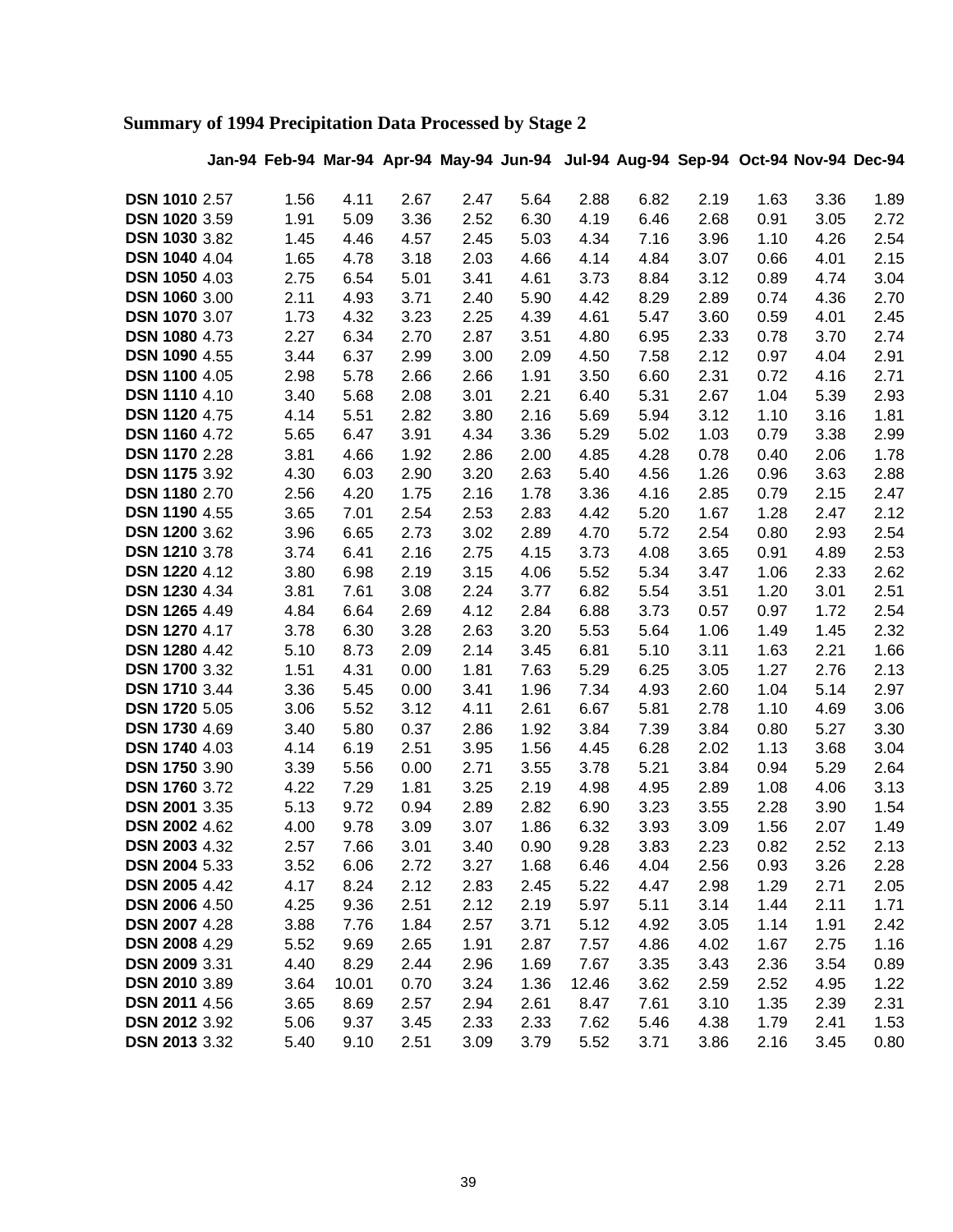## Summary of 1994 Precipitation Data Processed by Stage 2

| | Jan-94 | Feb-94 | Mar-94 | Apr-94 | May-94 | Jun-94 | Jul-94 | Aug-94 | Sep-94 | Oct-94 | Nov-94 | Dec-94 |
|---|---|---|---|---|---|---|---|---|---|---|---|---|
| **DSN 1010** | 2.57 | 1.56 | 4.11 | 2.67 | 2.47 | 5.64 | 2.88 | 6.82 | 2.19 | 1.63 | 3.36 | 1.89 |
| **DSN 1020** | 3.59 | 1.91 | 5.09 | 3.36 | 2.52 | 6.30 | 4.19 | 6.46 | 2.68 | 0.91 | 3.05 | 2.72 |
| **DSN 1030** | 3.82 | 1.45 | 4.46 | 4.57 | 2.45 | 5.03 | 4.34 | 7.16 | 3.96 | 1.10 | 4.26 | 2.54 |
| **DSN 1040** | 4.04 | 1.65 | 4.78 | 3.18 | 2.03 | 4.66 | 4.14 | 4.84 | 3.07 | 0.66 | 4.01 | 2.15 |
| **DSN 1050** | 4.03 | 2.75 | 6.54 | 5.01 | 3.41 | 4.61 | 3.73 | 8.84 | 3.12 | 0.89 | 4.74 | 3.04 |
| **DSN 1060** | 3.00 | 2.11 | 4.93 | 3.71 | 2.40 | 5.90 | 4.42 | 8.29 | 2.89 | 0.74 | 4.36 | 2.70 |
| **DSN 1070** | 3.07 | 1.73 | 4.32 | 3.23 | 2.25 | 4.39 | 4.61 | 5.47 | 3.60 | 0.59 | 4.01 | 2.45 |
| **DSN 1080** | 4.73 | 2.27 | 6.34 | 2.70 | 2.87 | 3.51 | 4.80 | 6.95 | 2.33 | 0.78 | 3.70 | 2.74 |
| **DSN 1090** | 4.55 | 3.44 | 6.37 | 2.99 | 3.00 | 2.09 | 4.50 | 7.58 | 2.12 | 0.97 | 4.04 | 2.91 |
| **DSN 1100** | 4.05 | 2.98 | 5.78 | 2.66 | 2.66 | 1.91 | 3.50 | 6.60 | 2.31 | 0.72 | 4.16 | 2.71 |
| **DSN 1110** | 4.10 | 3.40 | 5.68 | 2.08 | 3.01 | 2.21 | 6.40 | 5.31 | 2.67 | 1.04 | 5.39 | 2.93 |
| **DSN 1120** | 4.75 | 4.14 | 5.51 | 2.82 | 3.80 | 2.16 | 5.69 | 5.94 | 3.12 | 1.10 | 3.16 | 1.81 |
| **DSN 1160** | 4.72 | 5.65 | 6.47 | 3.91 | 4.34 | 3.36 | 5.29 | 5.02 | 1.03 | 0.79 | 3.38 | 2.99 |
| **DSN 1170** | 2.28 | 3.81 | 4.66 | 1.92 | 2.86 | 2.00 | 4.85 | 4.28 | 0.78 | 0.40 | 2.06 | 1.78 |
| **DSN 1175** | 3.92 | 4.30 | 6.03 | 2.90 | 3.20 | 2.63 | 5.40 | 4.56 | 1.26 | 0.96 | 3.63 | 2.88 |
| **DSN 1180** | 2.70 | 2.56 | 4.20 | 1.75 | 2.16 | 1.78 | 3.36 | 4.16 | 2.85 | 0.79 | 2.15 | 2.47 |
| **DSN 1190** | 4.55 | 3.65 | 7.01 | 2.54 | 2.53 | 2.83 | 4.42 | 5.20 | 1.67 | 1.28 | 2.47 | 2.12 |
| **DSN 1200** | 3.62 | 3.96 | 6.65 | 2.73 | 3.02 | 2.89 | 4.70 | 5.72 | 2.54 | 0.80 | 2.93 | 2.54 |
| **DSN 1210** | 3.78 | 3.74 | 6.41 | 2.16 | 2.75 | 4.15 | 3.73 | 4.08 | 3.65 | 0.91 | 4.89 | 2.53 |
| **DSN 1220** | 4.12 | 3.80 | 6.98 | 2.19 | 3.15 | 4.06 | 5.52 | 5.34 | 3.47 | 1.06 | 2.33 | 2.62 |
| **DSN 1230** | 4.34 | 3.81 | 7.61 | 3.08 | 2.24 | 3.77 | 6.82 | 5.54 | 3.51 | 1.20 | 3.01 | 2.51 |
| **DSN 1265** | 4.49 | 4.84 | 6.64 | 2.69 | 4.12 | 2.84 | 6.88 | 3.73 | 0.57 | 0.97 | 1.72 | 2.54 |
| **DSN 1270** | 4.17 | 3.78 | 6.30 | 3.28 | 2.63 | 3.20 | 5.53 | 5.64 | 1.06 | 1.49 | 1.45 | 2.32 |
| **DSN 1280** | 4.42 | 5.10 | 8.73 | 2.09 | 2.14 | 3.45 | 6.81 | 5.10 | 3.11 | 1.63 | 2.21 | 1.66 |
| **DSN 1700** | 3.32 | 1.51 | 4.31 | 0.00 | 1.81 | 7.63 | 5.29 | 6.25 | 3.05 | 1.27 | 2.76 | 2.13 |
| **DSN 1710** | 3.44 | 3.36 | 5.45 | 0.00 | 3.41 | 1.96 | 7.34 | 4.93 | 2.60 | 1.04 | 5.14 | 2.97 |
| **DSN 1720** | 5.05 | 3.06 | 5.52 | 3.12 | 4.11 | 2.61 | 6.67 | 5.81 | 2.78 | 1.10 | 4.69 | 3.06 |
| **DSN 1730** | 4.69 | 3.40 | 5.80 | 0.37 | 2.86 | 1.92 | 3.84 | 7.39 | 3.84 | 0.80 | 5.27 | 3.30 |
| **DSN 1740** | 4.03 | 4.14 | 6.19 | 2.51 | 3.95 | 1.56 | 4.45 | 6.28 | 2.02 | 1.13 | 3.68 | 3.04 |
| **DSN 1750** | 3.90 | 3.39 | 5.56 | 0.00 | 2.71 | 3.55 | 3.78 | 5.21 | 3.84 | 0.94 | 5.29 | 2.64 |
| **DSN 1760** | 3.72 | 4.22 | 7.29 | 1.81 | 3.25 | 2.19 | 4.98 | 4.95 | 2.89 | 1.08 | 4.06 | 3.13 |
| **DSN 2001** | 3.35 | 5.13 | 9.72 | 0.94 | 2.89 | 2.82 | 6.90 | 3.23 | 3.55 | 2.28 | 3.90 | 1.54 |
| **DSN 2002** | 4.62 | 4.00 | 9.78 | 3.09 | 3.07 | 1.86 | 6.32 | 3.93 | 3.09 | 1.56 | 2.07 | 1.49 |
| **DSN 2003** | 4.32 | 2.57 | 7.66 | 3.01 | 3.40 | 0.90 | 9.28 | 3.83 | 2.23 | 0.82 | 2.52 | 2.13 |
| **DSN 2004** | 5.33 | 3.52 | 6.06 | 2.72 | 3.27 | 1.68 | 6.46 | 4.04 | 2.56 | 0.93 | 3.26 | 2.28 |
| **DSN 2005** | 4.42 | 4.17 | 8.24 | 2.12 | 2.83 | 2.45 | 5.22 | 4.47 | 2.98 | 1.29 | 2.71 | 2.05 |
| **DSN 2006** | 4.50 | 4.25 | 9.36 | 2.51 | 2.12 | 2.19 | 5.97 | 5.11 | 3.14 | 1.44 | 2.11 | 1.71 |
| **DSN 2007** | 4.28 | 3.88 | 7.76 | 1.84 | 2.57 | 3.71 | 5.12 | 4.92 | 3.05 | 1.14 | 1.91 | 2.42 |
| **DSN 2008** | 4.29 | 5.52 | 9.69 | 2.65 | 1.91 | 2.87 | 7.57 | 4.86 | 4.02 | 1.67 | 2.75 | 1.16 |
| **DSN 2009** | 3.31 | 4.40 | 8.29 | 2.44 | 2.96 | 1.69 | 7.67 | 3.35 | 3.43 | 2.36 | 3.54 | 0.89 |
| **DSN 2010** | 3.89 | 3.64 | 10.01 | 0.70 | 3.24 | 1.36 | 12.46 | 3.62 | 2.59 | 2.52 | 4.95 | 1.22 |
| **DSN 2011** | 4.56 | 3.65 | 8.69 | 2.57 | 2.94 | 2.61 | 8.47 | 7.61 | 3.10 | 1.35 | 2.39 | 2.31 |
| **DSN 2012** | 3.92 | 5.06 | 9.37 | 3.45 | 2.33 | 2.33 | 7.62 | 5.46 | 4.38 | 1.79 | 2.41 | 1.53 |
| **DSN 2013** | 3.32 | 5.40 | 9.10 | 2.51 | 3.09 | 3.79 | 5.52 | 3.71 | 3.86 | 2.16 | 3.45 | 0.80 |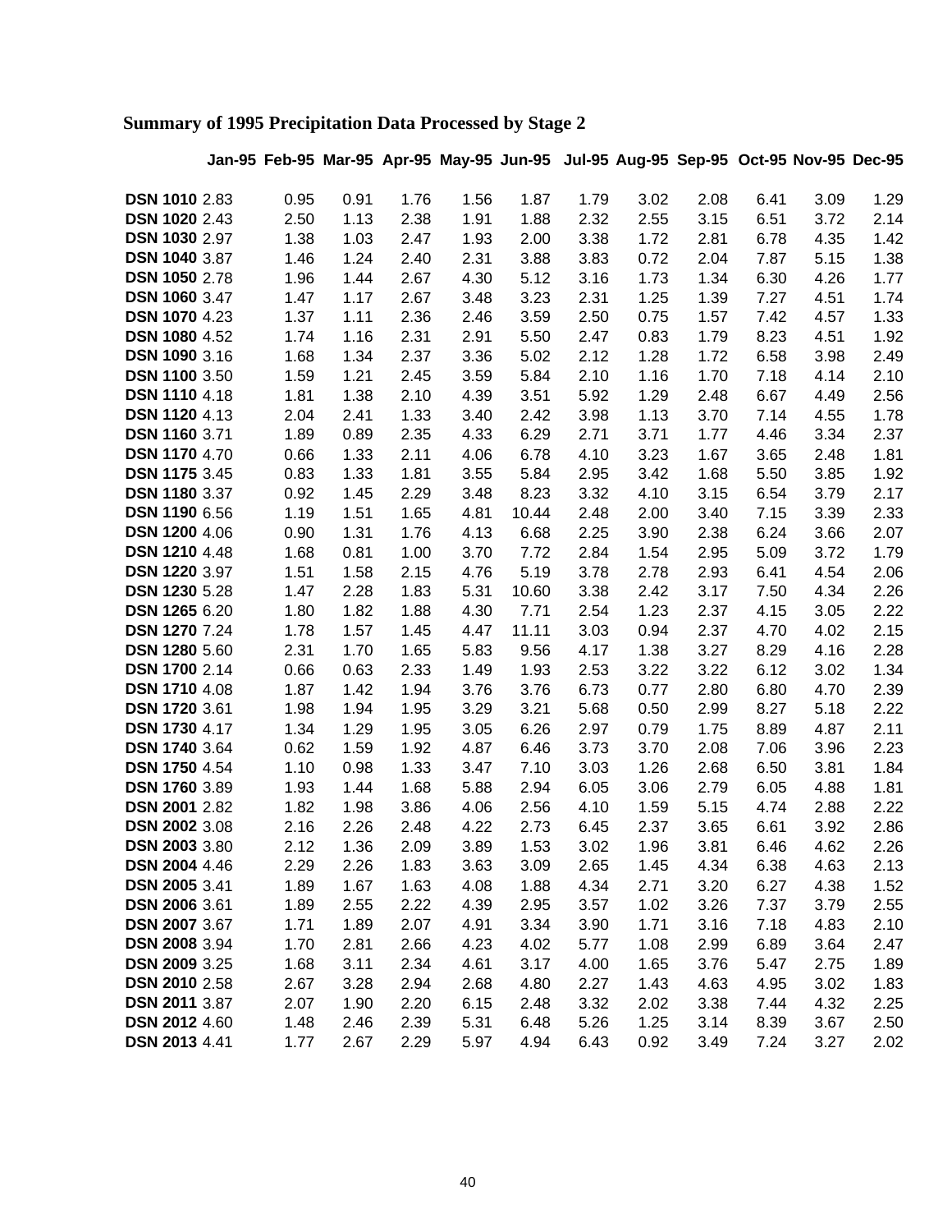## Summary of 1995 Precipitation Data Processed by Stage 2

| | Jan-95 | Feb-95 | Mar-95 | Apr-95 | May-95 | Jun-95 | Jul-95 | Aug-95 | Sep-95 | Oct-95 | Nov-95 | Dec-95 |
|---|---|---|---|---|---|---|---|---|---|---|---|---|
| **DSN 1010** | 2.83 | 0.95 | 0.91 | 1.76 | 1.56 | 1.87 | 1.79 | 3.02 | 2.08 | 6.41 | 3.09 | 1.29 |
| **DSN 1020** | 2.43 | 2.50 | 1.13 | 2.38 | 1.91 | 1.88 | 2.32 | 2.55 | 3.15 | 6.51 | 3.72 | 2.14 |
| **DSN 1030** | 2.97 | 1.38 | 1.03 | 2.47 | 1.93 | 2.00 | 3.38 | 1.72 | 2.81 | 6.78 | 4.35 | 1.42 |
| **DSN 1040** | 3.87 | 1.46 | 1.24 | 2.40 | 2.31 | 3.88 | 3.83 | 0.72 | 2.04 | 7.87 | 5.15 | 1.38 |
| **DSN 1050** | 2.78 | 1.96 | 1.44 | 2.67 | 4.30 | 5.12 | 3.16 | 1.73 | 1.34 | 6.30 | 4.26 | 1.77 |
| **DSN 1060** | 3.47 | 1.47 | 1.17 | 2.67 | 3.48 | 3.23 | 2.31 | 1.25 | 1.39 | 7.27 | 4.51 | 1.74 |
| **DSN 1070** | 4.23 | 1.37 | 1.11 | 2.36 | 2.46 | 3.59 | 2.50 | 0.75 | 1.57 | 7.42 | 4.57 | 1.33 |
| **DSN 1080** | 4.52 | 1.74 | 1.16 | 2.31 | 2.91 | 5.50 | 2.47 | 0.83 | 1.79 | 8.23 | 4.51 | 1.92 |
| **DSN 1090** | 3.16 | 1.68 | 1.34 | 2.37 | 3.36 | 5.02 | 2.12 | 1.28 | 1.72 | 6.58 | 3.98 | 2.49 |
| **DSN 1100** | 3.50 | 1.59 | 1.21 | 2.45 | 3.59 | 5.84 | 2.10 | 1.16 | 1.70 | 7.18 | 4.14 | 2.10 |
| **DSN 1110** | 4.18 | 1.81 | 1.38 | 2.10 | 4.39 | 3.51 | 5.92 | 1.29 | 2.48 | 6.67 | 4.49 | 2.56 |
| **DSN 1120** | 4.13 | 2.04 | 2.41 | 1.33 | 3.40 | 2.42 | 3.98 | 1.13 | 3.70 | 7.14 | 4.55 | 1.78 |
| **DSN 1160** | 3.71 | 1.89 | 0.89 | 2.35 | 4.33 | 6.29 | 2.71 | 3.71 | 1.77 | 4.46 | 3.34 | 2.37 |
| **DSN 1170** | 4.70 | 0.66 | 1.33 | 2.11 | 4.06 | 6.78 | 4.10 | 3.23 | 1.67 | 3.65 | 2.48 | 1.81 |
| **DSN 1175** | 3.45 | 0.83 | 1.33 | 1.81 | 3.55 | 5.84 | 2.95 | 3.42 | 1.68 | 5.50 | 3.85 | 1.92 |
| **DSN 1180** | 3.37 | 0.92 | 1.45 | 2.29 | 3.48 | 8.23 | 3.32 | 4.10 | 3.15 | 6.54 | 3.79 | 2.17 |
| **DSN 1190** | 6.56 | 1.19 | 1.51 | 1.65 | 4.81 | 10.44 | 2.48 | 2.00 | 3.40 | 7.15 | 3.39 | 2.33 |
| **DSN 1200** | 4.06 | 0.90 | 1.31 | 1.76 | 4.13 | 6.68 | 2.25 | 3.90 | 2.38 | 6.24 | 3.66 | 2.07 |
| **DSN 1210** | 4.48 | 1.68 | 0.81 | 1.00 | 3.70 | 7.72 | 2.84 | 1.54 | 2.95 | 5.09 | 3.72 | 1.79 |
| **DSN 1220** | 3.97 | 1.51 | 1.58 | 2.15 | 4.76 | 5.19 | 3.78 | 2.78 | 2.93 | 6.41 | 4.54 | 2.06 |
| **DSN 1230** | 5.28 | 1.47 | 2.28 | 1.83 | 5.31 | 10.60 | 3.38 | 2.42 | 3.17 | 7.50 | 4.34 | 2.26 |
| **DSN 1265** | 6.20 | 1.80 | 1.82 | 1.88 | 4.30 | 7.71 | 2.54 | 1.23 | 2.37 | 4.15 | 3.05 | 2.22 |
| **DSN 1270** | 7.24 | 1.78 | 1.57 | 1.45 | 4.47 | 11.11 | 3.03 | 0.94 | 2.37 | 4.70 | 4.02 | 2.15 |
| **DSN 1280** | 5.60 | 2.31 | 1.70 | 1.65 | 5.83 | 9.56 | 4.17 | 1.38 | 3.27 | 8.29 | 4.16 | 2.28 |
| **DSN 1700** | 2.14 | 0.66 | 0.63 | 2.33 | 1.49 | 1.93 | 2.53 | 3.22 | 3.22 | 6.12 | 3.02 | 1.34 |
| **DSN 1710** | 4.08 | 1.87 | 1.42 | 1.94 | 3.76 | 3.76 | 6.73 | 0.77 | 2.80 | 6.80 | 4.70 | 2.39 |
| **DSN 1720** | 3.61 | 1.98 | 1.94 | 1.95 | 3.29 | 3.21 | 5.68 | 0.50 | 2.99 | 8.27 | 5.18 | 2.22 |
| **DSN 1730** | 4.17 | 1.34 | 1.29 | 1.95 | 3.05 | 6.26 | 2.97 | 0.79 | 1.75 | 8.89 | 4.87 | 2.11 |
| **DSN 1740** | 3.64 | 0.62 | 1.59 | 1.92 | 4.87 | 6.46 | 3.73 | 3.70 | 2.08 | 7.06 | 3.96 | 2.23 |
| **DSN 1750** | 4.54 | 1.10 | 0.98 | 1.33 | 3.47 | 7.10 | 3.03 | 1.26 | 2.68 | 6.50 | 3.81 | 1.84 |
| **DSN 1760** | 3.89 | 1.93 | 1.44 | 1.68 | 5.88 | 2.94 | 6.05 | 3.06 | 2.79 | 6.05 | 4.88 | 1.81 |
| **DSN 2001** | 2.82 | 1.82 | 1.98 | 3.86 | 4.06 | 2.56 | 4.10 | 1.59 | 5.15 | 4.74 | 2.88 | 2.22 |
| **DSN 2002** | 3.08 | 2.16 | 2.26 | 2.48 | 4.22 | 2.73 | 6.45 | 2.37 | 3.65 | 6.61 | 3.92 | 2.86 |
| **DSN 2003** | 3.80 | 2.12 | 1.36 | 2.09 | 3.89 | 1.53 | 3.02 | 1.96 | 3.81 | 6.46 | 4.62 | 2.26 |
| **DSN 2004** | 4.46 | 2.29 | 2.26 | 1.83 | 3.63 | 3.09 | 2.65 | 1.45 | 4.34 | 6.38 | 4.63 | 2.13 |
| **DSN 2005** | 3.41 | 1.89 | 1.67 | 1.63 | 4.08 | 1.88 | 4.34 | 2.71 | 3.20 | 6.27 | 4.38 | 1.52 |
| **DSN 2006** | 3.61 | 1.89 | 2.55 | 2.22 | 4.39 | 2.95 | 3.57 | 1.02 | 3.26 | 7.37 | 3.79 | 2.55 |
| **DSN 2007** | 3.67 | 1.71 | 1.89 | 2.07 | 4.91 | 3.34 | 3.90 | 1.71 | 3.16 | 7.18 | 4.83 | 2.10 |
| **DSN 2008** | 3.94 | 1.70 | 2.81 | 2.66 | 4.23 | 4.02 | 5.77 | 1.08 | 2.99 | 6.89 | 3.64 | 2.47 |
| **DSN 2009** | 3.25 | 1.68 | 3.11 | 2.34 | 4.61 | 3.17 | 4.00 | 1.65 | 3.76 | 5.47 | 2.75 | 1.89 |
| **DSN 2010** | 2.58 | 2.67 | 3.28 | 2.94 | 2.68 | 4.80 | 2.27 | 1.43 | 4.63 | 4.95 | 3.02 | 1.83 |
| **DSN 2011** | 3.87 | 2.07 | 1.90 | 2.20 | 6.15 | 2.48 | 3.32 | 2.02 | 3.38 | 7.44 | 4.32 | 2.25 |
| **DSN 2012** | 4.60 | 1.48 | 2.46 | 2.39 | 5.31 | 6.48 | 5.26 | 1.25 | 3.14 | 8.39 | 3.67 | 2.50 |
| **DSN 2013** | 4.41 | 1.77 | 2.67 | 2.29 | 5.97 | 4.94 | 6.43 | 0.92 | 3.49 | 7.24 | 3.27 | 2.02 |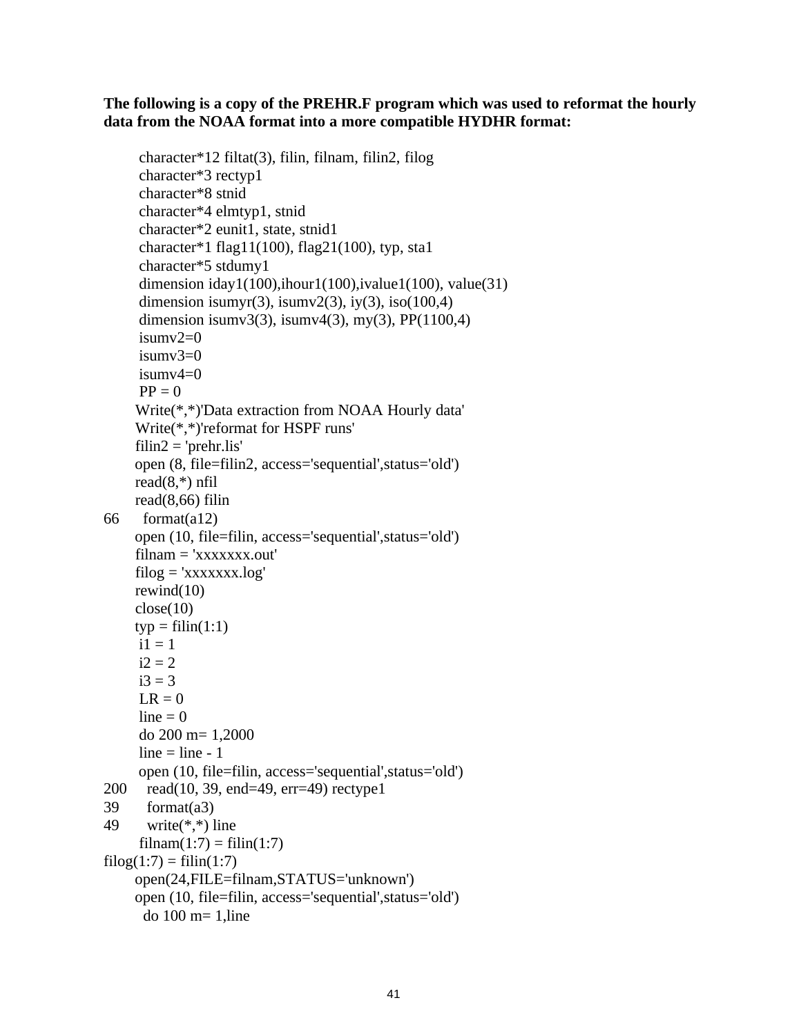**The following is a copy of the PREHR.F program which was used to reformat the hourly data from the NOAA format into a more compatible HYDHR format:**

```
       character*12 filtat(3), filin, filnam, filin2, filog
       character*3 rectyp1
       character*8 stnid
       character*4 elmtyp1, stnid
       character*2 eunit1, state, stnid1
       character*1 flag11(100), flag21(100), typ, sta1
       character*5 stdumy1
       dimension iday1(100),ihour1(100),ivalue1(100), value(31)
       dimension isumyr(3), isumv2(3), iy(3), iso(100,4)
       dimension isumv3(3), isumv4(3), my(3), PP(1100,4)
       isumv2=0
       isumv3=0
       isumv4=0
       PP = 0
      Write(*,*)'Data extraction from NOAA Hourly data'
      Write(*,*)'reformat for HSPF runs'
      filin2 = 'prehr.lis'
      open (8, file=filin2, access='sequential',status='old')
      read(8,*) nfil
      read(8,66) filin
66     format(a12)
      open (10, file=filin, access='sequential',status='old')
      filnam = 'xxxxxxx.out'
      filog = 'xxxxxxx.log'
      rewind(10)
      close(10)
      typ = filin(1:1)
       i1 = 1
       i2 = 2
       i3 = 3
       LR = 0
       line = 0
       do 200 m= 1,2000
       line = line - 1
       open (10, file=filin, access='sequential',status='old')
200    read(10, 39, end=49, err=49) rectype1
39     format(a3)
49     write(*,*) line
       filnam(1:7) = filin(1:7)
filog(1:7) = filin(1:7)
      open(24,FILE=filnam,STATUS='unknown')
      open (10, file=filin, access='sequential',status='old')
        do 100 m= 1,line
```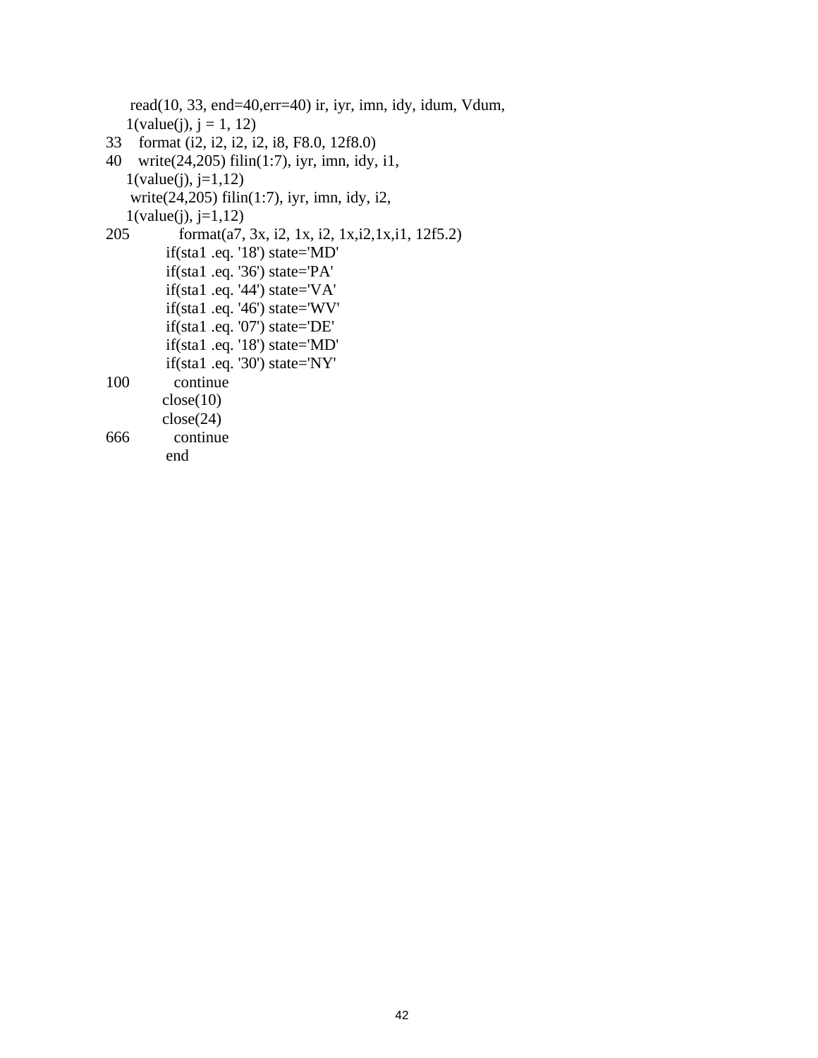```
      read(10, 33, end=40,err=40) ir, iyr, imn, idy, idum, Vdum,
     1(value(j), j = 1, 12)
33    format (i2, i2, i2, i2, i8, F8.0, 12f8.0)
40    write(24,205) filin(1:7), iyr, imn, idy, i1,
     1(value(j), j=1,12)
      write(24,205) filin(1:7), iyr, imn, idy, i2,
     1(value(j), j=1,12)
205          format(a7, 3x, i2, 1x, i2, 1x,i2,1x,i1, 12f5.2)
           if(sta1 .eq. '18') state='MD'
           if(sta1 .eq. '36') state='PA'
           if(sta1 .eq. '44') state='VA'
           if(sta1 .eq. '46') state='WV'
           if(sta1 .eq. '07') state='DE'
           if(sta1 .eq. '18') state='MD'
           if(sta1 .eq. '30') state='NY'
100         continue
          close(10)
          close(24)
666         continue
           end
```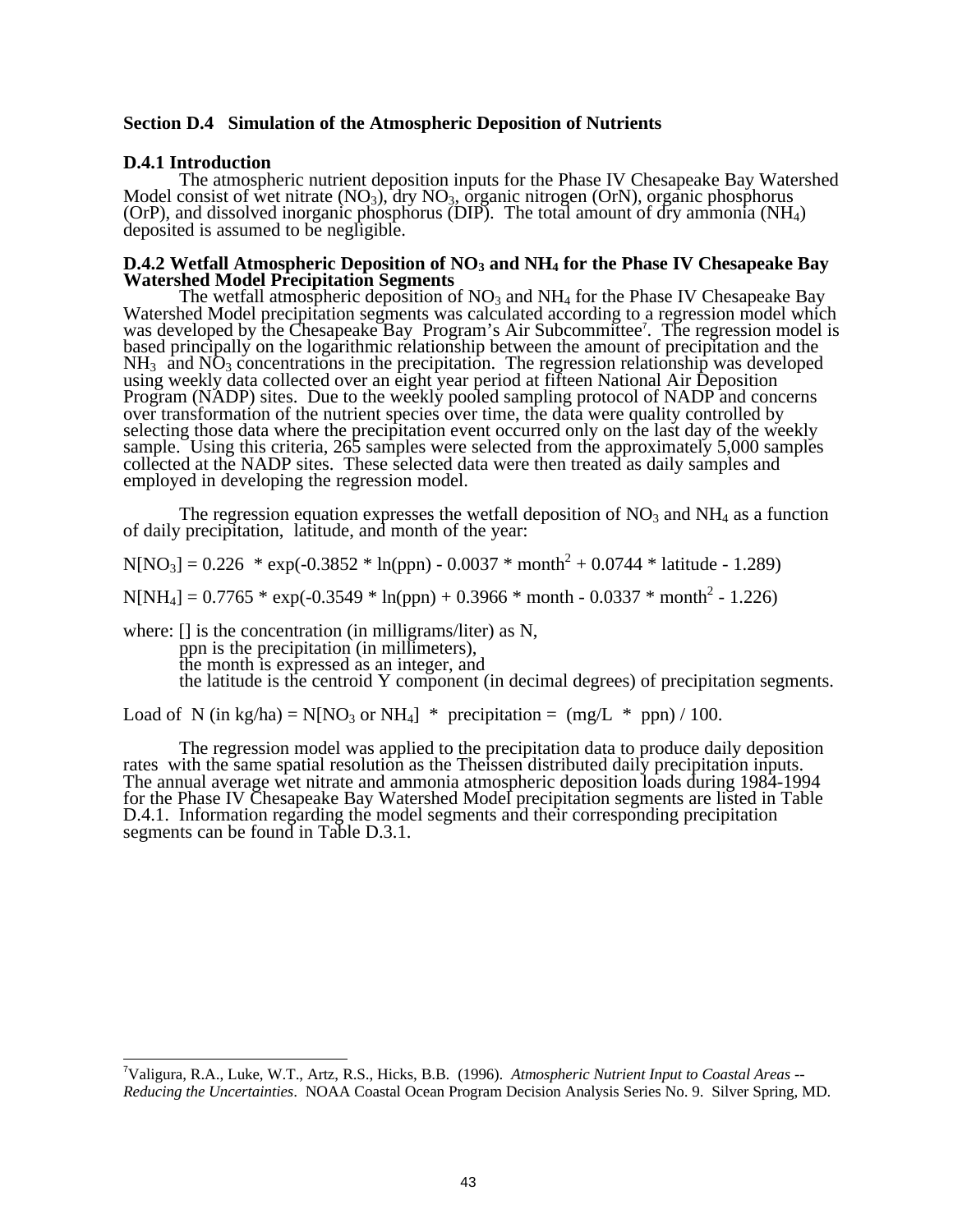## Section D.4 Simulation of the Atmospheric Deposition of Nutrients

### D.4.1 Introduction

The atmospheric nutrient deposition inputs for the Phase IV Chesapeake Bay Watershed Model consist of wet nitrate ($NO_3$), dry $NO_3$, organic nitrogen (OrN), organic phosphorus (OrP), and dissolved inorganic phosphorus (DIP). The total amount of dry ammonia ($NH_4$) deposited is assumed to be negligible.

### D.4.2 Wetfall Atmospheric Deposition of $NO_3$ and $NH_4$ for the Phase IV Chesapeake Bay Watershed Model Precipitation Segments

The wetfall atmospheric deposition of $NO_3$ and $NH_4$ for the Phase IV Chesapeake Bay Watershed Model precipitation segments was calculated according to a regression model which was developed by the Chesapeake Bay Program's Air Subcommittee[7]. The regression model is based principally on the logarithmic relationship between the amount of precipitation and the $NH_3$ and $NO_3$ concentrations in the precipitation. The regression relationship was developed using weekly data collected over an eight year period at fifteen National Air Deposition Program (NADP) sites. Due to the weekly pooled sampling protocol of NADP and concerns over transformation of the nutrient species over time, the data were quality controlled by selecting those data where the precipitation event occurred only on the last day of the weekly sample. Using this criteria, 265 samples were selected from the approximately 5,000 samples collected at the NADP sites. These selected data were then treated as daily samples and employed in developing the regression model.

The regression equation expresses the wetfall deposition of $NO_3$ and $NH_4$ as a function of daily precipitation, latitude, and month of the year:

$$N[NO_3] = 0.226 * \exp(-0.3852 * \ln(ppn) - 0.0037 * month^2 + 0.0744 * latitude - 1.289)$$

$$N[NH_4] = 0.7765 * \exp(-0.3549 * \ln(ppn) + 0.3966 * month - 0.0337 * month^2 - 1.226)$$

where: [] is the concentration (in milligrams/liter) as N,
ppn is the precipitation (in millimeters),
the month is expressed as an integer, and
the latitude is the centroid Y component (in decimal degrees) of precipitation segments.

Load of N (in kg/ha) = $N[NO_3 \text{ or } NH_4]$ * precipitation = (mg/L * ppn) / 100.

The regression model was applied to the precipitation data to produce daily deposition rates with the same spatial resolution as the Theissen distributed daily precipitation inputs. The annual average wet nitrate and ammonia atmospheric deposition loads during 1984-1994 for the Phase IV Chesapeake Bay Watershed Model precipitation segments are listed in Table D.4.1. Information regarding the model segments and their corresponding precipitation segments can be found in Table D.3.1.

---

[7] Valigura, R.A., Luke, W.T., Artz, R.S., Hicks, B.B. (1996). *Atmospheric Nutrient Input to Coastal Areas -- Reducing the Uncertainties*. NOAA Coastal Ocean Program Decision Analysis Series No. 9. Silver Spring, MD.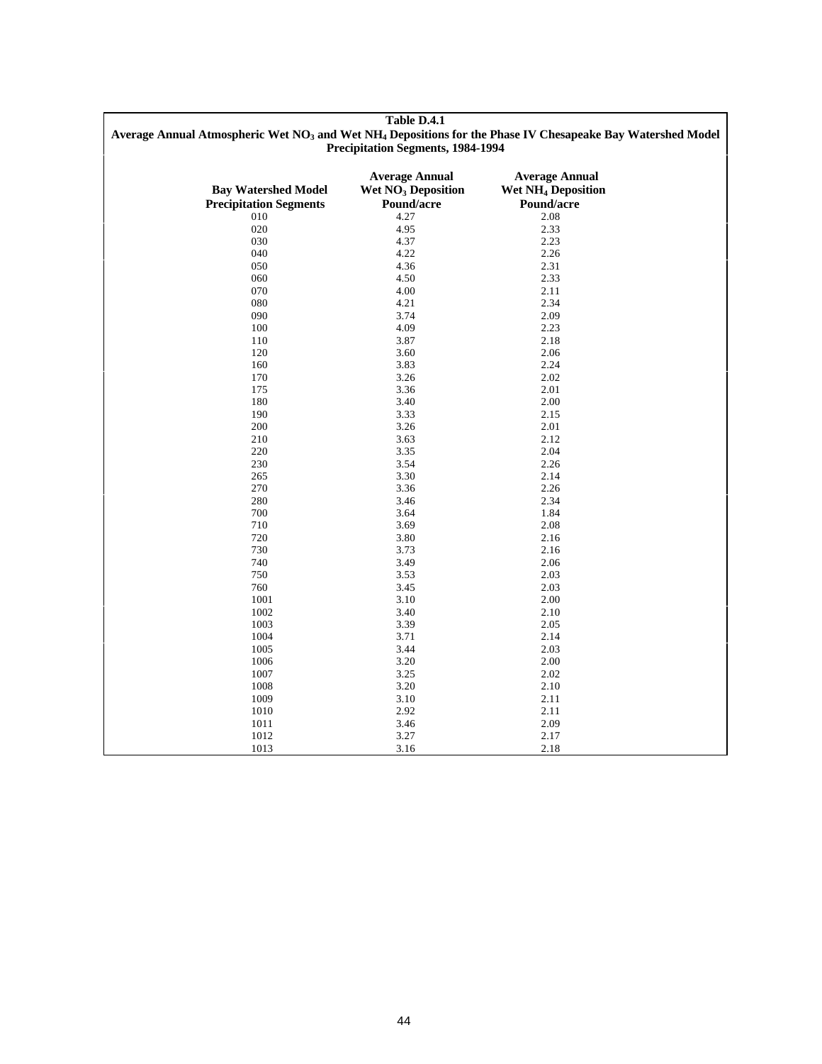**Table D.4.1**
**Average Annual Atmospheric Wet $NO_3$ and Wet $NH_4$ Depositions for the Phase IV Chesapeake Bay Watershed Model Precipitation Segments, 1984-1994**

| Bay Watershed Model Precipitation Segments | Average Annual Wet $NO_3$ Deposition Pound/acre | Average Annual Wet $NH_4$ Deposition Pound/acre |
|---|---|---|
| 010 | 4.27 | 2.08 |
| 020 | 4.95 | 2.33 |
| 030 | 4.37 | 2.23 |
| 040 | 4.22 | 2.26 |
| 050 | 4.36 | 2.31 |
| 060 | 4.50 | 2.33 |
| 070 | 4.00 | 2.11 |
| 080 | 4.21 | 2.34 |
| 090 | 3.74 | 2.09 |
| 100 | 4.09 | 2.23 |
| 110 | 3.87 | 2.18 |
| 120 | 3.60 | 2.06 |
| 160 | 3.83 | 2.24 |
| 170 | 3.26 | 2.02 |
| 175 | 3.36 | 2.01 |
| 180 | 3.40 | 2.00 |
| 190 | 3.33 | 2.15 |
| 200 | 3.26 | 2.01 |
| 210 | 3.63 | 2.12 |
| 220 | 3.35 | 2.04 |
| 230 | 3.54 | 2.26 |
| 265 | 3.30 | 2.14 |
| 270 | 3.36 | 2.26 |
| 280 | 3.46 | 2.34 |
| 700 | 3.64 | 1.84 |
| 710 | 3.69 | 2.08 |
| 720 | 3.80 | 2.16 |
| 730 | 3.73 | 2.16 |
| 740 | 3.49 | 2.06 |
| 750 | 3.53 | 2.03 |
| 760 | 3.45 | 2.03 |
| 1001 | 3.10 | 2.00 |
| 1002 | 3.40 | 2.10 |
| 1003 | 3.39 | 2.05 |
| 1004 | 3.71 | 2.14 |
| 1005 | 3.44 | 2.03 |
| 1006 | 3.20 | 2.00 |
| 1007 | 3.25 | 2.02 |
| 1008 | 3.20 | 2.10 |
| 1009 | 3.10 | 2.11 |
| 1010 | 2.92 | 2.11 |
| 1011 | 3.46 | 2.09 |
| 1012 | 3.27 | 2.17 |
| 1013 | 3.16 | 2.18 |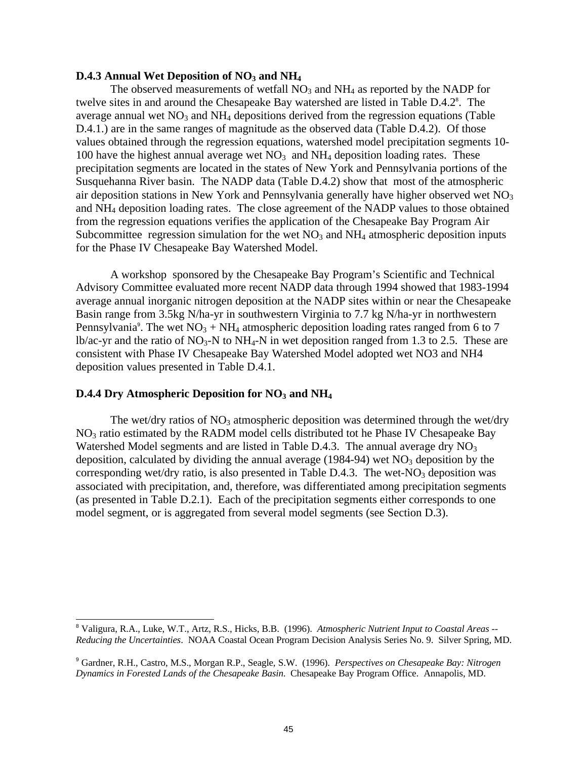### D.4.3 Annual Wet Deposition of $NO_3$ and $NH_4$

The observed measurements of wetfall $NO_3$ and $NH_4$ as reported by the NADP for twelve sites in and around the Chesapeake Bay watershed are listed in Table D.4.2[8]. The average annual wet $NO_3$ and $NH_4$ depositions derived from the regression equations (Table D.4.1.) are in the same ranges of magnitude as the observed data (Table D.4.2). Of those values obtained through the regression equations, watershed model precipitation segments 10-100 have the highest annual average wet $NO_3$ and $NH_4$ deposition loading rates. These precipitation segments are located in the states of New York and Pennsylvania portions of the Susquehanna River basin. The NADP data (Table D.4.2) show that most of the atmospheric air deposition stations in New York and Pennsylvania generally have higher observed wet $NO_3$ and $NH_4$ deposition loading rates. The close agreement of the NADP values to those obtained from the regression equations verifies the application of the Chesapeake Bay Program Air Subcommittee regression simulation for the wet $NO_3$ and $NH_4$ atmospheric deposition inputs for the Phase IV Chesapeake Bay Watershed Model.

A workshop sponsored by the Chesapeake Bay Program's Scientific and Technical Advisory Committee evaluated more recent NADP data through 1994 showed that 1983-1994 average annual inorganic nitrogen deposition at the NADP sites within or near the Chesapeake Basin range from 3.5kg N/ha-yr in southwestern Virginia to 7.7 kg N/ha-yr in northwestern Pennsylvania[9]. The wet $NO_3$ + $NH_4$ atmospheric deposition loading rates ranged from 6 to 7 lb/ac-yr and the ratio of $NO_3$-N to $NH_4$-N in wet deposition ranged from 1.3 to 2.5. These are consistent with Phase IV Chesapeake Bay Watershed Model adopted wet NO3 and NH4 deposition values presented in Table D.4.1.

### D.4.4 Dry Atmospheric Deposition for $NO_3$ and $NH_4$

The wet/dry ratios of $NO_3$ atmospheric deposition was determined through the wet/dry $NO_3$ ratio estimated by the RADM model cells distributed tot he Phase IV Chesapeake Bay Watershed Model segments and are listed in Table D.4.3. The annual average dry $NO_3$ deposition, calculated by dividing the annual average (1984-94) wet $NO_3$ deposition by the corresponding wet/dry ratio, is also presented in Table D.4.3. The wet-$NO_3$ deposition was associated with precipitation, and, therefore, was differentiated among precipitation segments (as presented in Table D.2.1). Each of the precipitation segments either corresponds to one model segment, or is aggregated from several model segments (see Section D.3).

---

[8] Valigura, R.A., Luke, W.T., Artz, R.S., Hicks, B.B. (1996). *Atmospheric Nutrient Input to Coastal Areas -- Reducing the Uncertainties*. NOAA Coastal Ocean Program Decision Analysis Series No. 9. Silver Spring, MD.

[9] Gardner, R.H., Castro, M.S., Morgan R.P., Seagle, S.W. (1996). *Perspectives on Chesapeake Bay: Nitrogen Dynamics in Forested Lands of the Chesapeake Basin*. Chesapeake Bay Program Office. Annapolis, MD.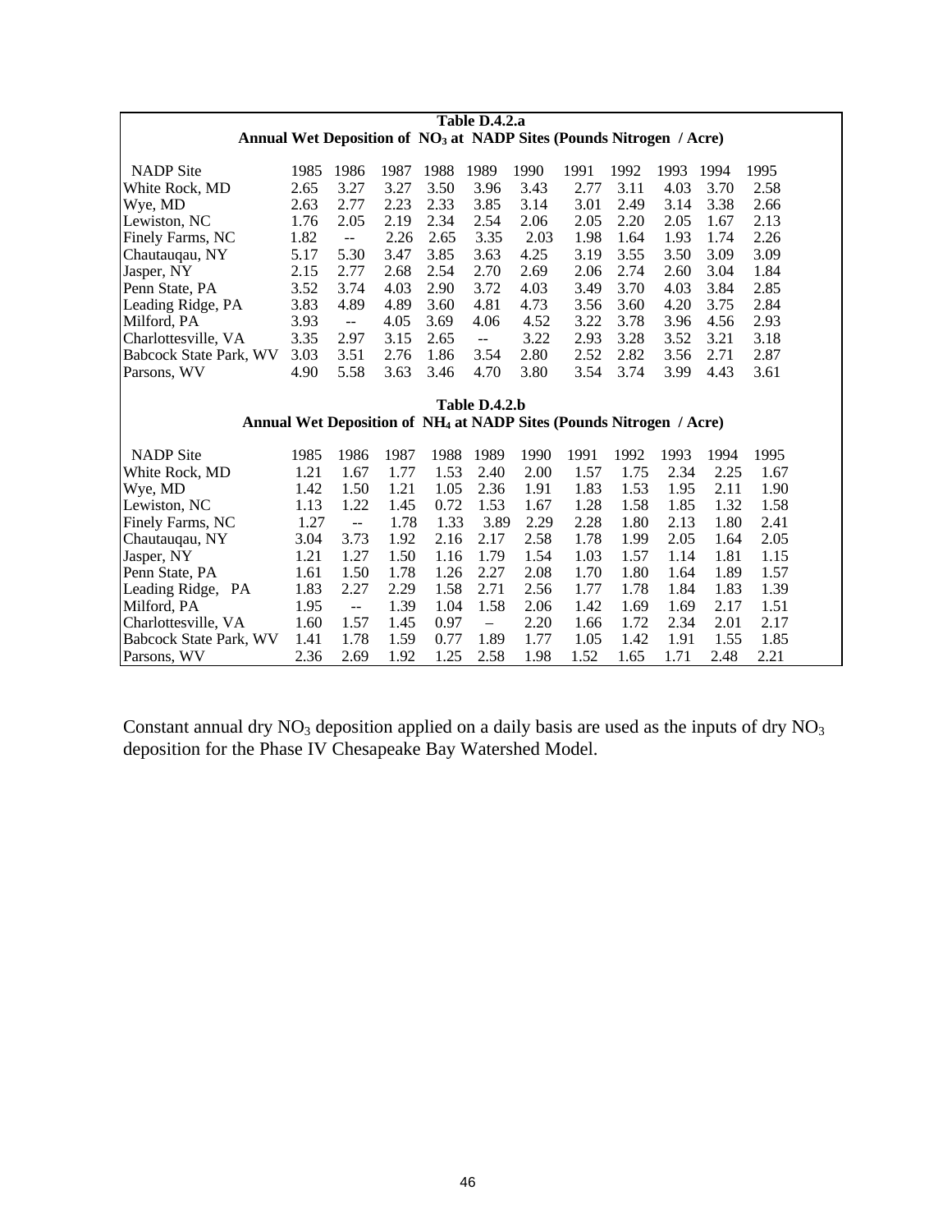**Table D.4.2.a**

**Annual Wet Deposition of $NO_3$ at NADP Sites (Pounds Nitrogen / Acre)**

| NADP Site | 1985 | 1986 | 1987 | 1988 | 1989 | 1990 | 1991 | 1992 | 1993 | 1994 | 1995 |
|---|---|---|---|---|---|---|---|---|---|---|---|
| White Rock, MD | 2.65 | 3.27 | 3.27 | 3.50 | 3.96 | 3.43 | 2.77 | 3.11 | 4.03 | 3.70 | 2.58 |
| Wye, MD | 2.63 | 2.77 | 2.23 | 2.33 | 3.85 | 3.14 | 3.01 | 2.49 | 3.14 | 3.38 | 2.66 |
| Lewiston, NC | 1.76 | 2.05 | 2.19 | 2.34 | 2.54 | 2.06 | 2.05 | 2.20 | 2.05 | 1.67 | 2.13 |
| Finely Farms, NC | 1.82 | -- | 2.26 | 2.65 | 3.35 | 2.03 | 1.98 | 1.64 | 1.93 | 1.74 | 2.26 |
| Chautauqau, NY | 5.17 | 5.30 | 3.47 | 3.85 | 3.63 | 4.25 | 3.19 | 3.55 | 3.50 | 3.09 | 3.09 |
| Jasper, NY | 2.15 | 2.77 | 2.68 | 2.54 | 2.70 | 2.69 | 2.06 | 2.74 | 2.60 | 3.04 | 1.84 |
| Penn State, PA | 3.52 | 3.74 | 4.03 | 2.90 | 3.72 | 4.03 | 3.49 | 3.70 | 4.03 | 3.84 | 2.85 |
| Leading Ridge, PA | 3.83 | 4.89 | 4.89 | 3.60 | 4.81 | 4.73 | 3.56 | 3.60 | 4.20 | 3.75 | 2.84 |
| Milford, PA | 3.93 | -- | 4.05 | 3.69 | 4.06 | 4.52 | 3.22 | 3.78 | 3.96 | 4.56 | 2.93 |
| Charlottesville, VA | 3.35 | 2.97 | 3.15 | 2.65 | -- | 3.22 | 2.93 | 3.28 | 3.52 | 3.21 | 3.18 |
| Babcock State Park, WV | 3.03 | 3.51 | 2.76 | 1.86 | 3.54 | 2.80 | 2.52 | 2.82 | 3.56 | 2.71 | 2.87 |
| Parsons, WV | 4.90 | 5.58 | 3.63 | 3.46 | 4.70 | 3.80 | 3.54 | 3.74 | 3.99 | 4.43 | 3.61 |

**Table D.4.2.b**

**Annual Wet Deposition of $NH_4$ at NADP Sites (Pounds Nitrogen / Acre)**

| NADP Site | 1985 | 1986 | 1987 | 1988 | 1989 | 1990 | 1991 | 1992 | 1993 | 1994 | 1995 |
|---|---|---|---|---|---|---|---|---|---|---|---|
| White Rock, MD | 1.21 | 1.67 | 1.77 | 1.53 | 2.40 | 2.00 | 1.57 | 1.75 | 2.34 | 2.25 | 1.67 |
| Wye, MD | 1.42 | 1.50 | 1.21 | 1.05 | 2.36 | 1.91 | 1.83 | 1.53 | 1.95 | 2.11 | 1.90 |
| Lewiston, NC | 1.13 | 1.22 | 1.45 | 0.72 | 1.53 | 1.67 | 1.28 | 1.58 | 1.85 | 1.32 | 1.58 |
| Finely Farms, NC | 1.27 | -- | 1.78 | 1.33 | 3.89 | 2.29 | 2.28 | 1.80 | 2.13 | 1.80 | 2.41 |
| Chautauqau, NY | 3.04 | 3.73 | 1.92 | 2.16 | 2.17 | 2.58 | 1.78 | 1.99 | 2.05 | 1.64 | 2.05 |
| Jasper, NY | 1.21 | 1.27 | 1.50 | 1.16 | 1.79 | 1.54 | 1.03 | 1.57 | 1.14 | 1.81 | 1.15 |
| Penn State, PA | 1.61 | 1.50 | 1.78 | 1.26 | 2.27 | 2.08 | 1.70 | 1.80 | 1.64 | 1.89 | 1.57 |
| Leading Ridge, PA | 1.83 | 2.27 | 2.29 | 1.58 | 2.71 | 2.56 | 1.77 | 1.78 | 1.84 | 1.83 | 1.39 |
| Milford, PA | 1.95 | -- | 1.39 | 1.04 | 1.58 | 2.06 | 1.42 | 1.69 | 1.69 | 2.17 | 1.51 |
| Charlottesville, VA | 1.60 | 1.57 | 1.45 | 0.97 | – | 2.20 | 1.66 | 1.72 | 2.34 | 2.01 | 2.17 |
| Babcock State Park, WV | 1.41 | 1.78 | 1.59 | 0.77 | 1.89 | 1.77 | 1.05 | 1.42 | 1.91 | 1.55 | 1.85 |
| Parsons, WV | 2.36 | 2.69 | 1.92 | 1.25 | 2.58 | 1.98 | 1.52 | 1.65 | 1.71 | 2.48 | 2.21 |

Constant annual dry $NO_3$ deposition applied on a daily basis are used as the inputs of dry $NO_3$ deposition for the Phase IV Chesapeake Bay Watershed Model.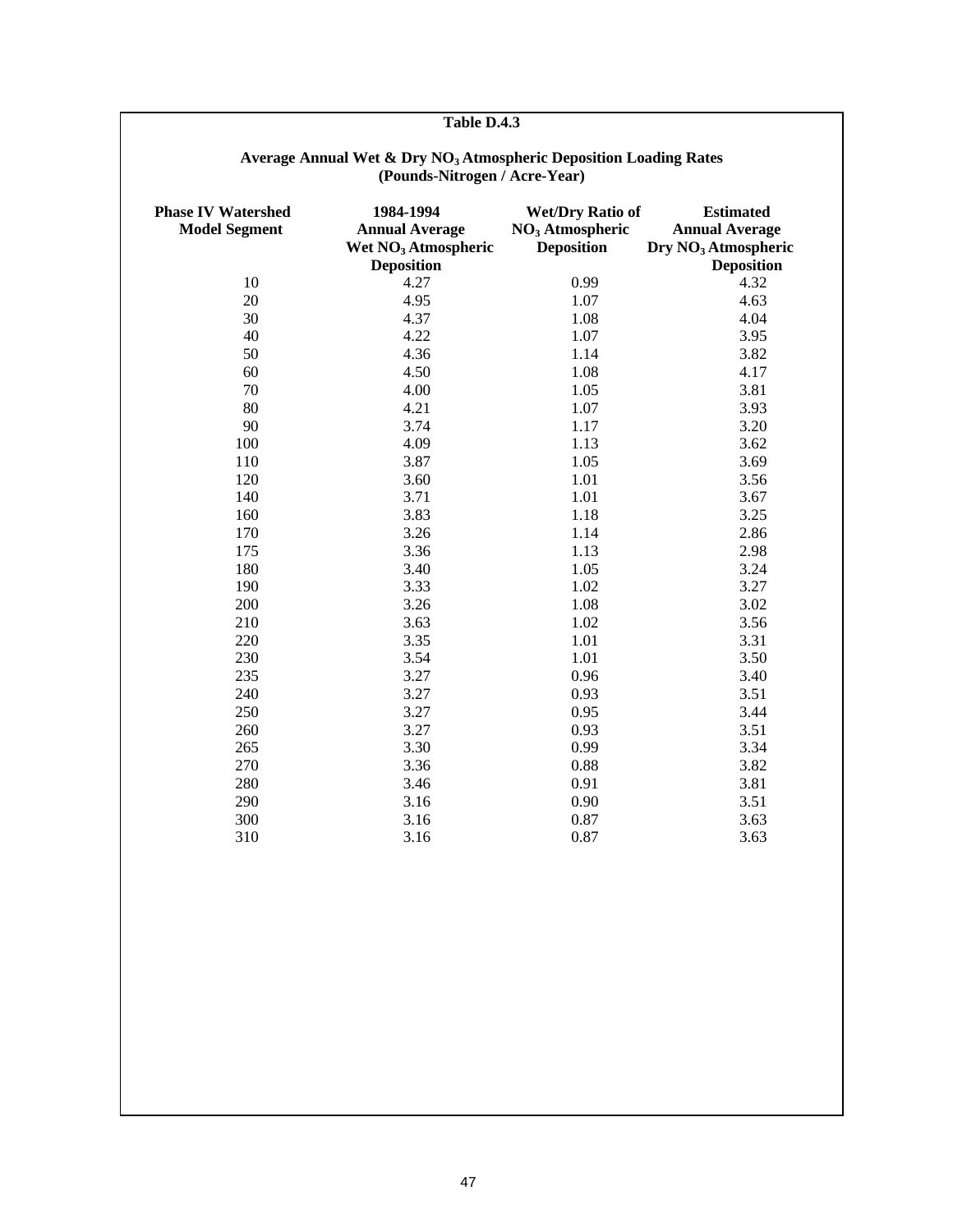**Table D.4.3**

**Average Annual Wet & Dry $NO_3$ Atmospheric Deposition Loading Rates (Pounds-Nitrogen / Acre-Year)**

| Phase IV Watershed Model Segment | 1984-1994 Annual Average Wet $NO_3$ Atmospheric Deposition | Wet/Dry Ratio of $NO_3$ Atmospheric Deposition | Estimated Annual Average Dry $NO_3$ Atmospheric Deposition |
|---|---|---|---|
| 10 | 4.27 | 0.99 | 4.32 |
| 20 | 4.95 | 1.07 | 4.63 |
| 30 | 4.37 | 1.08 | 4.04 |
| 40 | 4.22 | 1.07 | 3.95 |
| 50 | 4.36 | 1.14 | 3.82 |
| 60 | 4.50 | 1.08 | 4.17 |
| 70 | 4.00 | 1.05 | 3.81 |
| 80 | 4.21 | 1.07 | 3.93 |
| 90 | 3.74 | 1.17 | 3.20 |
| 100 | 4.09 | 1.13 | 3.62 |
| 110 | 3.87 | 1.05 | 3.69 |
| 120 | 3.60 | 1.01 | 3.56 |
| 140 | 3.71 | 1.01 | 3.67 |
| 160 | 3.83 | 1.18 | 3.25 |
| 170 | 3.26 | 1.14 | 2.86 |
| 175 | 3.36 | 1.13 | 2.98 |
| 180 | 3.40 | 1.05 | 3.24 |
| 190 | 3.33 | 1.02 | 3.27 |
| 200 | 3.26 | 1.08 | 3.02 |
| 210 | 3.63 | 1.02 | 3.56 |
| 220 | 3.35 | 1.01 | 3.31 |
| 230 | 3.54 | 1.01 | 3.50 |
| 235 | 3.27 | 0.96 | 3.40 |
| 240 | 3.27 | 0.93 | 3.51 |
| 250 | 3.27 | 0.95 | 3.44 |
| 260 | 3.27 | 0.93 | 3.51 |
| 265 | 3.30 | 0.99 | 3.34 |
| 270 | 3.36 | 0.88 | 3.82 |
| 280 | 3.46 | 0.91 | 3.81 |
| 290 | 3.16 | 0.90 | 3.51 |
| 300 | 3.16 | 0.87 | 3.63 |
| 310 | 3.16 | 0.87 | 3.63 |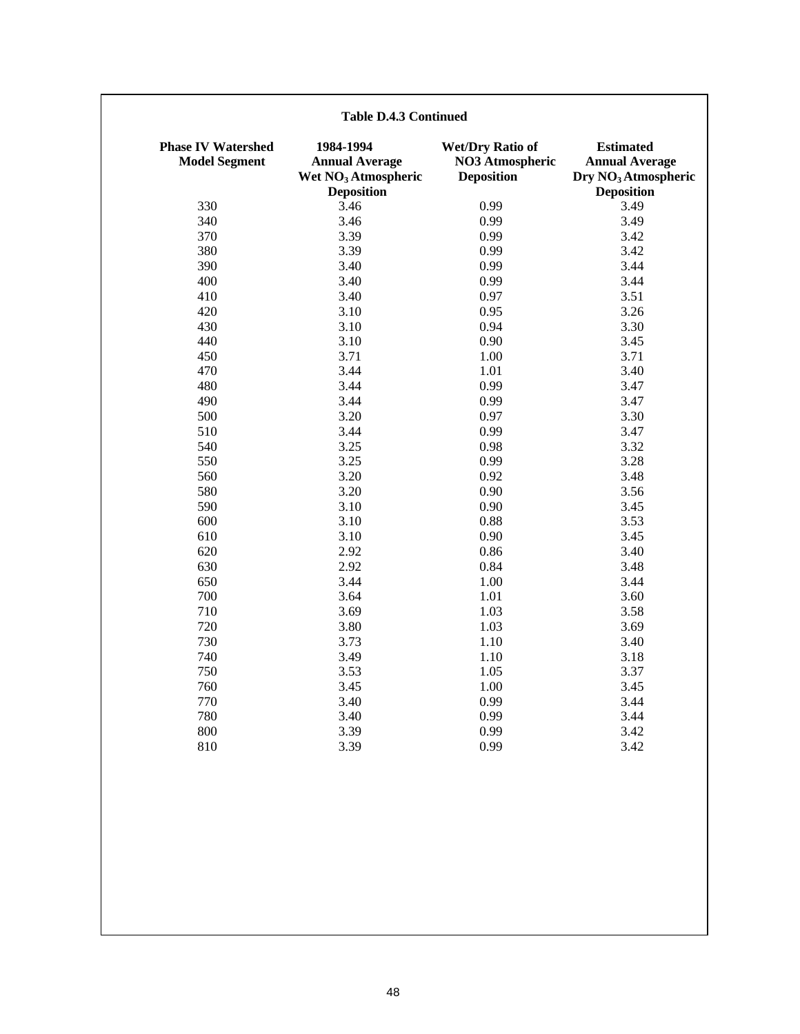**Table D.4.3 Continued**

| Phase IV Watershed Model Segment | 1984-1994 Annual Average Wet $NO_3$ Atmospheric Deposition | Wet/Dry Ratio of NO3 Atmospheric Deposition | Estimated Annual Average Dry $NO_3$ Atmospheric Deposition |
|---|---|---|---|
| 330 | 3.46 | 0.99 | 3.49 |
| 340 | 3.46 | 0.99 | 3.49 |
| 370 | 3.39 | 0.99 | 3.42 |
| 380 | 3.39 | 0.99 | 3.42 |
| 390 | 3.40 | 0.99 | 3.44 |
| 400 | 3.40 | 0.99 | 3.44 |
| 410 | 3.40 | 0.97 | 3.51 |
| 420 | 3.10 | 0.95 | 3.26 |
| 430 | 3.10 | 0.94 | 3.30 |
| 440 | 3.10 | 0.90 | 3.45 |
| 450 | 3.71 | 1.00 | 3.71 |
| 470 | 3.44 | 1.01 | 3.40 |
| 480 | 3.44 | 0.99 | 3.47 |
| 490 | 3.44 | 0.99 | 3.47 |
| 500 | 3.20 | 0.97 | 3.30 |
| 510 | 3.44 | 0.99 | 3.47 |
| 540 | 3.25 | 0.98 | 3.32 |
| 550 | 3.25 | 0.99 | 3.28 |
| 560 | 3.20 | 0.92 | 3.48 |
| 580 | 3.20 | 0.90 | 3.56 |
| 590 | 3.10 | 0.90 | 3.45 |
| 600 | 3.10 | 0.88 | 3.53 |
| 610 | 3.10 | 0.90 | 3.45 |
| 620 | 2.92 | 0.86 | 3.40 |
| 630 | 2.92 | 0.84 | 3.48 |
| 650 | 3.44 | 1.00 | 3.44 |
| 700 | 3.64 | 1.01 | 3.60 |
| 710 | 3.69 | 1.03 | 3.58 |
| 720 | 3.80 | 1.03 | 3.69 |
| 730 | 3.73 | 1.10 | 3.40 |
| 740 | 3.49 | 1.10 | 3.18 |
| 750 | 3.53 | 1.05 | 3.37 |
| 760 | 3.45 | 1.00 | 3.45 |
| 770 | 3.40 | 0.99 | 3.44 |
| 780 | 3.40 | 0.99 | 3.44 |
| 800 | 3.39 | 0.99 | 3.42 |
| 810 | 3.39 | 0.99 | 3.42 |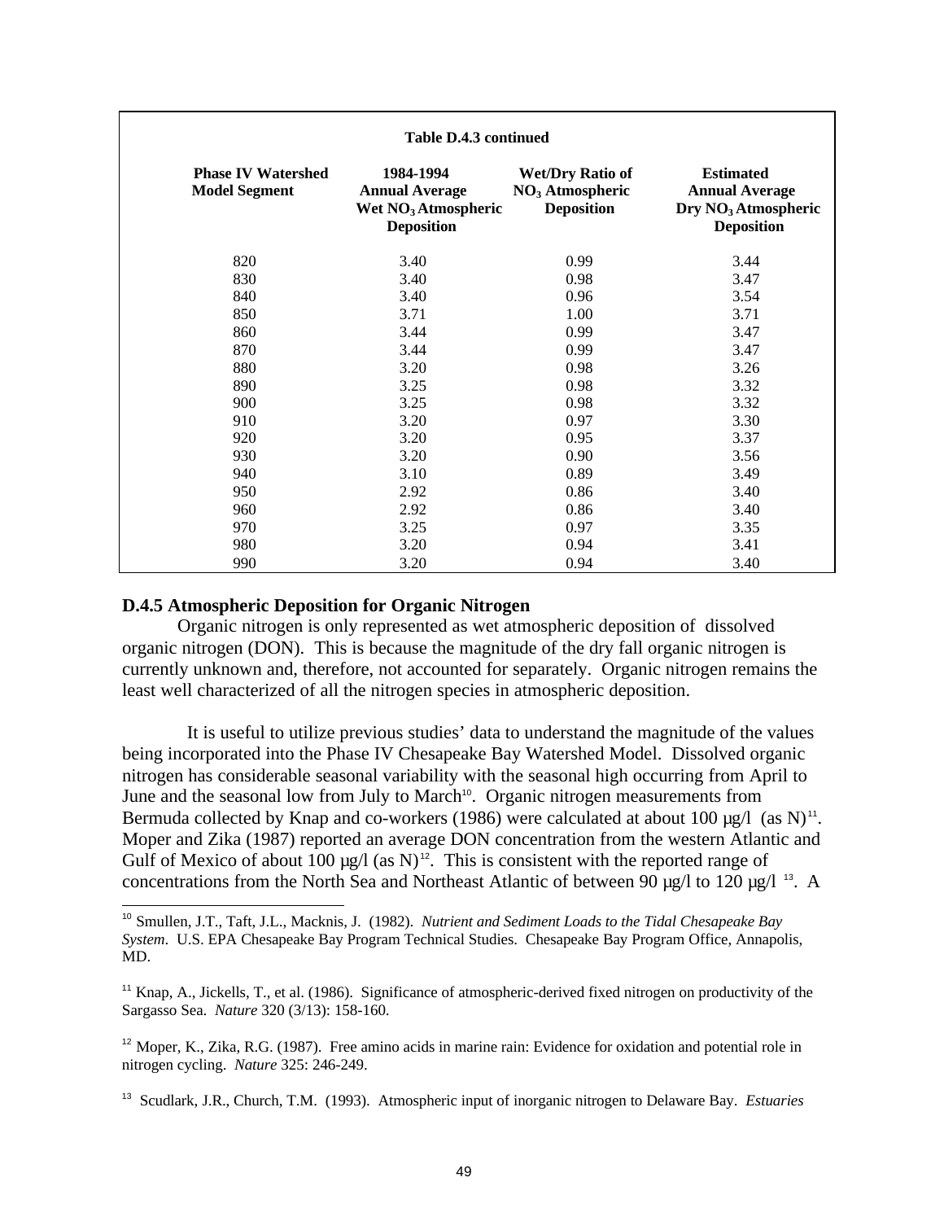**Table D.4.3 continued**

| Phase IV Watershed Model Segment | 1984-1994 Annual Average Wet $NO_3$ Atmospheric Deposition | Wet/Dry Ratio of $NO_3$ Atmospheric Deposition | Estimated Annual Average Dry $NO_3$ Atmospheric Deposition |
|---|---|---|---|
| 820 | 3.40 | 0.99 | 3.44 |
| 830 | 3.40 | 0.98 | 3.47 |
| 840 | 3.40 | 0.96 | 3.54 |
| 850 | 3.71 | 1.00 | 3.71 |
| 860 | 3.44 | 0.99 | 3.47 |
| 870 | 3.44 | 0.99 | 3.47 |
| 880 | 3.20 | 0.98 | 3.26 |
| 890 | 3.25 | 0.98 | 3.32 |
| 900 | 3.25 | 0.98 | 3.32 |
| 910 | 3.20 | 0.97 | 3.30 |
| 920 | 3.20 | 0.95 | 3.37 |
| 930 | 3.20 | 0.90 | 3.56 |
| 940 | 3.10 | 0.89 | 3.49 |
| 950 | 2.92 | 0.86 | 3.40 |
| 960 | 2.92 | 0.86 | 3.40 |
| 970 | 3.25 | 0.97 | 3.35 |
| 980 | 3.20 | 0.94 | 3.41 |
| 990 | 3.20 | 0.94 | 3.40 |

### D.4.5 Atmospheric Deposition for Organic Nitrogen

Organic nitrogen is only represented as wet atmospheric deposition of dissolved organic nitrogen (DON). This is because the magnitude of the dry fall organic nitrogen is currently unknown and, therefore, not accounted for separately. Organic nitrogen remains the least well characterized of all the nitrogen species in atmospheric deposition.

It is useful to utilize previous studies' data to understand the magnitude of the values being incorporated into the Phase IV Chesapeake Bay Watershed Model. Dissolved organic nitrogen has considerable seasonal variability with the seasonal high occurring from April to June and the seasonal low from July to March[10]. Organic nitrogen measurements from Bermuda collected by Knap and co-workers (1986) were calculated at about 100 µg/l (as N)[11]. Moper and Zika (1987) reported an average DON concentration from the western Atlantic and Gulf of Mexico of about 100 µg/l (as N)[12]. This is consistent with the reported range of concentrations from the North Sea and Northeast Atlantic of between 90 µg/l to 120 µg/l [13]. A

---

[10] Smullen, J.T., Taft, J.L., Macknis, J. (1982). *Nutrient and Sediment Loads to the Tidal Chesapeake Bay System*. U.S. EPA Chesapeake Bay Program Technical Studies. Chesapeake Bay Program Office, Annapolis, MD.

[11] Knap, A., Jickells, T., et al. (1986). Significance of atmospheric-derived fixed nitrogen on productivity of the Sargasso Sea. *Nature* 320 (3/13): 158-160.

[12] Moper, K., Zika, R.G. (1987). Free amino acids in marine rain: Evidence for oxidation and potential role in nitrogen cycling. *Nature* 325: 246-249.

[13] Scudlark, J.R., Church, T.M. (1993). Atmospheric input of inorganic nitrogen to Delaware Bay. *Estuaries*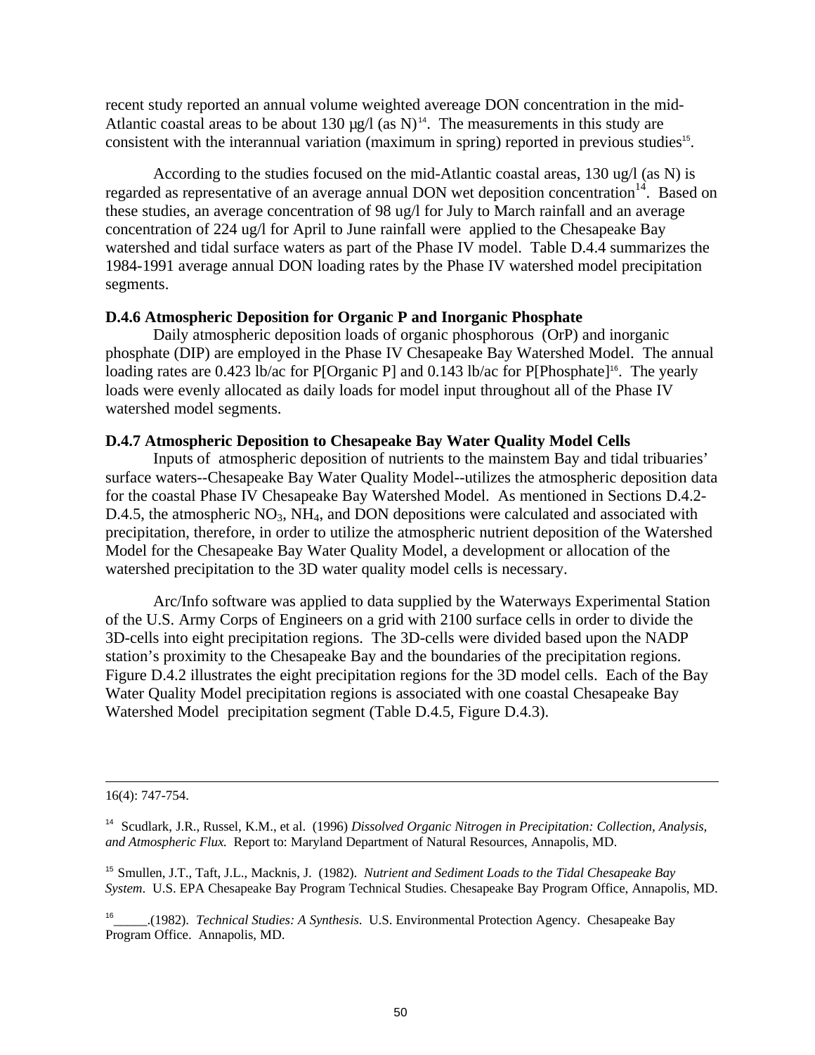recent study reported an annual volume weighted avereage DON concentration in the mid-Atlantic coastal areas to be about 130 µg/l (as N)[14]. The measurements in this study are consistent with the interannual variation (maximum in spring) reported in previous studies[15].

According to the studies focused on the mid-Atlantic coastal areas, 130 ug/l (as N) is regarded as representative of an average annual DON wet deposition concentration[14]. Based on these studies, an average concentration of 98 ug/l for July to March rainfall and an average concentration of 224 ug/l for April to June rainfall were applied to the Chesapeake Bay watershed and tidal surface waters as part of the Phase IV model. Table D.4.4 summarizes the 1984-1991 average annual DON loading rates by the Phase IV watershed model precipitation segments.

### D.4.6 Atmospheric Deposition for Organic P and Inorganic Phosphate

Daily atmospheric deposition loads of organic phosphorous (OrP) and inorganic phosphate (DIP) are employed in the Phase IV Chesapeake Bay Watershed Model. The annual loading rates are 0.423 lb/ac for P[Organic P] and 0.143 lb/ac for P[Phosphate][16]. The yearly loads were evenly allocated as daily loads for model input throughout all of the Phase IV watershed model segments.

### D.4.7 Atmospheric Deposition to Chesapeake Bay Water Quality Model Cells

Inputs of atmospheric deposition of nutrients to the mainstem Bay and tidal tribuaries' surface waters--Chesapeake Bay Water Quality Model--utilizes the atmospheric deposition data for the coastal Phase IV Chesapeake Bay Watershed Model. As mentioned in Sections D.4.2-D.4.5, the atmospheric $NO_3$, $NH_4$, and DON depositions were calculated and associated with precipitation, therefore, in order to utilize the atmospheric nutrient deposition of the Watershed Model for the Chesapeake Bay Water Quality Model, a development or allocation of the watershed precipitation to the 3D water quality model cells is necessary.

Arc/Info software was applied to data supplied by the Waterways Experimental Station of the U.S. Army Corps of Engineers on a grid with 2100 surface cells in order to divide the 3D-cells into eight precipitation regions. The 3D-cells were divided based upon the NADP station's proximity to the Chesapeake Bay and the boundaries of the precipitation regions. Figure D.4.2 illustrates the eight precipitation regions for the 3D model cells. Each of the Bay Water Quality Model precipitation regions is associated with one coastal Chesapeake Bay Watershed Model precipitation segment (Table D.4.5, Figure D.4.3).

---

16(4): 747-754.

[14] Scudlark, J.R., Russel, K.M., et al. (1996) *Dissolved Organic Nitrogen in Precipitation: Collection, Analysis, and Atmospheric Flux.* Report to: Maryland Department of Natural Resources, Annapolis, MD.

[15] Smullen, J.T., Taft, J.L., Macknis, J. (1982). *Nutrient and Sediment Loads to the Tidal Chesapeake Bay System*. U.S. EPA Chesapeake Bay Program Technical Studies. Chesapeake Bay Program Office, Annapolis, MD.

[16] _____.(1982). *Technical Studies: A Synthesis*. U.S. Environmental Protection Agency. Chesapeake Bay Program Office. Annapolis, MD.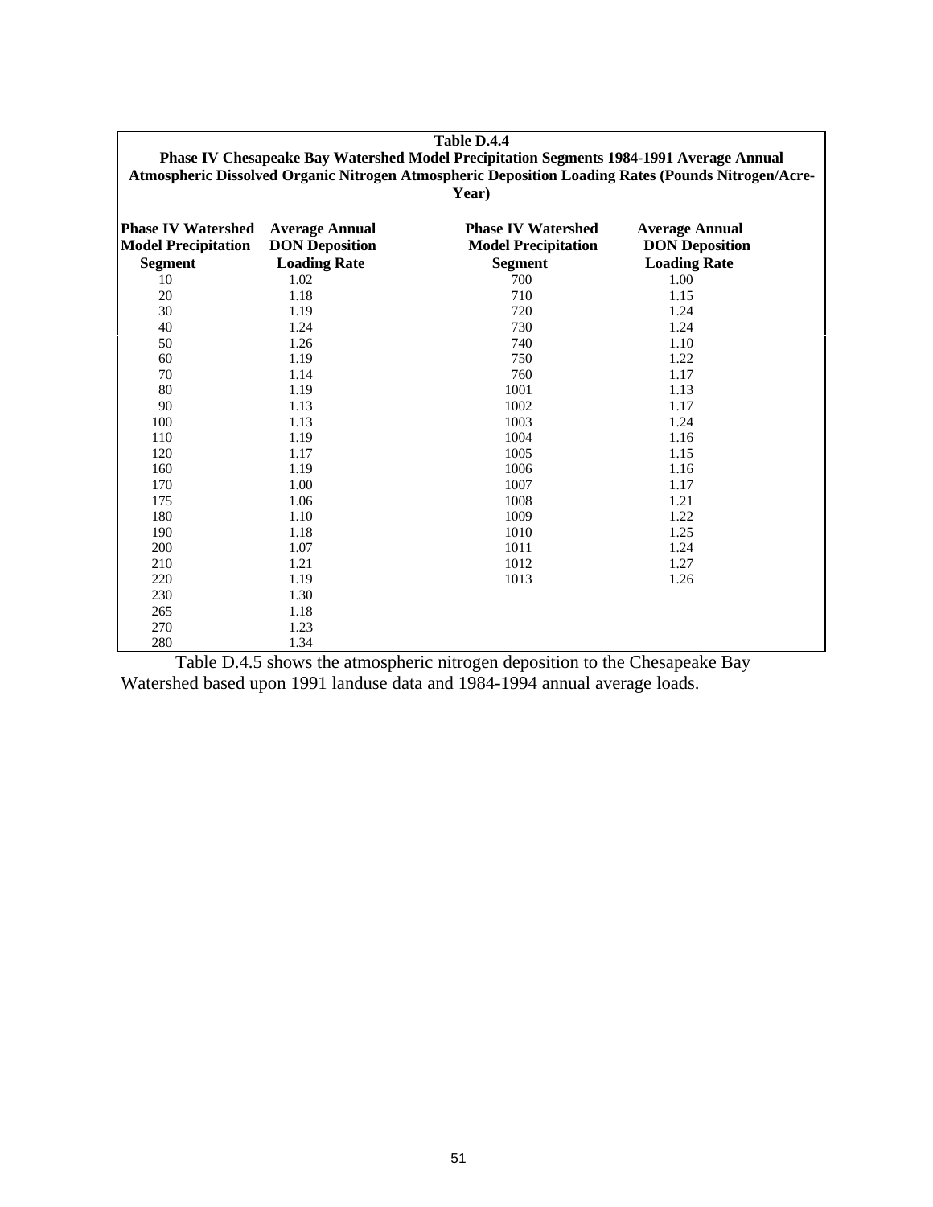**Table D.4.4**
**Phase IV Chesapeake Bay Watershed Model Precipitation Segments 1984-1991 Average Annual Atmospheric Dissolved Organic Nitrogen Atmospheric Deposition Loading Rates (Pounds Nitrogen/Acre-Year)**

| Phase IV Watershed Model Precipitation Segment | Average Annual DON Deposition Loading Rate | Phase IV Watershed Model Precipitation Segment | Average Annual DON Deposition Loading Rate |
|---|---|---|---|
| 10 | 1.02 | 700 | 1.00 |
| 20 | 1.18 | 710 | 1.15 |
| 30 | 1.19 | 720 | 1.24 |
| 40 | 1.24 | 730 | 1.24 |
| 50 | 1.26 | 740 | 1.10 |
| 60 | 1.19 | 750 | 1.22 |
| 70 | 1.14 | 760 | 1.17 |
| 80 | 1.19 | 1001 | 1.13 |
| 90 | 1.13 | 1002 | 1.17 |
| 100 | 1.13 | 1003 | 1.24 |
| 110 | 1.19 | 1004 | 1.16 |
| 120 | 1.17 | 1005 | 1.15 |
| 160 | 1.19 | 1006 | 1.16 |
| 170 | 1.00 | 1007 | 1.17 |
| 175 | 1.06 | 1008 | 1.21 |
| 180 | 1.10 | 1009 | 1.22 |
| 190 | 1.18 | 1010 | 1.25 |
| 200 | 1.07 | 1011 | 1.24 |
| 210 | 1.21 | 1012 | 1.27 |
| 220 | 1.19 | 1013 | 1.26 |
| 230 | 1.30 | | |
| 265 | 1.18 | | |
| 270 | 1.23 | | |
| 280 | 1.34 | | |

Table D.4.5 shows the atmospheric nitrogen deposition to the Chesapeake Bay Watershed based upon 1991 landuse data and 1984-1994 annual average loads.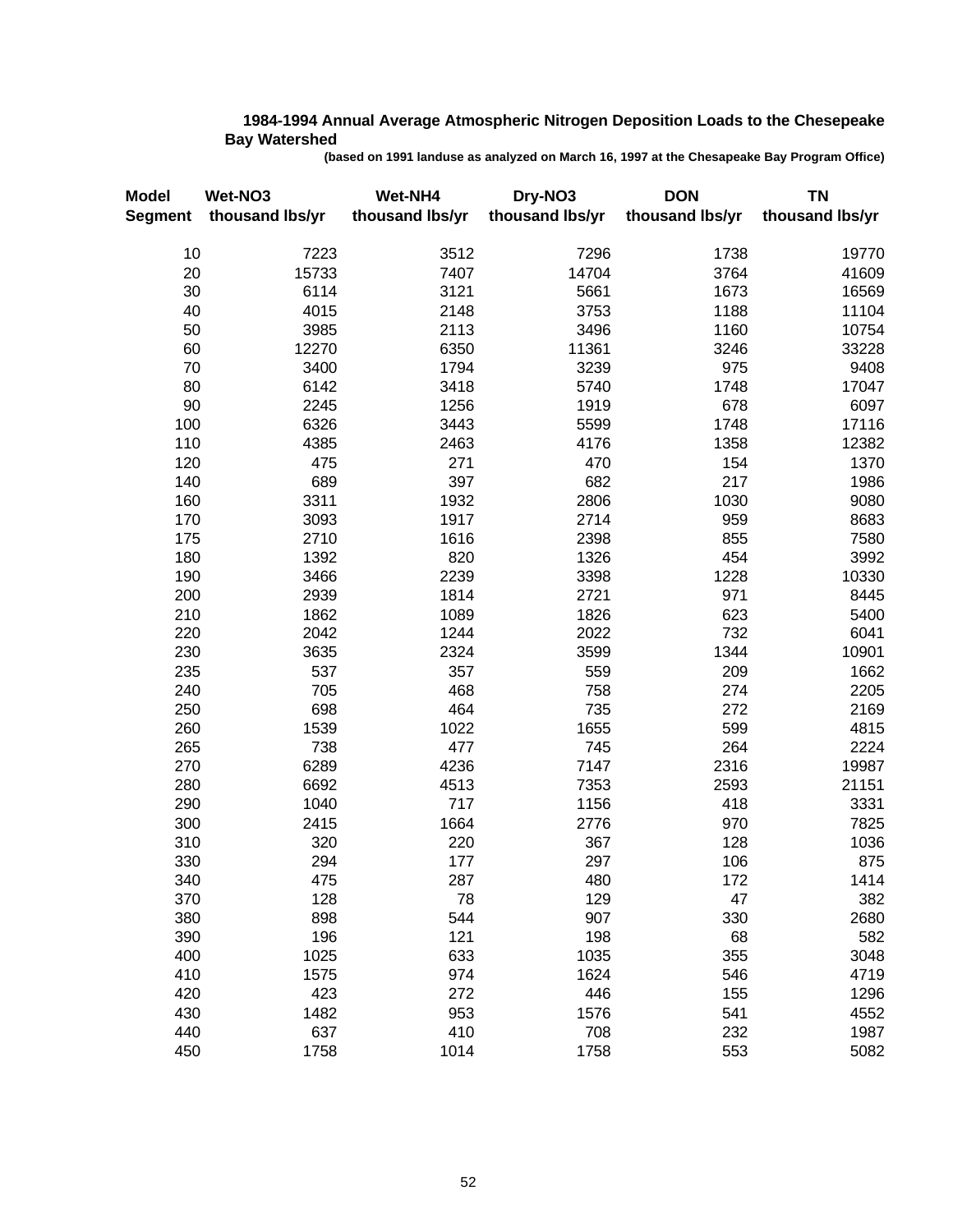**1984-1994 Annual Average Atmospheric Nitrogen Deposition Loads to the Chesepeake Bay Watershed**

**(based on 1991 landuse as analyzed on March 16, 1997 at the Chesapeake Bay Program Office)**

| Model Segment | Wet-NO3 thousand lbs/yr | Wet-NH4 thousand lbs/yr | Dry-NO3 thousand lbs/yr | DON thousand lbs/yr | TN thousand lbs/yr |
|---|---|---|---|---|---|
| 10 | 7223 | 3512 | 7296 | 1738 | 19770 |
| 20 | 15733 | 7407 | 14704 | 3764 | 41609 |
| 30 | 6114 | 3121 | 5661 | 1673 | 16569 |
| 40 | 4015 | 2148 | 3753 | 1188 | 11104 |
| 50 | 3985 | 2113 | 3496 | 1160 | 10754 |
| 60 | 12270 | 6350 | 11361 | 3246 | 33228 |
| 70 | 3400 | 1794 | 3239 | 975 | 9408 |
| 80 | 6142 | 3418 | 5740 | 1748 | 17047 |
| 90 | 2245 | 1256 | 1919 | 678 | 6097 |
| 100 | 6326 | 3443 | 5599 | 1748 | 17116 |
| 110 | 4385 | 2463 | 4176 | 1358 | 12382 |
| 120 | 475 | 271 | 470 | 154 | 1370 |
| 140 | 689 | 397 | 682 | 217 | 1986 |
| 160 | 3311 | 1932 | 2806 | 1030 | 9080 |
| 170 | 3093 | 1917 | 2714 | 959 | 8683 |
| 175 | 2710 | 1616 | 2398 | 855 | 7580 |
| 180 | 1392 | 820 | 1326 | 454 | 3992 |
| 190 | 3466 | 2239 | 3398 | 1228 | 10330 |
| 200 | 2939 | 1814 | 2721 | 971 | 8445 |
| 210 | 1862 | 1089 | 1826 | 623 | 5400 |
| 220 | 2042 | 1244 | 2022 | 732 | 6041 |
| 230 | 3635 | 2324 | 3599 | 1344 | 10901 |
| 235 | 537 | 357 | 559 | 209 | 1662 |
| 240 | 705 | 468 | 758 | 274 | 2205 |
| 250 | 698 | 464 | 735 | 272 | 2169 |
| 260 | 1539 | 1022 | 1655 | 599 | 4815 |
| 265 | 738 | 477 | 745 | 264 | 2224 |
| 270 | 6289 | 4236 | 7147 | 2316 | 19987 |
| 280 | 6692 | 4513 | 7353 | 2593 | 21151 |
| 290 | 1040 | 717 | 1156 | 418 | 3331 |
| 300 | 2415 | 1664 | 2776 | 970 | 7825 |
| 310 | 320 | 220 | 367 | 128 | 1036 |
| 330 | 294 | 177 | 297 | 106 | 875 |
| 340 | 475 | 287 | 480 | 172 | 1414 |
| 370 | 128 | 78 | 129 | 47 | 382 |
| 380 | 898 | 544 | 907 | 330 | 2680 |
| 390 | 196 | 121 | 198 | 68 | 582 |
| 400 | 1025 | 633 | 1035 | 355 | 3048 |
| 410 | 1575 | 974 | 1624 | 546 | 4719 |
| 420 | 423 | 272 | 446 | 155 | 1296 |
| 430 | 1482 | 953 | 1576 | 541 | 4552 |
| 440 | 637 | 410 | 708 | 232 | 1987 |
| 450 | 1758 | 1014 | 1758 | 553 | 5082 |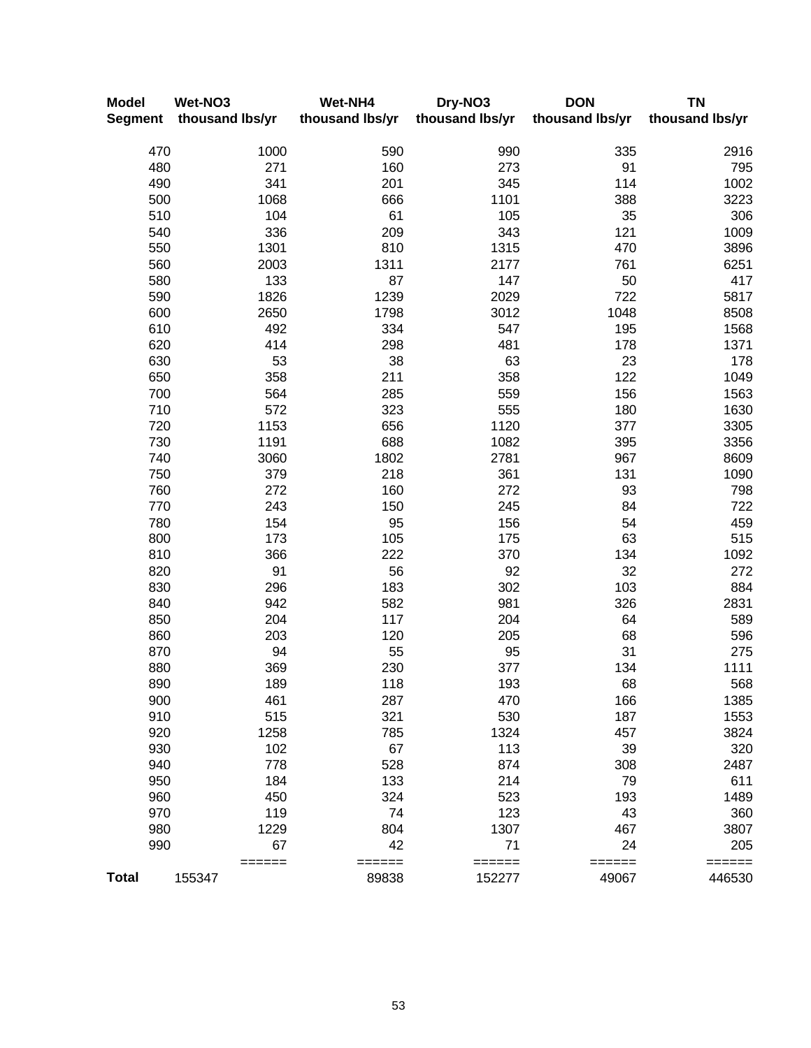| Model Segment | Wet-NO3 thousand lbs/yr | Wet-NH4 thousand lbs/yr | Dry-NO3 thousand lbs/yr | DON thousand lbs/yr | TN thousand lbs/yr |
|---|---|---|---|---|---|
| 470 | 1000 | 590 | 990 | 335 | 2916 |
| 480 | 271 | 160 | 273 | 91 | 795 |
| 490 | 341 | 201 | 345 | 114 | 1002 |
| 500 | 1068 | 666 | 1101 | 388 | 3223 |
| 510 | 104 | 61 | 105 | 35 | 306 |
| 540 | 336 | 209 | 343 | 121 | 1009 |
| 550 | 1301 | 810 | 1315 | 470 | 3896 |
| 560 | 2003 | 1311 | 2177 | 761 | 6251 |
| 580 | 133 | 87 | 147 | 50 | 417 |
| 590 | 1826 | 1239 | 2029 | 722 | 5817 |
| 600 | 2650 | 1798 | 3012 | 1048 | 8508 |
| 610 | 492 | 334 | 547 | 195 | 1568 |
| 620 | 414 | 298 | 481 | 178 | 1371 |
| 630 | 53 | 38 | 63 | 23 | 178 |
| 650 | 358 | 211 | 358 | 122 | 1049 |
| 700 | 564 | 285 | 559 | 156 | 1563 |
| 710 | 572 | 323 | 555 | 180 | 1630 |
| 720 | 1153 | 656 | 1120 | 377 | 3305 |
| 730 | 1191 | 688 | 1082 | 395 | 3356 |
| 740 | 3060 | 1802 | 2781 | 967 | 8609 |
| 750 | 379 | 218 | 361 | 131 | 1090 |
| 760 | 272 | 160 | 272 | 93 | 798 |
| 770 | 243 | 150 | 245 | 84 | 722 |
| 780 | 154 | 95 | 156 | 54 | 459 |
| 800 | 173 | 105 | 175 | 63 | 515 |
| 810 | 366 | 222 | 370 | 134 | 1092 |
| 820 | 91 | 56 | 92 | 32 | 272 |
| 830 | 296 | 183 | 302 | 103 | 884 |
| 840 | 942 | 582 | 981 | 326 | 2831 |
| 850 | 204 | 117 | 204 | 64 | 589 |
| 860 | 203 | 120 | 205 | 68 | 596 |
| 870 | 94 | 55 | 95 | 31 | 275 |
| 880 | 369 | 230 | 377 | 134 | 1111 |
| 890 | 189 | 118 | 193 | 68 | 568 |
| 900 | 461 | 287 | 470 | 166 | 1385 |
| 910 | 515 | 321 | 530 | 187 | 1553 |
| 920 | 1258 | 785 | 1324 | 457 | 3824 |
| 930 | 102 | 67 | 113 | 39 | 320 |
| 940 | 778 | 528 | 874 | 308 | 2487 |
| 950 | 184 | 133 | 214 | 79 | 611 |
| 960 | 450 | 324 | 523 | 193 | 1489 |
| 970 | 119 | 74 | 123 | 43 | 360 |
| 980 | 1229 | 804 | 1307 | 467 | 3807 |
| 990 | 67 | 42 | 71 | 24 | 205 |
| | ====== | ====== | ====== | ====== | ====== |
| **Total** | 155347 | 89838 | 152277 | 49067 | 446530 |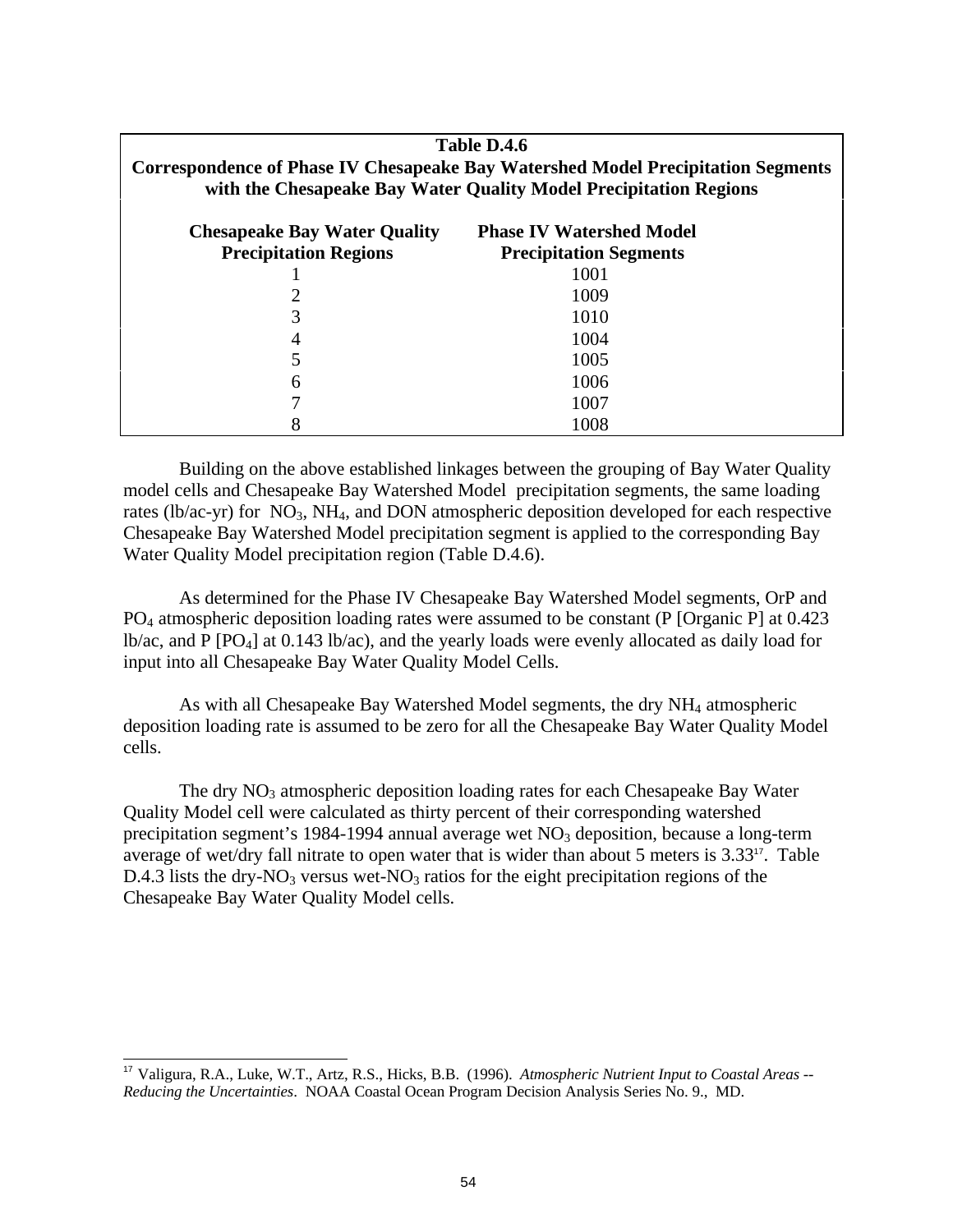**Table D.4.6**
**Correspondence of Phase IV Chesapeake Bay Watershed Model Precipitation Segments with the Chesapeake Bay Water Quality Model Precipitation Regions**

| Chesapeake Bay Water Quality Precipitation Regions | Phase IV Watershed Model Precipitation Segments |
|---|---|
| 1 | 1001 |
| 2 | 1009 |
| 3 | 1010 |
| 4 | 1004 |
| 5 | 1005 |
| 6 | 1006 |
| 7 | 1007 |
| 8 | 1008 |

Building on the above established linkages between the grouping of Bay Water Quality model cells and Chesapeake Bay Watershed Model precipitation segments, the same loading rates (lb/ac-yr) for $NO_3$, $NH_4$, and DON atmospheric deposition developed for each respective Chesapeake Bay Watershed Model precipitation segment is applied to the corresponding Bay Water Quality Model precipitation region (Table D.4.6).

As determined for the Phase IV Chesapeake Bay Watershed Model segments, OrP and $PO_4$ atmospheric deposition loading rates were assumed to be constant (P [Organic P] at 0.423 lb/ac, and P [$PO_4$] at 0.143 lb/ac), and the yearly loads were evenly allocated as daily load for input into all Chesapeake Bay Water Quality Model Cells.

As with all Chesapeake Bay Watershed Model segments, the dry $NH_4$ atmospheric deposition loading rate is assumed to be zero for all the Chesapeake Bay Water Quality Model cells.

The dry $NO_3$ atmospheric deposition loading rates for each Chesapeake Bay Water Quality Model cell were calculated as thirty percent of their corresponding watershed precipitation segment's 1984-1994 annual average wet $NO_3$ deposition, because a long-term average of wet/dry fall nitrate to open water that is wider than about 5 meters is 3.33[17]. Table D.4.3 lists the dry-$NO_3$ versus wet-$NO_3$ ratios for the eight precipitation regions of the Chesapeake Bay Water Quality Model cells.

---

[17] Valigura, R.A., Luke, W.T., Artz, R.S., Hicks, B.B. (1996). *Atmospheric Nutrient Input to Coastal Areas -- Reducing the Uncertainties*. NOAA Coastal Ocean Program Decision Analysis Series No. 9., MD.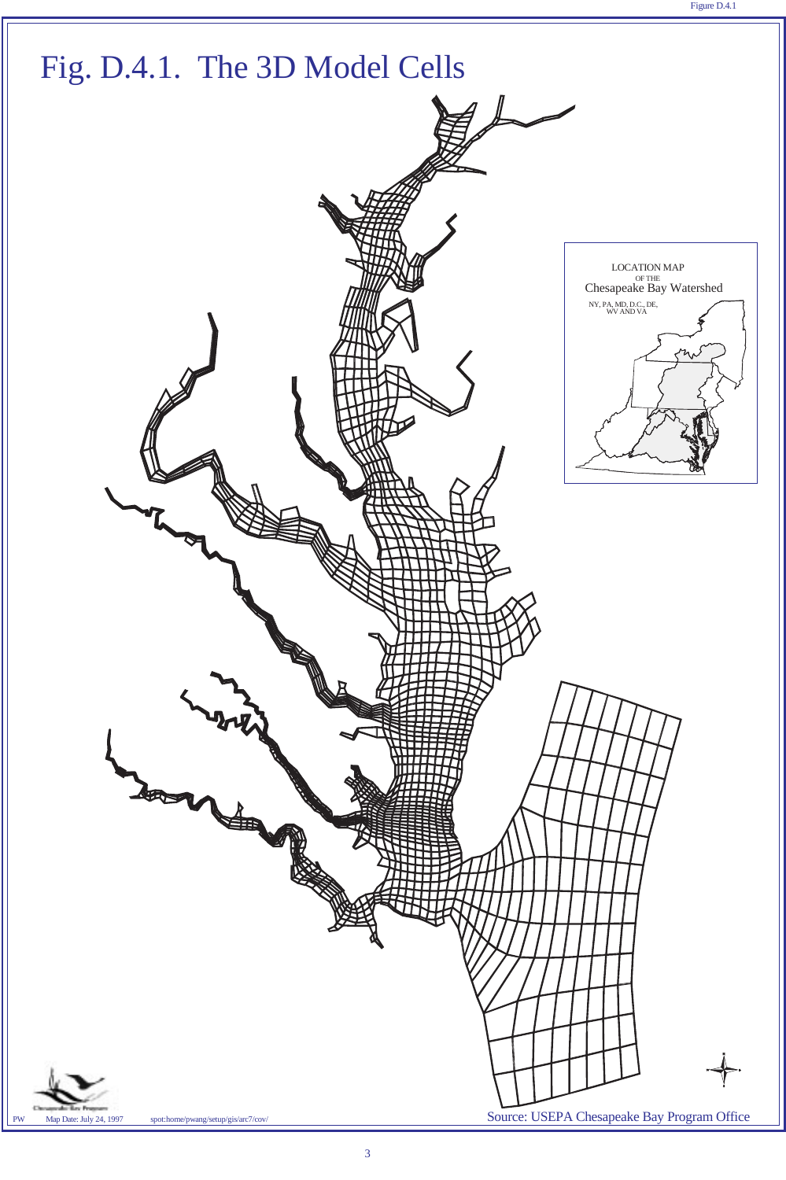# Fig. D.4.1. The 3D Model Cells

LOCATION MAP
OF THE
Chesapeake Bay Watershed
NY, PA, MD, D.C., DE,
WV AND VA

PW Map Date: July 24, 1997 spot:home/pwang/setup/gis/arc7/cov/

Source: USEPA Chesapeake Bay Program Office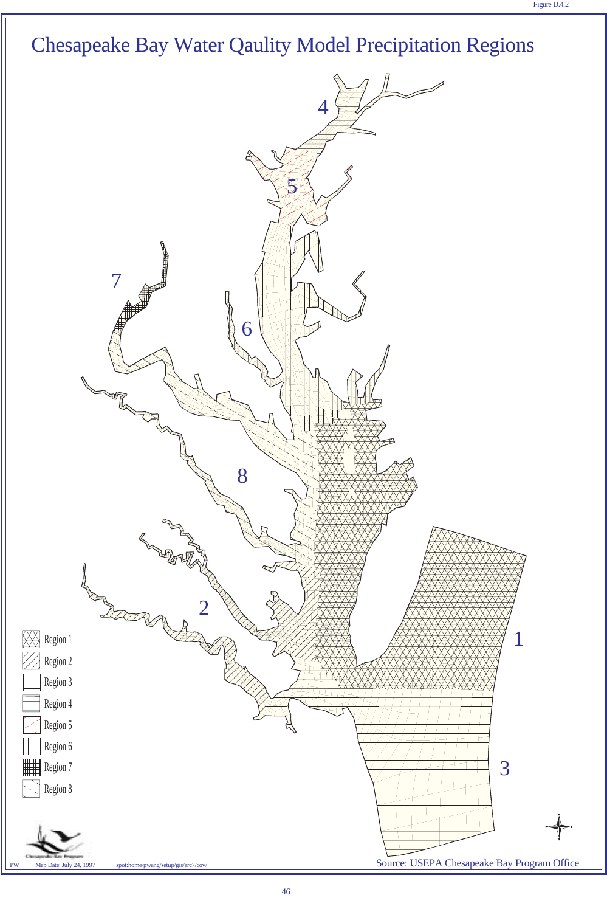Figure D.4.2

# Chesapeake Bay Water Qaulity Model Precipitation Regions

4

5

7

6

8

2

1

3

Region 1

Region 2

Region 3

Region 4

Region 5

Region 6

Region 7

Region 8

PW Map Date: July 24, 1997 spot:home/pwang/setup/gis/arc7/cov/

Source: USEPA Chesapeake Bay Program Office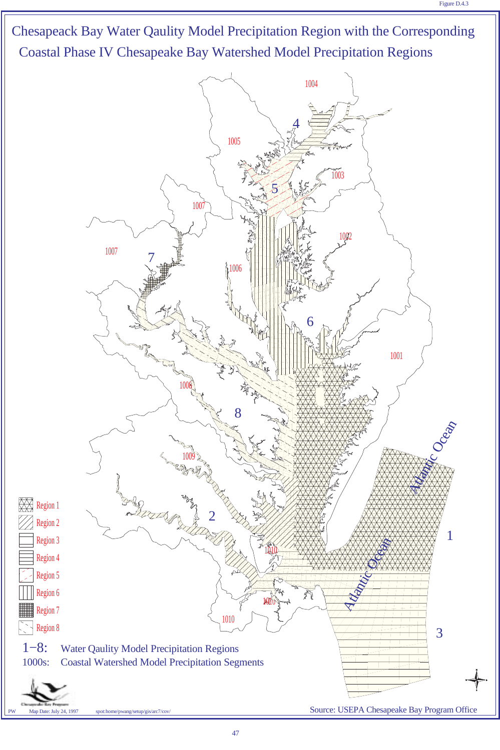Figure D.4.3

# Chesapeack Bay Water Qaulity Model Precipitation Region with the Corresponding Coastal Phase IV Chesapeake Bay Watershed Model Precipitation Regions

1004
4
1005
1003
5
1007
1002
1007
7
1006
6
1001
1008
8
Atlantic Ocean
1009
2
1
1010
Atlantic Ocean
1010
1010
3

Region 1
Region 2
Region 3
Region 4
Region 5
Region 6
Region 7
Region 8

1−8: Water Qaulity Model Precipitation Regions
1000s: Coastal Watershed Model Precipitation Segments

PW Map Date: July 24, 1997 spot:home/pwang/setup/gis/arc7/cov/

Source: USEPA Chesapeake Bay Program Office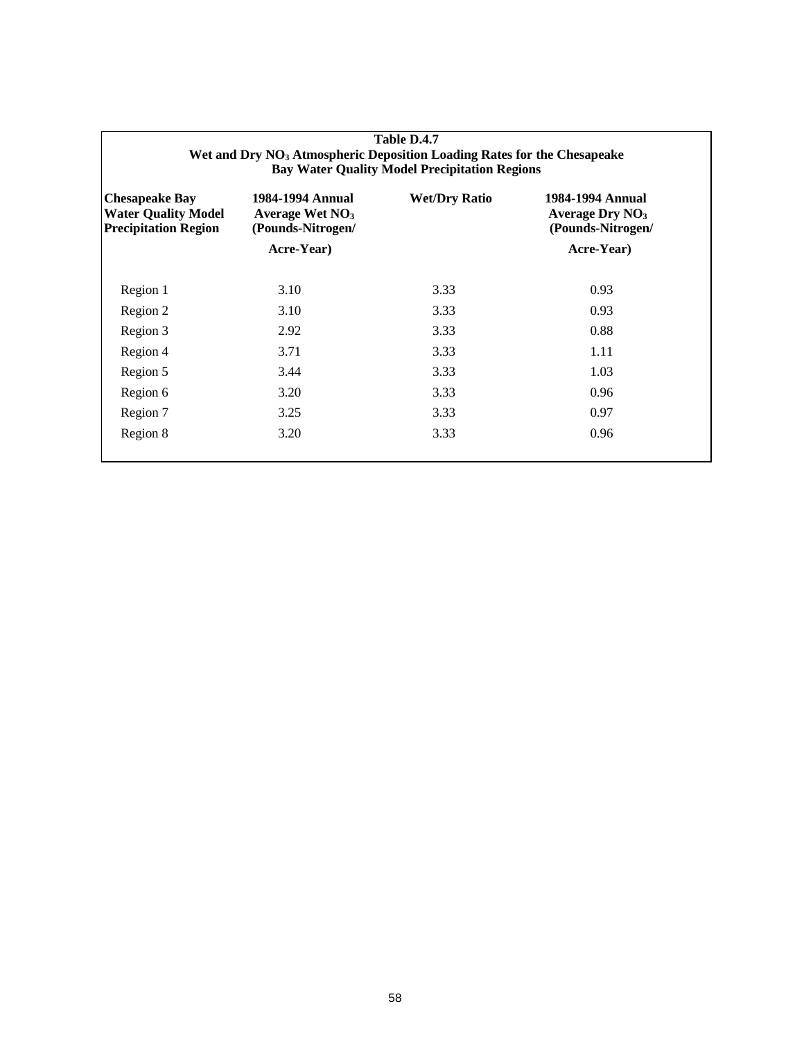**Table D.4.7**
**Wet and Dry $NO_3$ Atmospheric Deposition Loading Rates for the Chesapeake Bay Water Quality Model Precipitation Regions**

| Chesapeake Bay Water Quality Model Precipitation Region | 1984-1994 Annual Average Wet $NO_3$ (Pounds-Nitrogen/ Acre-Year) | Wet/Dry Ratio | 1984-1994 Annual Average Dry $NO_3$ (Pounds-Nitrogen/ Acre-Year) |
|---|---|---|---|
| Region 1 | 3.10 | 3.33 | 0.93 |
| Region 2 | 3.10 | 3.33 | 0.93 |
| Region 3 | 2.92 | 3.33 | 0.88 |
| Region 4 | 3.71 | 3.33 | 1.11 |
| Region 5 | 3.44 | 3.33 | 1.03 |
| Region 6 | 3.20 | 3.33 | 0.96 |
| Region 7 | 3.25 | 3.33 | 0.97 |
| Region 8 | 3.20 | 3.33 | 0.96 |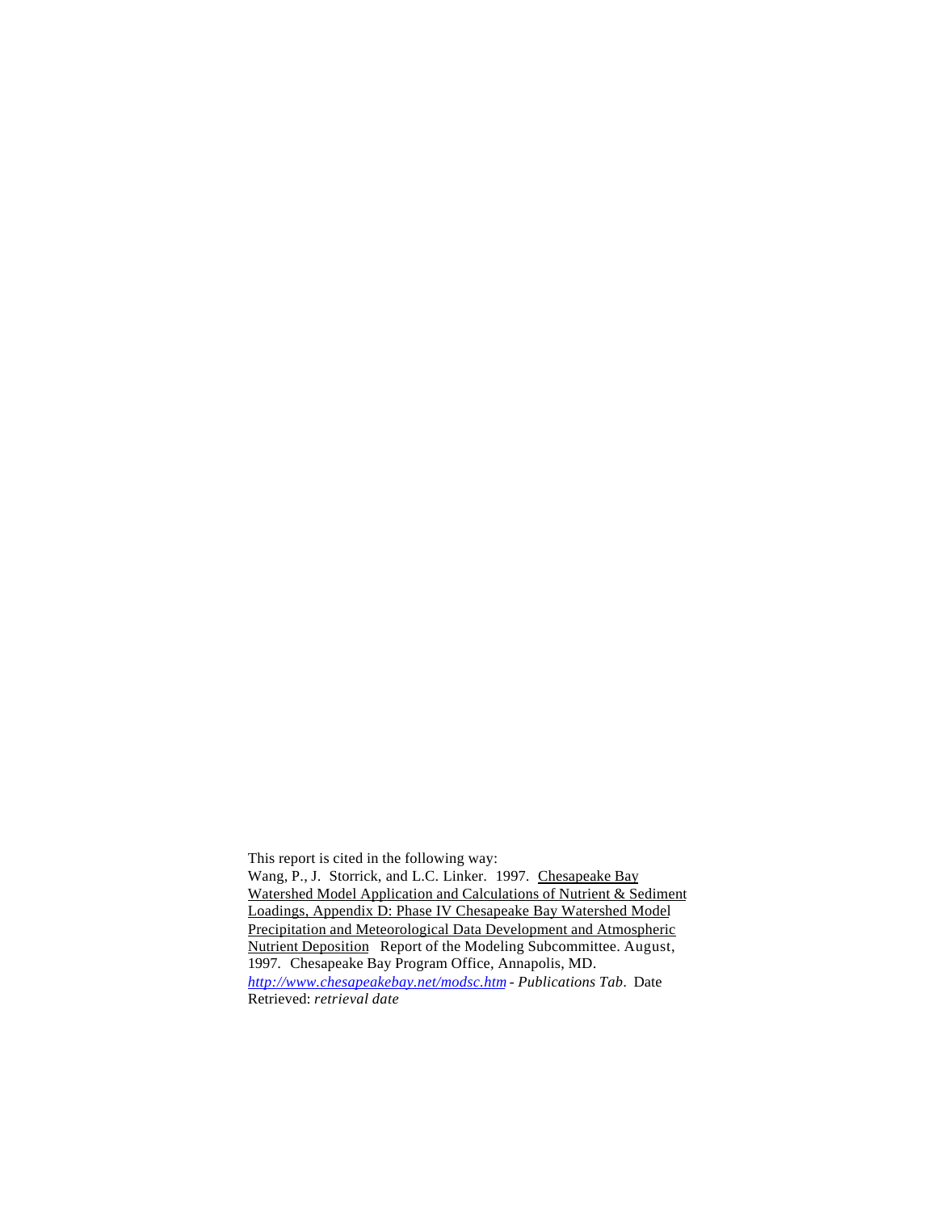This report is cited in the following way:
Wang, P., J. Storrick, and L.C. Linker. 1997. Chesapeake Bay Watershed Model Application and Calculations of Nutrient & Sediment Loadings, Appendix D: Phase IV Chesapeake Bay Watershed Model Precipitation and Meteorological Data Development and Atmospheric Nutrient Deposition Report of the Modeling Subcommittee. August, 1997. Chesapeake Bay Program Office, Annapolis, MD. *http://www.chesapeakebay.net/modsc.htm - Publications Tab*. Date Retrieved: *retrieval date*